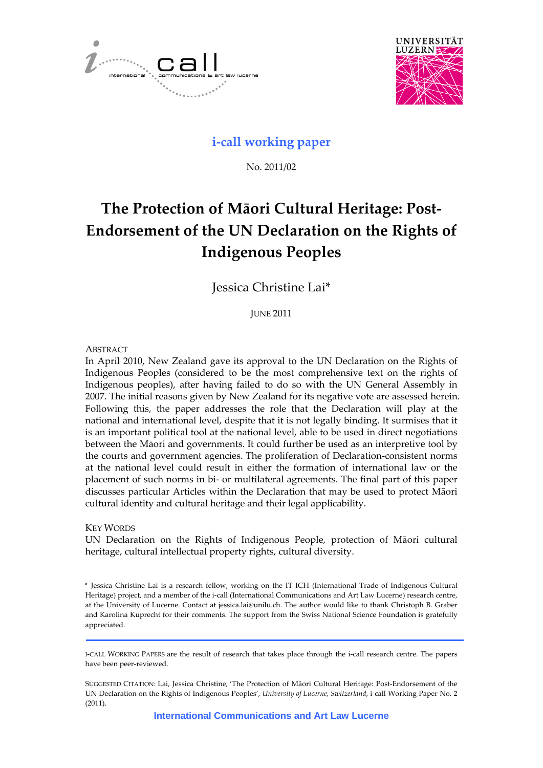i-call working paper

No. 2011/02

# The Protection of Māori Cultural Heritage: Post-Endorsement of the UN Declaration on the Rights of Indigenous Peoples

Jessica Christine Lai*

JUNE 2011

ABSTRACT

In April 2010, New Zealand gave its approval to the UN Declaration on the Rights of Indigenous Peoples (considered to be the most comprehensive text on the rights of Indigenous peoples), after having failed to do so with the UN General Assembly in 2007. The initial reasons given by New Zealand for its negative vote are assessed herein. Following this, the paper addresses the role that the Declaration will play at the national and international level, despite that it is not legally binding. It surmises that it is an important political tool at the national level, able to be used in direct negotiations between the Māori and governments. It could further be used as an interpretive tool by the courts and government agencies. The proliferation of Declaration-consistent norms at the national level could result in either the formation of international law or the placement of such norms in bi- or multilateral agreements. The final part of this paper discusses particular Articles within the Declaration that may be used to protect Māori cultural identity and cultural heritage and their legal applicability.

KEY WORDS

UN Declaration on the Rights of Indigenous People, protection of Māori cultural heritage, cultural intellectual property rights, cultural diversity.

\* Jessica Christine Lai is a research fellow, working on the IT ICH (International Trade of Indigenous Cultural Heritage) project, and a member of the i-call (International Communications and Art Law Lucerne) research centre, at the University of Lucerne. Contact at jessica.lai@unilu.ch. The author would like to thank Christoph B. Graber and Karolina Kuprecht for their comments. The support from the Swiss National Science Foundation is gratefully appreciated.

I-CALL WORKING PAPERS are the result of research that takes place through the i-call research centre. The papers have been peer-reviewed.

SUGGESTED CITATION: Lai, Jessica Christine, 'The Protection of Māori Cultural Heritage: Post-Endorsement of the UN Declaration on the Rights of Indigenous Peoples', *University of Lucerne, Switzerland*, i-call Working Paper No. 2 (2011).

International Communications and Art Law Lucerne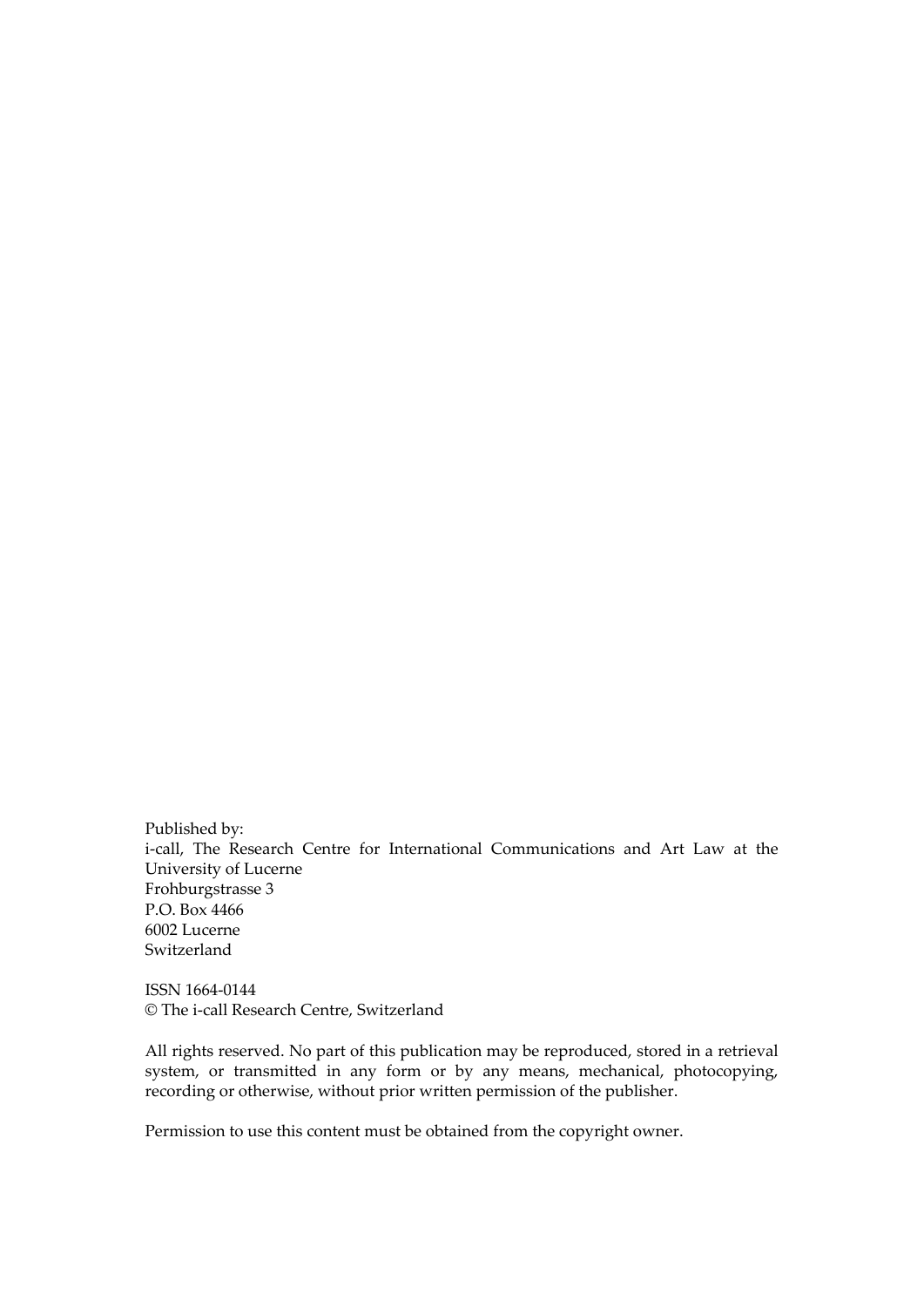Published by:
i-call, The Research Centre for International Communications and Art Law at the University of Lucerne
Frohburgstrasse 3
P.O. Box 4466
6002 Lucerne
Switzerland

ISSN 1664-0144
© The i-call Research Centre, Switzerland

All rights reserved. No part of this publication may be reproduced, stored in a retrieval system, or transmitted in any form or by any means, mechanical, photocopying, recording or otherwise, without prior written permission of the publisher.

Permission to use this content must be obtained from the copyright owner.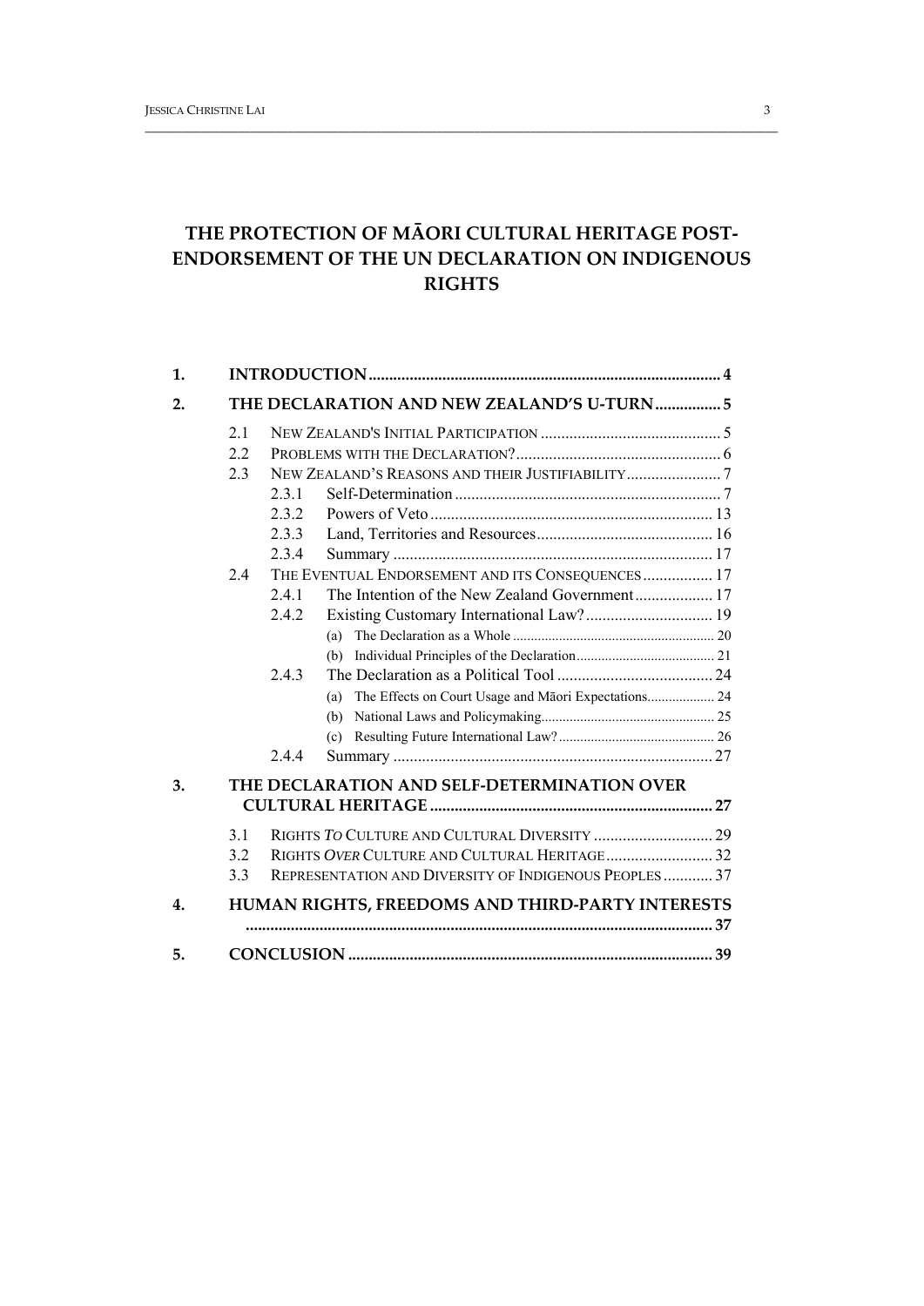# THE PROTECTION OF MĀORI CULTURAL HERITAGE POST-ENDORSEMENT OF THE UN DECLARATION ON INDIGENOUS RIGHTS

**1. INTRODUCTION** .......... 4

**2. THE DECLARATION AND NEW ZEALAND'S U-TURN** .......... 5

- 2.1 NEW ZEALAND'S INITIAL PARTICIPATION .......... 5
- 2.2 PROBLEMS WITH THE DECLARATION? .......... 6
- 2.3 NEW ZEALAND'S REASONS AND THEIR JUSTIFIABILITY .......... 7
  - 2.3.1 Self-Determination .......... 7
  - 2.3.2 Powers of Veto .......... 13
  - 2.3.3 Land, Territories and Resources .......... 16
  - 2.3.4 Summary .......... 17
- 2.4 THE EVENTUAL ENDORSEMENT AND ITS CONSEQUENCES .......... 17
  - 2.4.1 The Intention of the New Zealand Government .......... 17
  - 2.4.2 Existing Customary International Law? .......... 19
    - (a) The Declaration as a Whole .......... 20
    - (b) Individual Principles of the Declaration .......... 21
  - 2.4.3 The Declaration as a Political Tool .......... 24
    - (a) The Effects on Court Usage and Māori Expectations .......... 24
    - (b) National Laws and Policymaking .......... 25
    - (c) Resulting Future International Law? .......... 26
  - 2.4.4 Summary .......... 27

**3. THE DECLARATION AND SELF-DETERMINATION OVER CULTURAL HERITAGE** .......... 27

- 3.1 RIGHTS *TO* CULTURE AND CULTURAL DIVERSITY .......... 29
- 3.2 RIGHTS *OVER* CULTURE AND CULTURAL HERITAGE .......... 32
- 3.3 REPRESENTATION AND DIVERSITY OF INDIGENOUS PEOPLES .......... 37

**4. HUMAN RIGHTS, FREEDOMS AND THIRD-PARTY INTERESTS** .......... 37

**5. CONCLUSION** .......... 39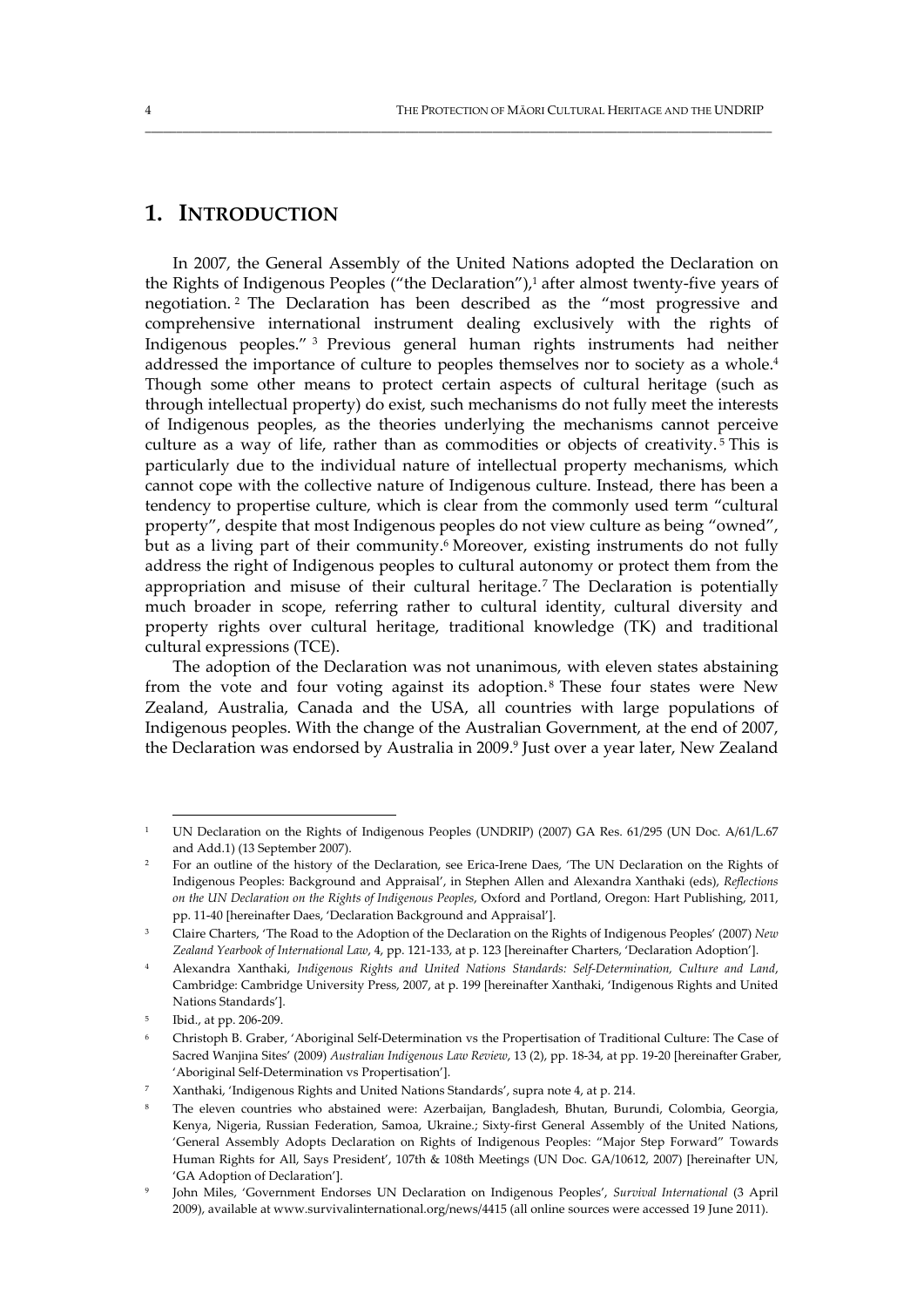# 1. INTRODUCTION

In 2007, the General Assembly of the United Nations adopted the Declaration on the Rights of Indigenous Peoples ("the Declaration"),[1] after almost twenty-five years of negotiation.[2] The Declaration has been described as the "most progressive and comprehensive international instrument dealing exclusively with the rights of Indigenous peoples."[3] Previous general human rights instruments had neither addressed the importance of culture to peoples themselves nor to society as a whole.[4] Though some other means to protect certain aspects of cultural heritage (such as through intellectual property) do exist, such mechanisms do not fully meet the interests of Indigenous peoples, as the theories underlying the mechanisms cannot perceive culture as a way of life, rather than as commodities or objects of creativity.[5] This is particularly due to the individual nature of intellectual property mechanisms, which cannot cope with the collective nature of Indigenous culture. Instead, there has been a tendency to propertise culture, which is clear from the commonly used term "cultural property", despite that most Indigenous peoples do not view culture as being "owned", but as a living part of their community.[6] Moreover, existing instruments do not fully address the right of Indigenous peoples to cultural autonomy or protect them from the appropriation and misuse of their cultural heritage.[7] The Declaration is potentially much broader in scope, referring rather to cultural identity, cultural diversity and property rights over cultural heritage, traditional knowledge (TK) and traditional cultural expressions (TCE).

The adoption of the Declaration was not unanimous, with eleven states abstaining from the vote and four voting against its adoption.[8] These four states were New Zealand, Australia, Canada and the USA, all countries with large populations of Indigenous peoples. With the change of the Australian Government, at the end of 2007, the Declaration was endorsed by Australia in 2009.[9] Just over a year later, New Zealand

---

[1] UN Declaration on the Rights of Indigenous Peoples (UNDRIP) (2007) GA Res. 61/295 (UN Doc. A/61/L.67 and Add.1) (13 September 2007).

[2] For an outline of the history of the Declaration, see Erica-Irene Daes, 'The UN Declaration on the Rights of Indigenous Peoples: Background and Appraisal', in Stephen Allen and Alexandra Xanthaki (eds), *Reflections on the UN Declaration on the Rights of Indigenous Peoples*, Oxford and Portland, Oregon: Hart Publishing, 2011, pp. 11-40 [hereinafter Daes, 'Declaration Background and Appraisal'].

[3] Claire Charters, 'The Road to the Adoption of the Declaration on the Rights of Indigenous Peoples' (2007) *New Zealand Yearbook of International Law*, 4, pp. 121-133, at p. 123 [hereinafter Charters, 'Declaration Adoption'].

[4] Alexandra Xanthaki, *Indigenous Rights and United Nations Standards: Self-Determination, Culture and Land*, Cambridge: Cambridge University Press, 2007, at p. 199 [hereinafter Xanthaki, 'Indigenous Rights and United Nations Standards'].

[5] Ibid., at pp. 206-209.

[6] Christoph B. Graber, 'Aboriginal Self-Determination vs the Propertisation of Traditional Culture: The Case of Sacred Wanjina Sites' (2009) *Australian Indigenous Law Review*, 13 (2), pp. 18-34, at pp. 19-20 [hereinafter Graber, 'Aboriginal Self-Determination vs Propertisation'].

[7] Xanthaki, 'Indigenous Rights and United Nations Standards', supra note 4, at p. 214.

[8] The eleven countries who abstained were: Azerbaijan, Bangladesh, Bhutan, Burundi, Colombia, Georgia, Kenya, Nigeria, Russian Federation, Samoa, Ukraine.; Sixty-first General Assembly of the United Nations, 'General Assembly Adopts Declaration on Rights of Indigenous Peoples: "Major Step Forward" Towards Human Rights for All, Says President', 107th & 108th Meetings (UN Doc. GA/10612, 2007) [hereinafter UN, 'GA Adoption of Declaration'].

[9] John Miles, 'Government Endorses UN Declaration on Indigenous Peoples', *Survival International* (3 April 2009), available at www.survivalinternational.org/news/4415 (all online sources were accessed 19 June 2011).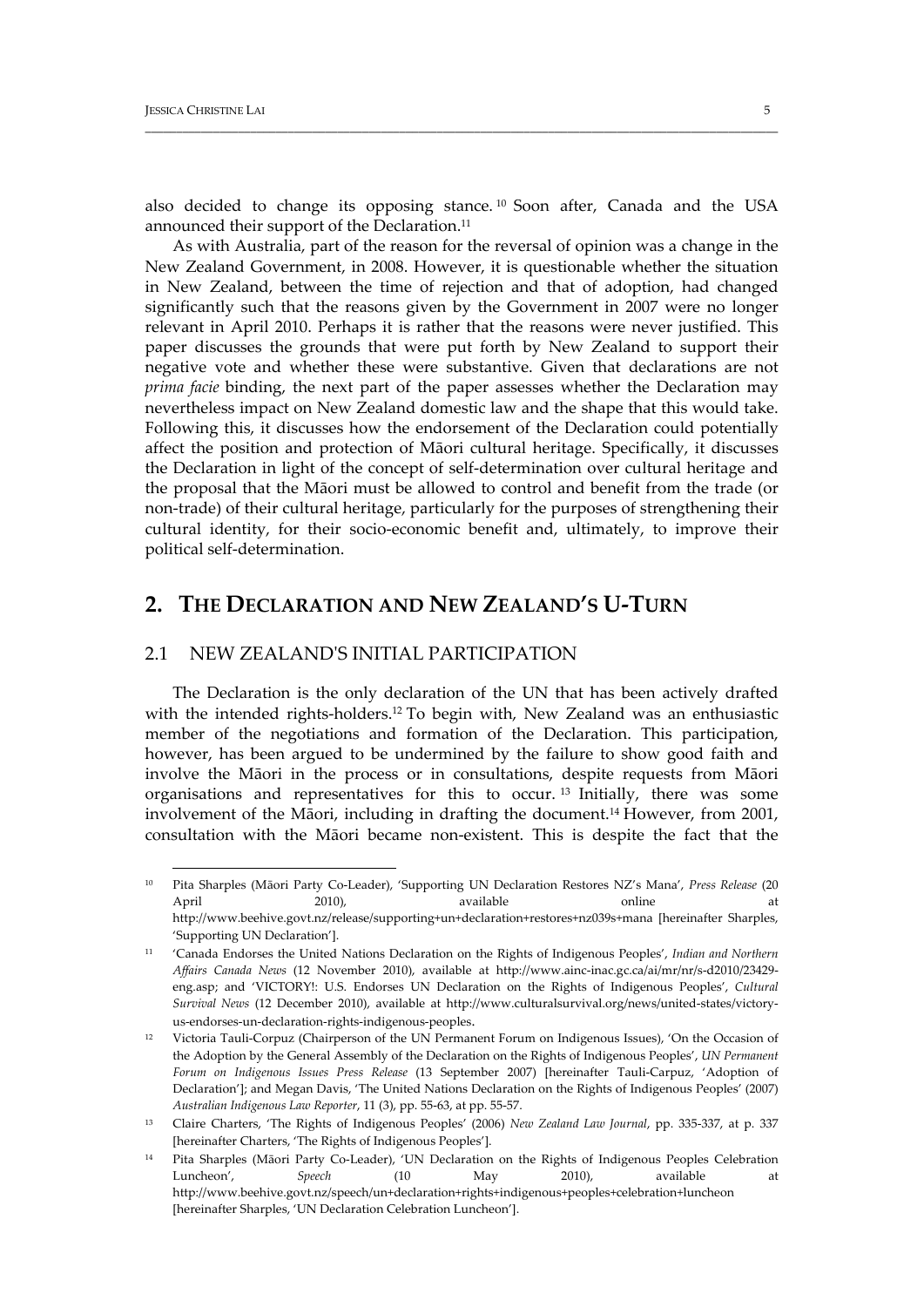also decided to change its opposing stance.[10] Soon after, Canada and the USA announced their support of the Declaration.[11]

As with Australia, part of the reason for the reversal of opinion was a change in the New Zealand Government, in 2008. However, it is questionable whether the situation in New Zealand, between the time of rejection and that of adoption, had changed significantly such that the reasons given by the Government in 2007 were no longer relevant in April 2010. Perhaps it is rather that the reasons were never justified. This paper discusses the grounds that were put forth by New Zealand to support their negative vote and whether these were substantive. Given that declarations are not *prima facie* binding, the next part of the paper assesses whether the Declaration may nevertheless impact on New Zealand domestic law and the shape that this would take. Following this, it discusses how the endorsement of the Declaration could potentially affect the position and protection of Māori cultural heritage. Specifically, it discusses the Declaration in light of the concept of self-determination over cultural heritage and the proposal that the Māori must be allowed to control and benefit from the trade (or non-trade) of their cultural heritage, particularly for the purposes of strengthening their cultural identity, for their socio-economic benefit and, ultimately, to improve their political self-determination.

## 2. THE DECLARATION AND NEW ZEALAND'S U-TURN

### 2.1 NEW ZEALAND'S INITIAL PARTICIPATION

The Declaration is the only declaration of the UN that has been actively drafted with the intended rights-holders.[12] To begin with, New Zealand was an enthusiastic member of the negotiations and formation of the Declaration. This participation, however, has been argued to be undermined by the failure to show good faith and involve the Māori in the process or in consultations, despite requests from Māori organisations and representatives for this to occur.[13] Initially, there was some involvement of the Māori, including in drafting the document.[14] However, from 2001, consultation with the Māori became non-existent. This is despite the fact that the

---

[10] Pita Sharples (Māori Party Co-Leader), 'Supporting UN Declaration Restores NZ's Mana', *Press Release* (20 April 2010), available online at http://www.beehive.govt.nz/release/supporting+un+declaration+restores+nz039s+mana [hereinafter Sharples, 'Supporting UN Declaration'].

[11] 'Canada Endorses the United Nations Declaration on the Rights of Indigenous Peoples', *Indian and Northern Affairs Canada News* (12 November 2010), available at http://www.ainc-inac.gc.ca/ai/mr/nr/s-d2010/23429-eng.asp; and 'VICTORY!: U.S. Endorses UN Declaration on the Rights of Indigenous Peoples', *Cultural Survival News* (12 December 2010), available at http://www.culturalsurvival.org/news/united-states/victory-us-endorses-un-declaration-rights-indigenous-peoples.

[12] Victoria Tauli-Corpuz (Chairperson of the UN Permanent Forum on Indigenous Issues), 'On the Occasion of the Adoption by the General Assembly of the Declaration on the Rights of Indigenous Peoples', *UN Permanent Forum on Indigenous Issues Press Release* (13 September 2007) [hereinafter Tauli-Carpuz, 'Adoption of Declaration']; and Megan Davis, 'The United Nations Declaration on the Rights of Indigenous Peoples' (2007) *Australian Indigenous Law Reporter*, 11 (3), pp. 55-63, at pp. 55-57.

[13] Claire Charters, 'The Rights of Indigenous Peoples' (2006) *New Zealand Law Journal*, pp. 335-337, at p. 337 [hereinafter Charters, 'The Rights of Indigenous Peoples'].

[14] Pita Sharples (Māori Party Co-Leader), 'UN Declaration on the Rights of Indigenous Peoples Celebration Luncheon', *Speech* (10 May 2010), available at http://www.beehive.govt.nz/speech/un+declaration+rights+indigenous+peoples+celebration+luncheon [hereinafter Sharples, 'UN Declaration Celebration Luncheon'].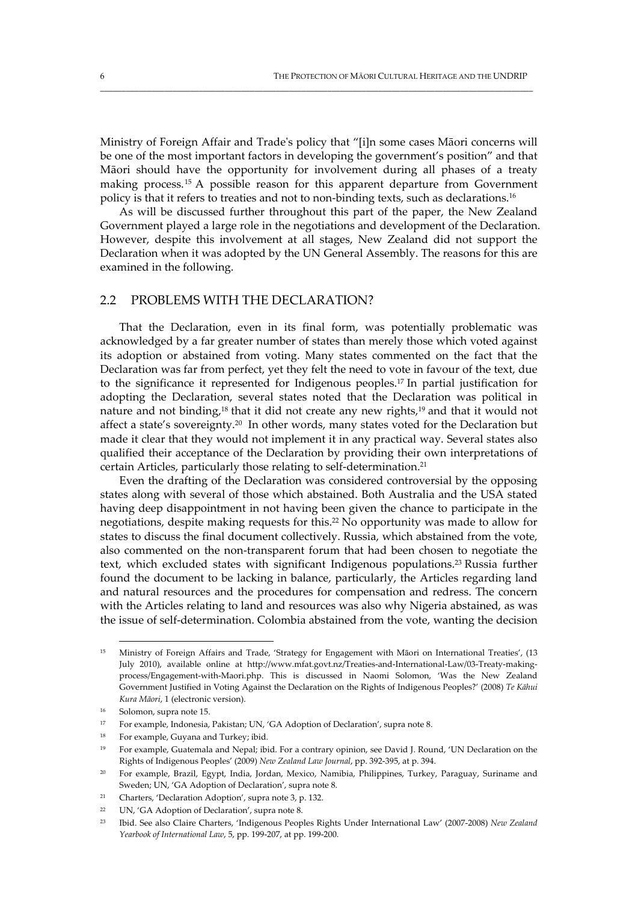Ministry of Foreign Affair and Trade's policy that "[i]n some cases Māori concerns will be one of the most important factors in developing the government's position" and that Māori should have the opportunity for involvement during all phases of a treaty making process.[15] A possible reason for this apparent departure from Government policy is that it refers to treaties and not to non-binding texts, such as declarations.[16]

As will be discussed further throughout this part of the paper, the New Zealand Government played a large role in the negotiations and development of the Declaration. However, despite this involvement at all stages, New Zealand did not support the Declaration when it was adopted by the UN General Assembly. The reasons for this are examined in the following.

## 2.2 PROBLEMS WITH THE DECLARATION?

That the Declaration, even in its final form, was potentially problematic was acknowledged by a far greater number of states than merely those which voted against its adoption or abstained from voting. Many states commented on the fact that the Declaration was far from perfect, yet they felt the need to vote in favour of the text, due to the significance it represented for Indigenous peoples.[17] In partial justification for adopting the Declaration, several states noted that the Declaration was political in nature and not binding,[18] that it did not create any new rights,[19] and that it would not affect a state's sovereignty.[20] In other words, many states voted for the Declaration but made it clear that they would not implement it in any practical way. Several states also qualified their acceptance of the Declaration by providing their own interpretations of certain Articles, particularly those relating to self-determination.[21]

Even the drafting of the Declaration was considered controversial by the opposing states along with several of those which abstained. Both Australia and the USA stated having deep disappointment in not having been given the chance to participate in the negotiations, despite making requests for this.[22] No opportunity was made to allow for states to discuss the final document collectively. Russia, which abstained from the vote, also commented on the non-transparent forum that had been chosen to negotiate the text, which excluded states with significant Indigenous populations.[23] Russia further found the document to be lacking in balance, particularly, the Articles regarding land and natural resources and the procedures for compensation and redress. The concern with the Articles relating to land and resources was also why Nigeria abstained, as was the issue of self-determination. Colombia abstained from the vote, wanting the decision

---

[15] Ministry of Foreign Affairs and Trade, 'Strategy for Engagement with Māori on International Treaties', (13 July 2010), available online at http://www.mfat.govt.nz/Treaties-and-International-Law/03-Treaty-making-process/Engagement-with-Maori.php. This is discussed in Naomi Solomon, 'Was the New Zealand Government Justified in Voting Against the Declaration on the Rights of Indigenous Peoples?' (2008) *Te Kāhui Kura Māori*, 1 (electronic version).

[16] Solomon, supra note 15.

[17] For example, Indonesia, Pakistan; UN, 'GA Adoption of Declaration', supra note 8.

[18] For example, Guyana and Turkey; ibid.

[19] For example, Guatemala and Nepal; ibid. For a contrary opinion, see David J. Round, 'UN Declaration on the Rights of Indigenous Peoples' (2009) *New Zealand Law Journal*, pp. 392-395, at p. 394.

[20] For example, Brazil, Egypt, India, Jordan, Mexico, Namibia, Philippines, Turkey, Paraguay, Suriname and Sweden; UN, 'GA Adoption of Declaration', supra note 8.

[21] Charters, 'Declaration Adoption', supra note 3, p. 132.

[22] UN, 'GA Adoption of Declaration', supra note 8.

[23] Ibid. See also Claire Charters, 'Indigenous Peoples Rights Under International Law' (2007-2008) *New Zealand Yearbook of International Law*, 5, pp. 199-207, at pp. 199-200.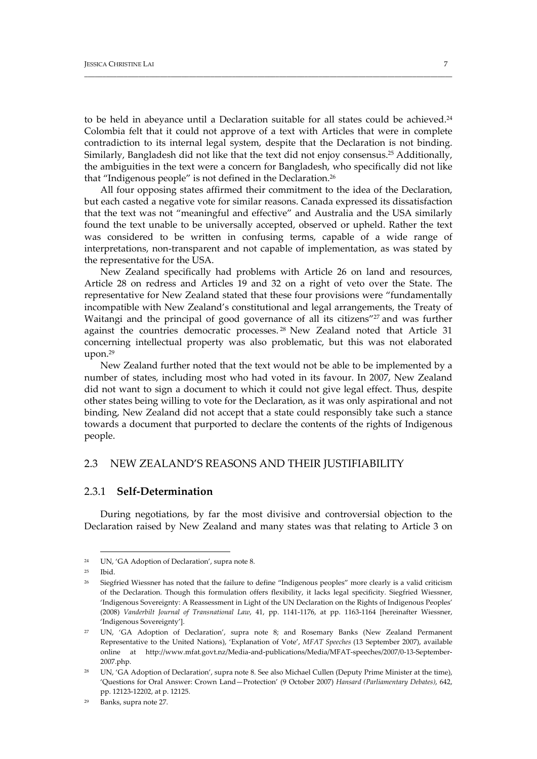to be held in abeyance until a Declaration suitable for all states could be achieved.[24] Colombia felt that it could not approve of a text with Articles that were in complete contradiction to its internal legal system, despite that the Declaration is not binding. Similarly, Bangladesh did not like that the text did not enjoy consensus.[25] Additionally, the ambiguities in the text were a concern for Bangladesh, who specifically did not like that "Indigenous people" is not defined in the Declaration.[26]

All four opposing states affirmed their commitment to the idea of the Declaration, but each casted a negative vote for similar reasons. Canada expressed its dissatisfaction that the text was not "meaningful and effective" and Australia and the USA similarly found the text unable to be universally accepted, observed or upheld. Rather the text was considered to be written in confusing terms, capable of a wide range of interpretations, non-transparent and not capable of implementation, as was stated by the representative for the USA.

New Zealand specifically had problems with Article 26 on land and resources, Article 28 on redress and Articles 19 and 32 on a right of veto over the State. The representative for New Zealand stated that these four provisions were "fundamentally incompatible with New Zealand's constitutional and legal arrangements, the Treaty of Waitangi and the principal of good governance of all its citizens"[27] and was further against the countries democratic processes.[28] New Zealand noted that Article 31 concerning intellectual property was also problematic, but this was not elaborated upon.[29]

New Zealand further noted that the text would not be able to be implemented by a number of states, including most who had voted in its favour. In 2007, New Zealand did not want to sign a document to which it could not give legal effect. Thus, despite other states being willing to vote for the Declaration, as it was only aspirational and not binding, New Zealand did not accept that a state could responsibly take such a stance towards a document that purported to declare the contents of the rights of Indigenous people.

## 2.3 NEW ZEALAND'S REASONS AND THEIR JUSTIFIABILITY

### 2.3.1 **Self-Determination**

During negotiations, by far the most divisive and controversial objection to the Declaration raised by New Zealand and many states was that relating to Article 3 on

---

[24] UN, 'GA Adoption of Declaration', supra note 8.

[25] Ibid.

[26] Siegfried Wiessner has noted that the failure to define "Indigenous peoples" more clearly is a valid criticism of the Declaration. Though this formulation offers flexibility, it lacks legal specificity. Siegfried Wiessner, 'Indigenous Sovereignty: A Reassessment in Light of the UN Declaration on the Rights of Indigenous Peoples' (2008) *Vanderbilt Journal of Transnational Law*, 41, pp. 1141-1176, at pp. 1163-1164 [hereinafter Wiessner, 'Indigenous Sovereignty'].

[27] UN, 'GA Adoption of Declaration', supra note 8; and Rosemary Banks (New Zealand Permanent Representative to the United Nations), 'Explanation of Vote', *MFAT Speeches* (13 September 2007), available online at http://www.mfat.govt.nz/Media-and-publications/Media/MFAT-speeches/2007/0-13-September-2007.php.

[28] UN, 'GA Adoption of Declaration', supra note 8. See also Michael Cullen (Deputy Prime Minister at the time), 'Questions for Oral Answer: Crown Land—Protection' (9 October 2007) *Hansard (Parliamentary Debates)*, 642, pp. 12123-12202, at p. 12125.

[29] Banks, supra note 27.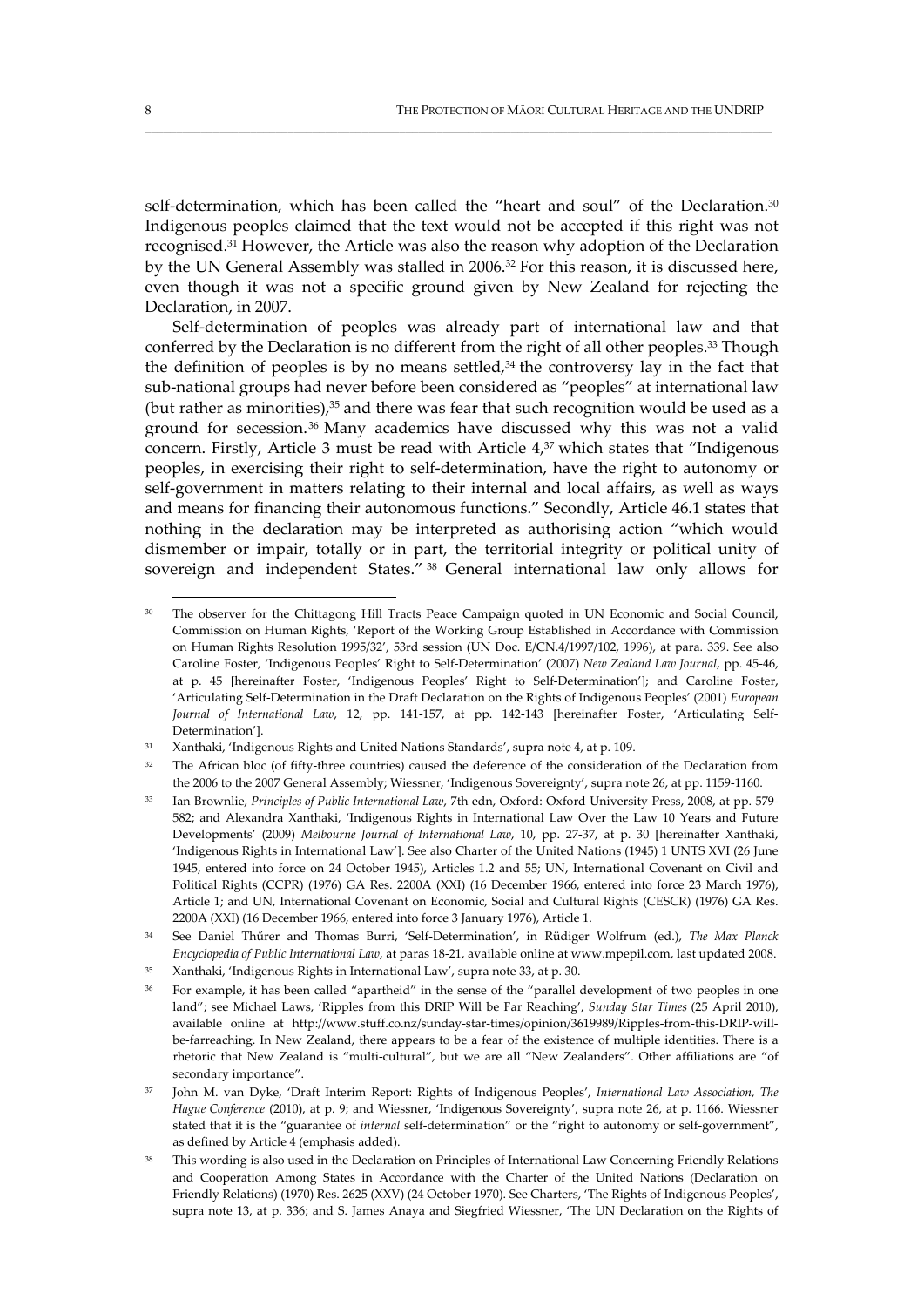self-determination, which has been called the "heart and soul" of the Declaration.[30] Indigenous peoples claimed that the text would not be accepted if this right was not recognised.[31] However, the Article was also the reason why adoption of the Declaration by the UN General Assembly was stalled in 2006.[32] For this reason, it is discussed here, even though it was not a specific ground given by New Zealand for rejecting the Declaration, in 2007.

Self-determination of peoples was already part of international law and that conferred by the Declaration is no different from the right of all other peoples.[33] Though the definition of peoples is by no means settled,[34] the controversy lay in the fact that sub-national groups had never before been considered as "peoples" at international law (but rather as minorities),[35] and there was fear that such recognition would be used as a ground for secession.[36] Many academics have discussed why this was not a valid concern. Firstly, Article 3 must be read with Article 4,[37] which states that "Indigenous peoples, in exercising their right to self-determination, have the right to autonomy or self-government in matters relating to their internal and local affairs, as well as ways and means for financing their autonomous functions." Secondly, Article 46.1 states that nothing in the declaration may be interpreted as authorising action "which would dismember or impair, totally or in part, the territorial integrity or political unity of sovereign and independent States."[38] General international law only allows for

---

[30] The observer for the Chittagong Hill Tracts Peace Campaign quoted in UN Economic and Social Council, Commission on Human Rights, 'Report of the Working Group Established in Accordance with Commission on Human Rights Resolution 1995/32', 53rd session (UN Doc. E/CN.4/1997/102, 1996), at para. 339. See also Caroline Foster, 'Indigenous Peoples' Right to Self-Determination' (2007) *New Zealand Law Journal*, pp. 45-46, at p. 45 [hereinafter Foster, 'Indigenous Peoples' Right to Self-Determination']; and Caroline Foster, 'Articulating Self-Determination in the Draft Declaration on the Rights of Indigenous Peoples' (2001) *European Journal of International Law*, 12, pp. 141-157, at pp. 142-143 [hereinafter Foster, 'Articulating Self-Determination'].

[31] Xanthaki, 'Indigenous Rights and United Nations Standards', supra note 4, at p. 109.

[32] The African bloc (of fifty-three countries) caused the deference of the consideration of the Declaration from the 2006 to the 2007 General Assembly; Wiessner, 'Indigenous Sovereignty', supra note 26, at pp. 1159-1160.

[33] Ian Brownlie, *Principles of Public International Law*, 7th edn, Oxford: Oxford University Press, 2008, at pp. 579-582; and Alexandra Xanthaki, 'Indigenous Rights in International Law Over the Law 10 Years and Future Developments' (2009) *Melbourne Journal of International Law*, 10, pp. 27-37, at p. 30 [hereinafter Xanthaki, 'Indigenous Rights in International Law']. See also Charter of the United Nations (1945) 1 UNTS XVI (26 June 1945, entered into force on 24 October 1945), Articles 1.2 and 55; UN, International Covenant on Civil and Political Rights (CCPR) (1976) GA Res. 2200A (XXI) (16 December 1966, entered into force 23 March 1976), Article 1; and UN, International Covenant on Economic, Social and Cultural Rights (CESCR) (1976) GA Res. 2200A (XXI) (16 December 1966, entered into force 3 January 1976), Article 1.

[34] See Daniel Thűrer and Thomas Burri, 'Self-Determination', in Rüdiger Wolfrum (ed.), *The Max Planck Encyclopedia of Public International Law*, at paras 18-21, available online at www.mpepil.com, last updated 2008.

[35] Xanthaki, 'Indigenous Rights in International Law', supra note 33, at p. 30.

[36] For example, it has been called "apartheid" in the sense of the "parallel development of two peoples in one land"; see Michael Laws, 'Ripples from this DRIP Will be Far Reaching', *Sunday Star Times* (25 April 2010), available online at http://www.stuff.co.nz/sunday-star-times/opinion/3619989/Ripples-from-this-DRIP-will-be-farreaching. In New Zealand, there appears to be a fear of the existence of multiple identities. There is a rhetoric that New Zealand is "multi-cultural", but we are all "New Zealanders". Other affiliations are "of secondary importance".

[37] John M. van Dyke, 'Draft Interim Report: Rights of Indigenous Peoples', *International Law Association, The Hague Conference* (2010), at p. 9; and Wiessner, 'Indigenous Sovereignty', supra note 26, at p. 1166. Wiessner stated that it is the "guarantee of *internal* self-determination" or the "right to autonomy or self-government", as defined by Article 4 (emphasis added).

[38] This wording is also used in the Declaration on Principles of International Law Concerning Friendly Relations and Cooperation Among States in Accordance with the Charter of the United Nations (Declaration on Friendly Relations) (1970) Res. 2625 (XXV) (24 October 1970). See Charters, 'The Rights of Indigenous Peoples', supra note 13, at p. 336; and S. James Anaya and Siegfried Wiessner, 'The UN Declaration on the Rights of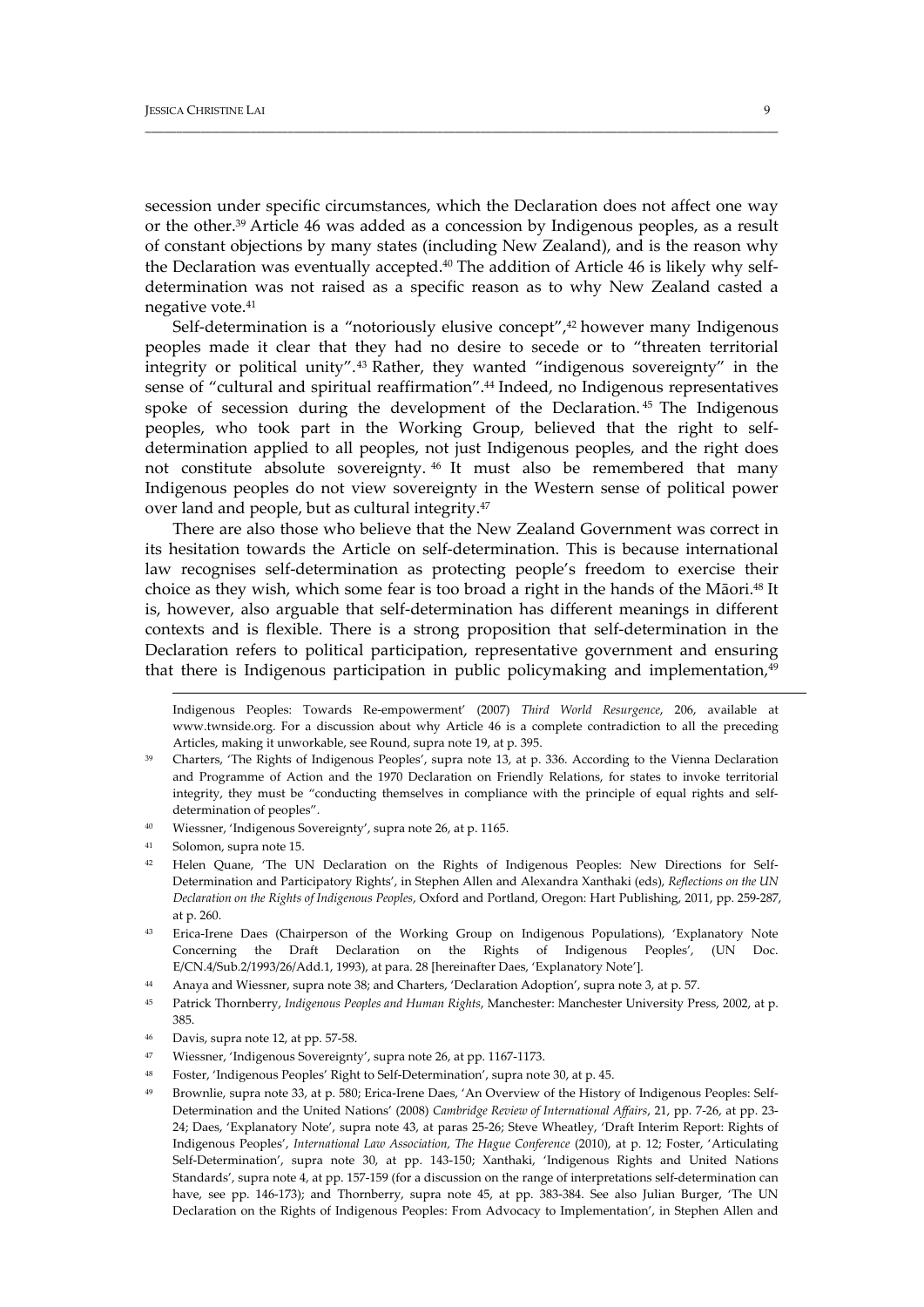secession under specific circumstances, which the Declaration does not affect one way or the other.[39] Article 46 was added as a concession by Indigenous peoples, as a result of constant objections by many states (including New Zealand), and is the reason why the Declaration was eventually accepted.[40] The addition of Article 46 is likely why self-determination was not raised as a specific reason as to why New Zealand casted a negative vote.[41]

Self-determination is a "notoriously elusive concept",[42] however many Indigenous peoples made it clear that they had no desire to secede or to "threaten territorial integrity or political unity".[43] Rather, they wanted "indigenous sovereignty" in the sense of "cultural and spiritual reaffirmation".[44] Indeed, no Indigenous representatives spoke of secession during the development of the Declaration.[45] The Indigenous peoples, who took part in the Working Group, believed that the right to self-determination applied to all peoples, not just Indigenous peoples, and the right does not constitute absolute sovereignty.[46] It must also be remembered that many Indigenous peoples do not view sovereignty in the Western sense of political power over land and people, but as cultural integrity.[47]

There are also those who believe that the New Zealand Government was correct in its hesitation towards the Article on self-determination. This is because international law recognises self-determination as protecting people's freedom to exercise their choice as they wish, which some fear is too broad a right in the hands of the Māori.[48] It is, however, also arguable that self-determination has different meanings in different contexts and is flexible. There is a strong proposition that self-determination in the Declaration refers to political participation, representative government and ensuring that there is Indigenous participation in public policymaking and implementation,[49]

---

Indigenous Peoples: Towards Re-empowerment' (2007) *Third World Resurgence*, 206, available at www.twnside.org. For a discussion about why Article 46 is a complete contradiction to all the preceding Articles, making it unworkable, see Round, supra note 19, at p. 395.

[39] Charters, 'The Rights of Indigenous Peoples', supra note 13, at p. 336. According to the Vienna Declaration and Programme of Action and the 1970 Declaration on Friendly Relations, for states to invoke territorial integrity, they must be "conducting themselves in compliance with the principle of equal rights and self-determination of peoples".

[40] Wiessner, 'Indigenous Sovereignty', supra note 26, at p. 1165.

[41] Solomon, supra note 15.

[42] Helen Quane, 'The UN Declaration on the Rights of Indigenous Peoples: New Directions for Self-Determination and Participatory Rights', in Stephen Allen and Alexandra Xanthaki (eds), *Reflections on the UN Declaration on the Rights of Indigenous Peoples*, Oxford and Portland, Oregon: Hart Publishing, 2011, pp. 259-287, at p. 260.

[43] Erica-Irene Daes (Chairperson of the Working Group on Indigenous Populations), 'Explanatory Note Concerning the Draft Declaration on the Rights of Indigenous Peoples', (UN Doc. E/CN.4/Sub.2/1993/26/Add.1, 1993), at para. 28 [hereinafter Daes, 'Explanatory Note'].

[44] Anaya and Wiessner, supra note 38; and Charters, 'Declaration Adoption', supra note 3, at p. 57.

[45] Patrick Thornberry, *Indigenous Peoples and Human Rights*, Manchester: Manchester University Press, 2002, at p. 385.

[46] Davis, supra note 12, at pp. 57-58.

[47] Wiessner, 'Indigenous Sovereignty', supra note 26, at pp. 1167-1173.

[48] Foster, 'Indigenous Peoples' Right to Self-Determination', supra note 30, at p. 45.

[49] Brownlie, supra note 33, at p. 580; Erica-Irene Daes, 'An Overview of the History of Indigenous Peoples: Self-Determination and the United Nations' (2008) *Cambridge Review of International Affairs*, 21, pp. 7-26, at pp. 23-24; Daes, 'Explanatory Note', supra note 43, at paras 25-26; Steve Wheatley, 'Draft Interim Report: Rights of Indigenous Peoples', *International Law Association, The Hague Conference* (2010), at p. 12; Foster, 'Articulating Self-Determination', supra note 30, at pp. 143-150; Xanthaki, 'Indigenous Rights and United Nations Standards', supra note 4, at pp. 157-159 (for a discussion on the range of interpretations self-determination can have, see pp. 146-173); and Thornberry, supra note 45, at pp. 383-384. See also Julian Burger, 'The UN Declaration on the Rights of Indigenous Peoples: From Advocacy to Implementation', in Stephen Allen and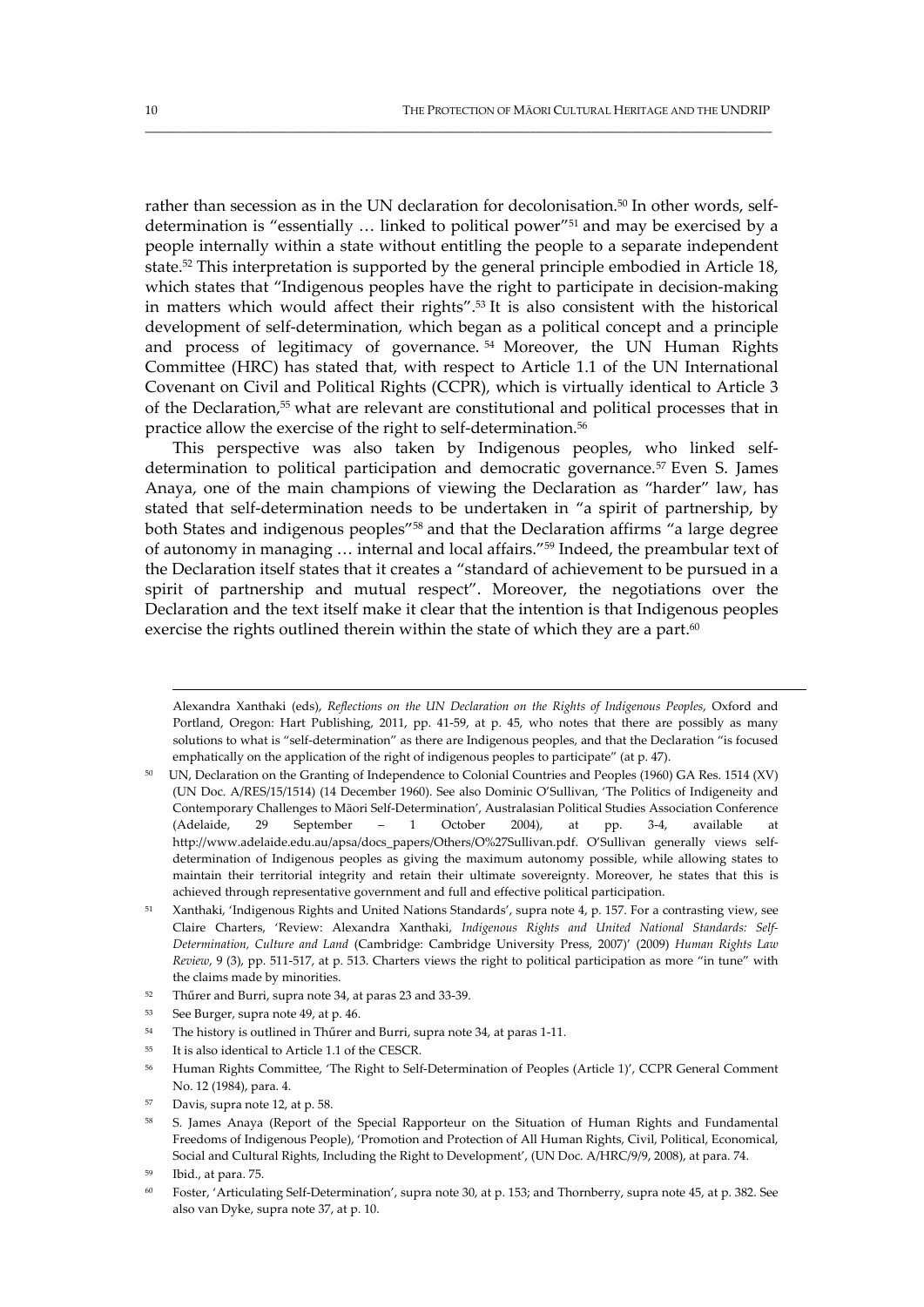rather than secession as in the UN declaration for decolonisation.[50] In other words, self-determination is "essentially … linked to political power"[51] and may be exercised by a people internally within a state without entitling the people to a separate independent state.[52] This interpretation is supported by the general principle embodied in Article 18, which states that "Indigenous peoples have the right to participate in decision-making in matters which would affect their rights".[53] It is also consistent with the historical development of self-determination, which began as a political concept and a principle and process of legitimacy of governance.[54] Moreover, the UN Human Rights Committee (HRC) has stated that, with respect to Article 1.1 of the UN International Covenant on Civil and Political Rights (CCPR), which is virtually identical to Article 3 of the Declaration,[55] what are relevant are constitutional and political processes that in practice allow the exercise of the right to self-determination.[56]

This perspective was also taken by Indigenous peoples, who linked self-determination to political participation and democratic governance.[57] Even S. James Anaya, one of the main champions of viewing the Declaration as "harder" law, has stated that self-determination needs to be undertaken in "a spirit of partnership, by both States and indigenous peoples"[58] and that the Declaration affirms "a large degree of autonomy in managing … internal and local affairs."[59] Indeed, the preambular text of the Declaration itself states that it creates a "standard of achievement to be pursued in a spirit of partnership and mutual respect". Moreover, the negotiations over the Declaration and the text itself make it clear that the intention is that Indigenous peoples exercise the rights outlined therein within the state of which they are a part.[60]

---

Alexandra Xanthaki (eds), *Reflections on the UN Declaration on the Rights of Indigenous Peoples*, Oxford and Portland, Oregon: Hart Publishing, 2011, pp. 41-59, at p. 45, who notes that there are possibly as many solutions to what is "self-determination" as there are Indigenous peoples, and that the Declaration "is focused emphatically on the application of the right of indigenous peoples to participate" (at p. 47).

[50] UN, Declaration on the Granting of Independence to Colonial Countries and Peoples (1960) GA Res. 1514 (XV) (UN Doc. A/RES/15/1514) (14 December 1960). See also Dominic O'Sullivan, 'The Politics of Indigeneity and Contemporary Challenges to Māori Self-Determination', Australasian Political Studies Association Conference (Adelaide, 29 September – 1 October 2004), at pp. 3-4, available at http://www.adelaide.edu.au/apsa/docs_papers/Others/O%27Sullivan.pdf. O'Sullivan generally views self-determination of Indigenous peoples as giving the maximum autonomy possible, while allowing states to maintain their territorial integrity and retain their ultimate sovereignty. Moreover, he states that this is achieved through representative government and full and effective political participation.

[51] Xanthaki, 'Indigenous Rights and United Nations Standards', supra note 4, p. 157. For a contrasting view, see Claire Charters, 'Review: Alexandra Xanthaki, *Indigenous Rights and United National Standards: Self-Determination, Culture and Land* (Cambridge: Cambridge University Press, 2007)' (2009) *Human Rights Law Review*, 9 (3), pp. 511-517, at p. 513. Charters views the right to political participation as more "in tune" with the claims made by minorities.

[52] Thűrer and Burri, supra note 34, at paras 23 and 33-39.

[53] See Burger, supra note 49, at p. 46.

[54] The history is outlined in Thűrer and Burri, supra note 34, at paras 1-11.

[55] It is also identical to Article 1.1 of the CESCR.

[56] Human Rights Committee, 'The Right to Self-Determination of Peoples (Article 1)', CCPR General Comment No. 12 (1984), para. 4.

[57] Davis, supra note 12, at p. 58.

[58] S. James Anaya (Report of the Special Rapporteur on the Situation of Human Rights and Fundamental Freedoms of Indigenous People), 'Promotion and Protection of All Human Rights, Civil, Political, Economical, Social and Cultural Rights, Including the Right to Development', (UN Doc. A/HRC/9/9, 2008), at para. 74.

[59] Ibid., at para. 75.

[60] Foster, 'Articulating Self-Determination', supra note 30, at p. 153; and Thornberry, supra note 45, at p. 382. See also van Dyke, supra note 37, at p. 10.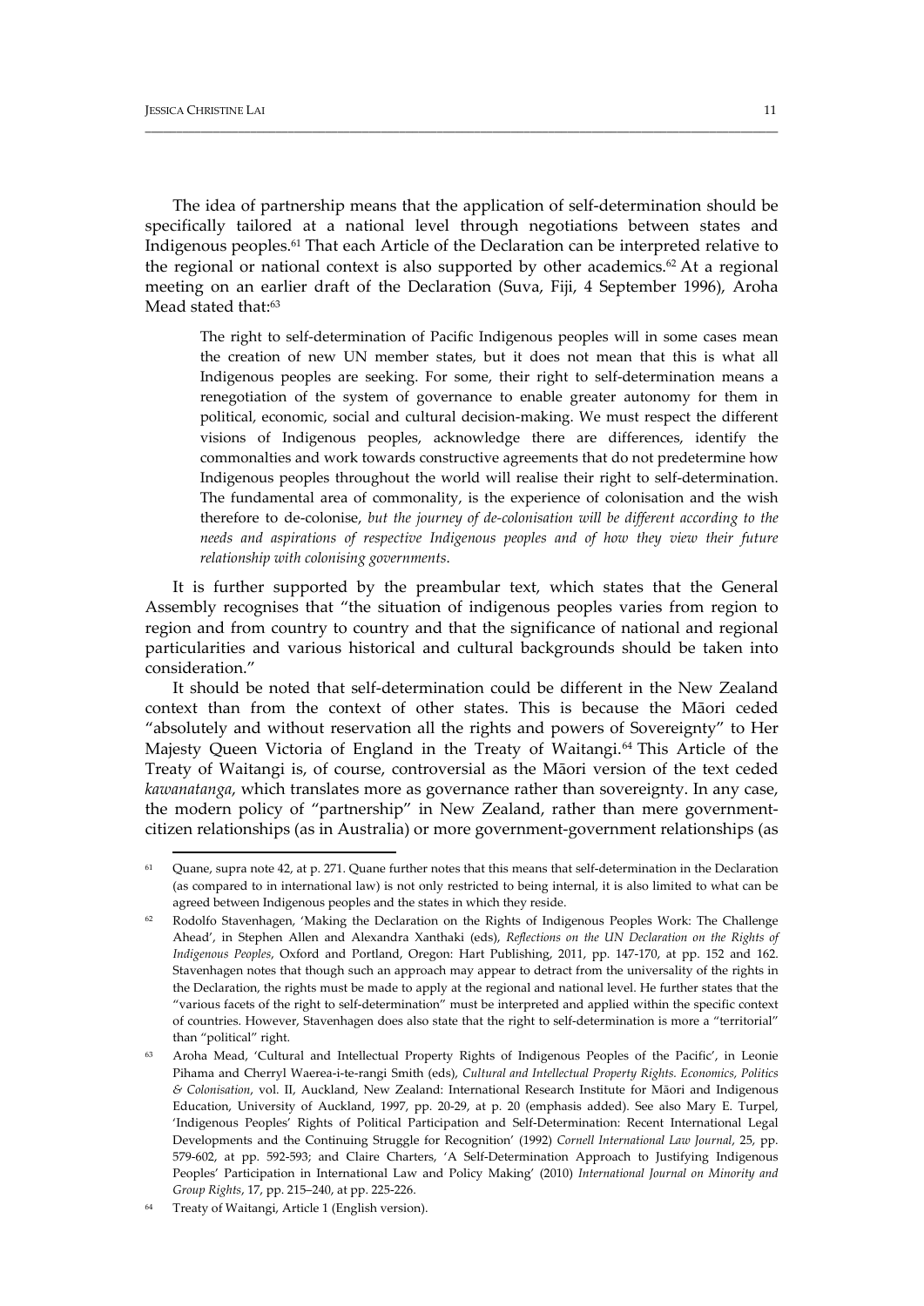The idea of partnership means that the application of self-determination should be specifically tailored at a national level through negotiations between states and Indigenous peoples.[61] That each Article of the Declaration can be interpreted relative to the regional or national context is also supported by other academics.[62] At a regional meeting on an earlier draft of the Declaration (Suva, Fiji, 4 September 1996), Aroha Mead stated that:[63]

> The right to self-determination of Pacific Indigenous peoples will in some cases mean the creation of new UN member states, but it does not mean that this is what all Indigenous peoples are seeking. For some, their right to self-determination means a renegotiation of the system of governance to enable greater autonomy for them in political, economic, social and cultural decision-making. We must respect the different visions of Indigenous peoples, acknowledge there are differences, identify the commonalties and work towards constructive agreements that do not predetermine how Indigenous peoples throughout the world will realise their right to self-determination. The fundamental area of commonality, is the experience of colonisation and the wish therefore to de-colonise, *but the journey of de-colonisation will be different according to the needs and aspirations of respective Indigenous peoples and of how they view their future relationship with colonising governments*.

It is further supported by the preambular text, which states that the General Assembly recognises that "the situation of indigenous peoples varies from region to region and from country to country and that the significance of national and regional particularities and various historical and cultural backgrounds should be taken into consideration."

It should be noted that self-determination could be different in the New Zealand context than from the context of other states. This is because the Māori ceded "absolutely and without reservation all the rights and powers of Sovereignty" to Her Majesty Queen Victoria of England in the Treaty of Waitangi.[64] This Article of the Treaty of Waitangi is, of course, controversial as the Māori version of the text ceded *kawanatanga*, which translates more as governance rather than sovereignty. In any case, the modern policy of "partnership" in New Zealand, rather than mere government-citizen relationships (as in Australia) or more government-government relationships (as

---

[61] Quane, supra note 42, at p. 271. Quane further notes that this means that self-determination in the Declaration (as compared to in international law) is not only restricted to being internal, it is also limited to what can be agreed between Indigenous peoples and the states in which they reside.

[62] Rodolfo Stavenhagen, 'Making the Declaration on the Rights of Indigenous Peoples Work: The Challenge Ahead', in Stephen Allen and Alexandra Xanthaki (eds), *Reflections on the UN Declaration on the Rights of Indigenous Peoples*, Oxford and Portland, Oregon: Hart Publishing, 2011, pp. 147-170, at pp. 152 and 162. Stavenhagen notes that though such an approach may appear to detract from the universality of the rights in the Declaration, the rights must be made to apply at the regional and national level. He further states that the "various facets of the right to self-determination" must be interpreted and applied within the specific context of countries. However, Stavenhagen does also state that the right to self-determination is more a "territorial" than "political" right.

[63] Aroha Mead, 'Cultural and Intellectual Property Rights of Indigenous Peoples of the Pacific', in Leonie Pihama and Cherryl Waerea-i-te-rangi Smith (eds), *Cultural and Intellectual Property Rights. Economics, Politics & Colonisation*, vol. II, Auckland, New Zealand: International Research Institute for Māori and Indigenous Education, University of Auckland, 1997, pp. 20-29, at p. 20 (emphasis added). See also Mary E. Turpel, 'Indigenous Peoples' Rights of Political Participation and Self-Determination: Recent International Legal Developments and the Continuing Struggle for Recognition' (1992) *Cornell International Law Journal*, 25, pp. 579-602, at pp. 592-593; and Claire Charters, 'A Self-Determination Approach to Justifying Indigenous Peoples' Participation in International Law and Policy Making' (2010) *International Journal on Minority and Group Rights*, 17, pp. 215–240, at pp. 225-226.

[64] Treaty of Waitangi, Article 1 (English version).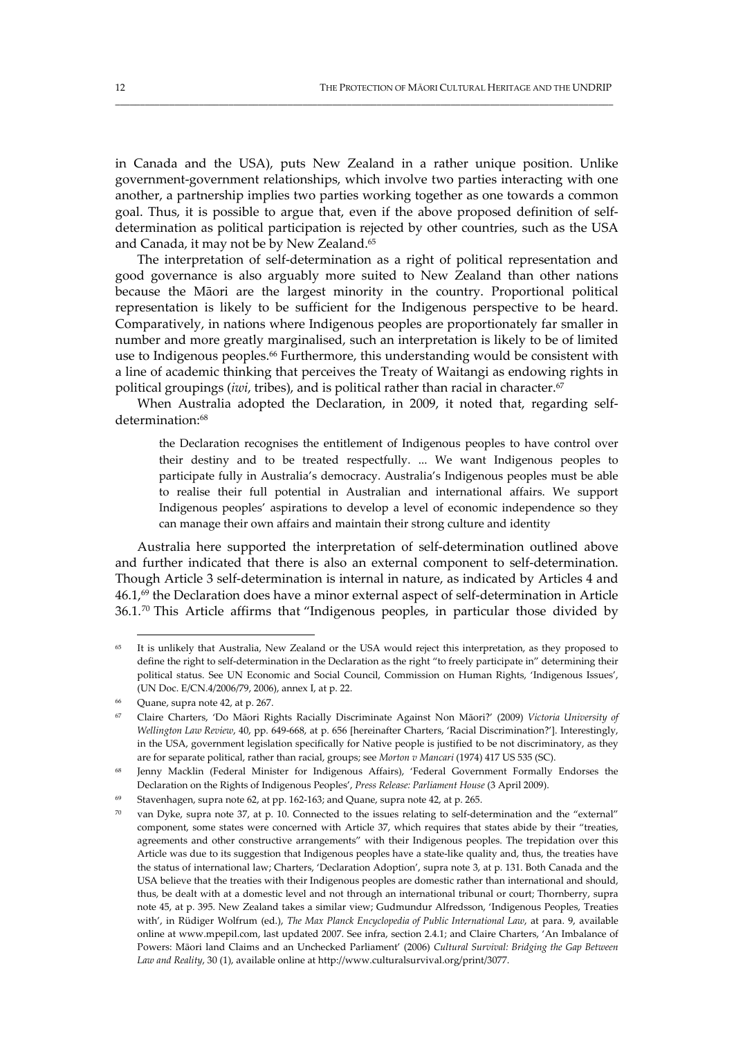in Canada and the USA), puts New Zealand in a rather unique position. Unlike government-government relationships, which involve two parties interacting with one another, a partnership implies two parties working together as one towards a common goal. Thus, it is possible to argue that, even if the above proposed definition of self-determination as political participation is rejected by other countries, such as the USA and Canada, it may not be by New Zealand.[65]

The interpretation of self-determination as a right of political representation and good governance is also arguably more suited to New Zealand than other nations because the Māori are the largest minority in the country. Proportional political representation is likely to be sufficient for the Indigenous perspective to be heard. Comparatively, in nations where Indigenous peoples are proportionately far smaller in number and more greatly marginalised, such an interpretation is likely to be of limited use to Indigenous peoples.[66] Furthermore, this understanding would be consistent with a line of academic thinking that perceives the Treaty of Waitangi as endowing rights in political groupings (*iwi*, tribes), and is political rather than racial in character.[67]

When Australia adopted the Declaration, in 2009, it noted that, regarding self-determination:[68]

> the Declaration recognises the entitlement of Indigenous peoples to have control over their destiny and to be treated respectfully. ... We want Indigenous peoples to participate fully in Australia's democracy. Australia's Indigenous peoples must be able to realise their full potential in Australian and international affairs. We support Indigenous peoples' aspirations to develop a level of economic independence so they can manage their own affairs and maintain their strong culture and identity

Australia here supported the interpretation of self-determination outlined above and further indicated that there is also an external component to self-determination. Though Article 3 self-determination is internal in nature, as indicated by Articles 4 and 46.1,[69] the Declaration does have a minor external aspect of self-determination in Article 36.1.[70] This Article affirms that "Indigenous peoples, in particular those divided by

---

[65] It is unlikely that Australia, New Zealand or the USA would reject this interpretation, as they proposed to define the right to self-determination in the Declaration as the right "to freely participate in" determining their political status. See UN Economic and Social Council, Commission on Human Rights, 'Indigenous Issues', (UN Doc. E/CN.4/2006/79, 2006), annex I, at p. 22.

[66] Quane, supra note 42, at p. 267.

[67] Claire Charters, 'Do Māori Rights Racially Discriminate Against Non Māori?' (2009) *Victoria University of Wellington Law Review*, 40, pp. 649-668, at p. 656 [hereinafter Charters, 'Racial Discrimination?']. Interestingly, in the USA, government legislation specifically for Native people is justified to be not discriminatory, as they are for separate political, rather than racial, groups; see *Morton v Mancari* (1974) 417 US 535 (SC).

[68] Jenny Macklin (Federal Minister for Indigenous Affairs), 'Federal Government Formally Endorses the Declaration on the Rights of Indigenous Peoples', *Press Release: Parliament House* (3 April 2009).

[69] Stavenhagen, supra note 62, at pp. 162-163; and Quane, supra note 42, at p. 265.

[70] van Dyke, supra note 37, at p. 10. Connected to the issues relating to self-determination and the "external" component, some states were concerned with Article 37, which requires that states abide by their "treaties, agreements and other constructive arrangements" with their Indigenous peoples. The trepidation over this Article was due to its suggestion that Indigenous peoples have a state-like quality and, thus, the treaties have the status of international law; Charters, 'Declaration Adoption', supra note 3, at p. 131. Both Canada and the USA believe that the treaties with their Indigenous peoples are domestic rather than international and should, thus, be dealt with at a domestic level and not through an international tribunal or court; Thornberry, supra note 45, at p. 395. New Zealand takes a similar view; Gudmundur Alfredsson, 'Indigenous Peoples, Treaties with', in Rüdiger Wolfrum (ed.), *The Max Planck Encyclopedia of Public International Law*, at para. 9, available online at www.mpepil.com, last updated 2007. See infra, section 2.4.1; and Claire Charters, 'An Imbalance of Powers: Māori land Claims and an Unchecked Parliament' (2006) *Cultural Survival: Bridging the Gap Between Law and Reality*, 30 (1), available online at http://www.culturalsurvival.org/print/3077.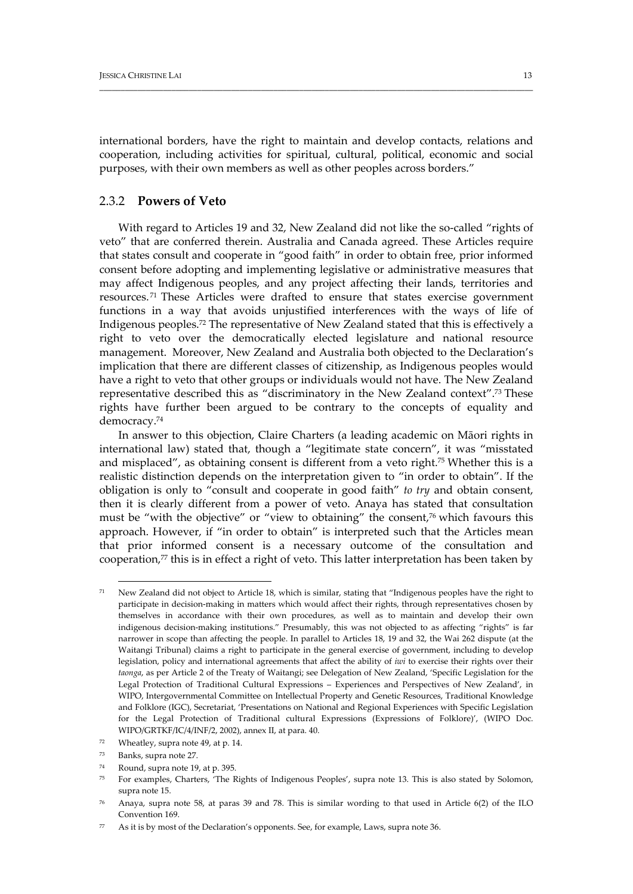international borders, have the right to maintain and develop contacts, relations and cooperation, including activities for spiritual, cultural, political, economic and social purposes, with their own members as well as other peoples across borders."

### 2.3.2 **Powers of Veto**

With regard to Articles 19 and 32, New Zealand did not like the so-called "rights of veto" that are conferred therein. Australia and Canada agreed. These Articles require that states consult and cooperate in "good faith" in order to obtain free, prior informed consent before adopting and implementing legislative or administrative measures that may affect Indigenous peoples, and any project affecting their lands, territories and resources.[71] These Articles were drafted to ensure that states exercise government functions in a way that avoids unjustified interferences with the ways of life of Indigenous peoples.[72] The representative of New Zealand stated that this is effectively a right to veto over the democratically elected legislature and national resource management. Moreover, New Zealand and Australia both objected to the Declaration's implication that there are different classes of citizenship, as Indigenous peoples would have a right to veto that other groups or individuals would not have. The New Zealand representative described this as "discriminatory in the New Zealand context".[73] These rights have further been argued to be contrary to the concepts of equality and democracy.[74]

In answer to this objection, Claire Charters (a leading academic on Māori rights in international law) stated that, though a "legitimate state concern", it was "misstated and misplaced", as obtaining consent is different from a veto right.[75] Whether this is a realistic distinction depends on the interpretation given to "in order to obtain". If the obligation is only to "consult and cooperate in good faith" *to try* and obtain consent, then it is clearly different from a power of veto. Anaya has stated that consultation must be "with the objective" or "view to obtaining" the consent,[76] which favours this approach. However, if "in order to obtain" is interpreted such that the Articles mean that prior informed consent is a necessary outcome of the consultation and cooperation,[77] this is in effect a right of veto. This latter interpretation has been taken by

---

[71] New Zealand did not object to Article 18, which is similar, stating that "Indigenous peoples have the right to participate in decision-making in matters which would affect their rights, through representatives chosen by themselves in accordance with their own procedures, as well as to maintain and develop their own indigenous decision-making institutions." Presumably, this was not objected to as affecting "rights" is far narrower in scope than affecting the people. In parallel to Articles 18, 19 and 32, the Wai 262 dispute (at the Waitangi Tribunal) claims a right to participate in the general exercise of government, including to develop legislation, policy and international agreements that affect the ability of *iwi* to exercise their rights over their *taonga*, as per Article 2 of the Treaty of Waitangi; see Delegation of New Zealand, 'Specific Legislation for the Legal Protection of Traditional Cultural Expressions – Experiences and Perspectives of New Zealand', in WIPO, Intergovernmental Committee on Intellectual Property and Genetic Resources, Traditional Knowledge and Folklore (IGC), Secretariat, 'Presentations on National and Regional Experiences with Specific Legislation for the Legal Protection of Traditional cultural Expressions (Expressions of Folklore)', (WIPO Doc. WIPO/GRTKF/IC/4/INF/2, 2002), annex II, at para. 40.

[72] Wheatley, supra note 49, at p. 14.

[73] Banks, supra note 27.

[74] Round, supra note 19, at p. 395.

[75] For examples, Charters, 'The Rights of Indigenous Peoples', supra note 13. This is also stated by Solomon, supra note 15.

[76] Anaya, supra note 58, at paras 39 and 78. This is similar wording to that used in Article 6(2) of the ILO Convention 169.

[77] As it is by most of the Declaration's opponents. See, for example, Laws, supra note 36.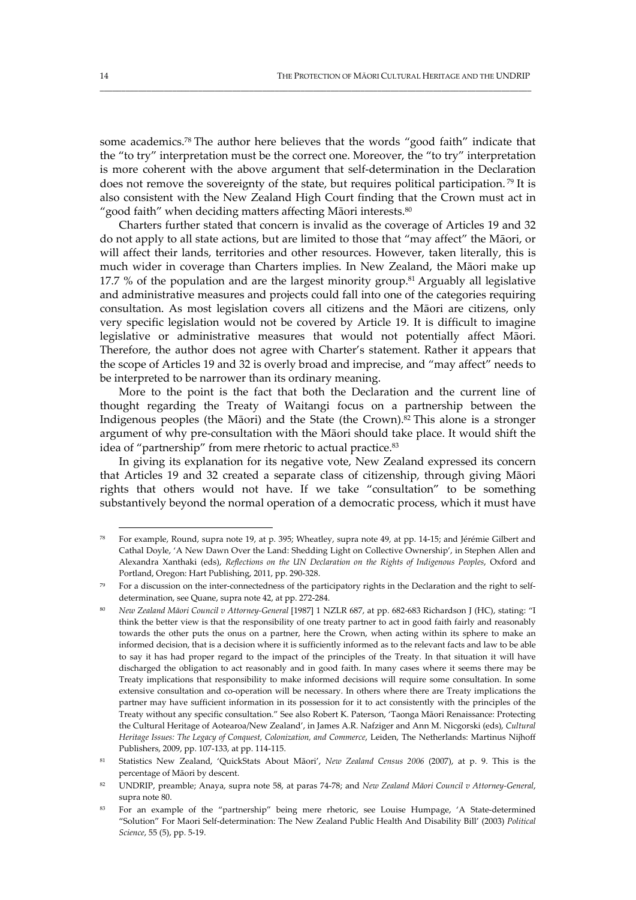some academics.[78] The author here believes that the words "good faith" indicate that the "to try" interpretation must be the correct one. Moreover, the "to try" interpretation is more coherent with the above argument that self-determination in the Declaration does not remove the sovereignty of the state, but requires political participation.[79] It is also consistent with the New Zealand High Court finding that the Crown must act in "good faith" when deciding matters affecting Māori interests.[80]

Charters further stated that concern is invalid as the coverage of Articles 19 and 32 do not apply to all state actions, but are limited to those that "may affect" the Māori, or will affect their lands, territories and other resources. However, taken literally, this is much wider in coverage than Charters implies. In New Zealand, the Māori make up 17.7 % of the population and are the largest minority group.[81] Arguably all legislative and administrative measures and projects could fall into one of the categories requiring consultation. As most legislation covers all citizens and the Māori are citizens, only very specific legislation would not be covered by Article 19. It is difficult to imagine legislative or administrative measures that would not potentially affect Māori. Therefore, the author does not agree with Charter's statement. Rather it appears that the scope of Articles 19 and 32 is overly broad and imprecise, and "may affect" needs to be interpreted to be narrower than its ordinary meaning.

More to the point is the fact that both the Declaration and the current line of thought regarding the Treaty of Waitangi focus on a partnership between the Indigenous peoples (the Māori) and the State (the Crown).[82] This alone is a stronger argument of why pre-consultation with the Māori should take place. It would shift the idea of "partnership" from mere rhetoric to actual practice.[83]

In giving its explanation for its negative vote, New Zealand expressed its concern that Articles 19 and 32 created a separate class of citizenship, through giving Māori rights that others would not have. If we take "consultation" to be something substantively beyond the normal operation of a democratic process, which it must have

---

[78] For example, Round, supra note 19, at p. 395; Wheatley, supra note 49, at pp. 14-15; and Jérémie Gilbert and Cathal Doyle, 'A New Dawn Over the Land: Shedding Light on Collective Ownership', in Stephen Allen and Alexandra Xanthaki (eds), *Reflections on the UN Declaration on the Rights of Indigenous Peoples*, Oxford and Portland, Oregon: Hart Publishing, 2011, pp. 290-328.

[79] For a discussion on the inter-connectedness of the participatory rights in the Declaration and the right to self-determination, see Quane, supra note 42, at pp. 272-284.

[80] *New Zealand Māori Council v Attorney-General* [1987] 1 NZLR 687, at pp. 682-683 Richardson J (HC), stating: "I think the better view is that the responsibility of one treaty partner to act in good faith fairly and reasonably towards the other puts the onus on a partner, here the Crown, when acting within its sphere to make an informed decision, that is a decision where it is sufficiently informed as to the relevant facts and law to be able to say it has had proper regard to the impact of the principles of the Treaty. In that situation it will have discharged the obligation to act reasonably and in good faith. In many cases where it seems there may be Treaty implications that responsibility to make informed decisions will require some consultation. In some extensive consultation and co-operation will be necessary. In others where there are Treaty implications the partner may have sufficient information in its possession for it to act consistently with the principles of the Treaty without any specific consultation." See also Robert K. Paterson, 'Taonga Māori Renaissance: Protecting the Cultural Heritage of Aotearoa/New Zealand', in James A.R. Nafziger and Ann M. Nicgorski (eds), *Cultural Heritage Issues: The Legacy of Conquest, Colonization, and Commerce*, Leiden, The Netherlands: Martinus Nijhoff Publishers, 2009, pp. 107-133, at pp. 114-115.

[81] Statistics New Zealand, 'QuickStats About Māori', *New Zealand Census 2006* (2007), at p. 9. This is the percentage of Māori by descent.

[82] UNDRIP, preamble; Anaya, supra note 58, at paras 74-78; and *New Zealand Māori Council v Attorney-General*, supra note 80.

[83] For an example of the "partnership" being mere rhetoric, see Louise Humpage, 'A State-determined "Solution" For Maori Self-determination: The New Zealand Public Health And Disability Bill' (2003) *Political Science*, 55 (5), pp. 5-19.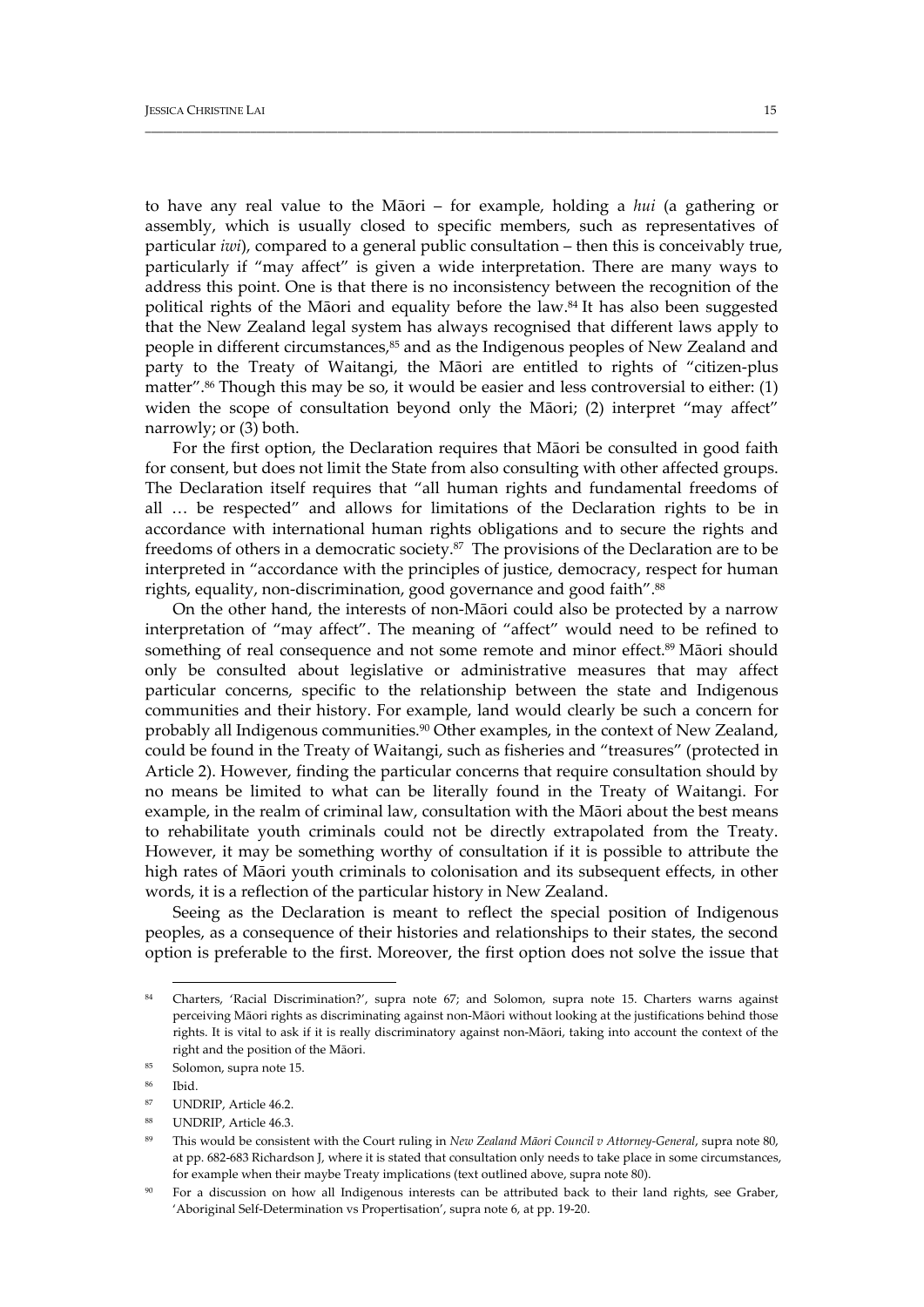to have any real value to the Māori – for example, holding a *hui* (a gathering or assembly, which is usually closed to specific members, such as representatives of particular *iwi*), compared to a general public consultation – then this is conceivably true, particularly if "may affect" is given a wide interpretation. There are many ways to address this point. One is that there is no inconsistency between the recognition of the political rights of the Māori and equality before the law.[84] It has also been suggested that the New Zealand legal system has always recognised that different laws apply to people in different circumstances,[85] and as the Indigenous peoples of New Zealand and party to the Treaty of Waitangi, the Māori are entitled to rights of "citizen-plus matter".[86] Though this may be so, it would be easier and less controversial to either: (1) widen the scope of consultation beyond only the Māori; (2) interpret "may affect" narrowly; or (3) both.

For the first option, the Declaration requires that Māori be consulted in good faith for consent, but does not limit the State from also consulting with other affected groups. The Declaration itself requires that "all human rights and fundamental freedoms of all … be respected" and allows for limitations of the Declaration rights to be in accordance with international human rights obligations and to secure the rights and freedoms of others in a democratic society.[87] The provisions of the Declaration are to be interpreted in "accordance with the principles of justice, democracy, respect for human rights, equality, non-discrimination, good governance and good faith".[88]

On the other hand, the interests of non-Māori could also be protected by a narrow interpretation of "may affect". The meaning of "affect" would need to be refined to something of real consequence and not some remote and minor effect.[89] Māori should only be consulted about legislative or administrative measures that may affect particular concerns, specific to the relationship between the state and Indigenous communities and their history. For example, land would clearly be such a concern for probably all Indigenous communities.[90] Other examples, in the context of New Zealand, could be found in the Treaty of Waitangi, such as fisheries and "treasures" (protected in Article 2). However, finding the particular concerns that require consultation should by no means be limited to what can be literally found in the Treaty of Waitangi. For example, in the realm of criminal law, consultation with the Māori about the best means to rehabilitate youth criminals could not be directly extrapolated from the Treaty. However, it may be something worthy of consultation if it is possible to attribute the high rates of Māori youth criminals to colonisation and its subsequent effects, in other words, it is a reflection of the particular history in New Zealand.

Seeing as the Declaration is meant to reflect the special position of Indigenous peoples, as a consequence of their histories and relationships to their states, the second option is preferable to the first. Moreover, the first option does not solve the issue that

---

[84] Charters, 'Racial Discrimination?', supra note 67; and Solomon, supra note 15. Charters warns against perceiving Māori rights as discriminating against non-Māori without looking at the justifications behind those rights. It is vital to ask if it is really discriminatory against non-Māori, taking into account the context of the right and the position of the Māori.

[85] Solomon, supra note 15.

[86] Ibid.

[87] UNDRIP, Article 46.2.

[88] UNDRIP, Article 46.3.

[89] This would be consistent with the Court ruling in *New Zealand Māori Council v Attorney-General*, supra note 80, at pp. 682-683 Richardson J, where it is stated that consultation only needs to take place in some circumstances, for example when their maybe Treaty implications (text outlined above, supra note 80).

[90] For a discussion on how all Indigenous interests can be attributed back to their land rights, see Graber, 'Aboriginal Self-Determination vs Propertisation', supra note 6, at pp. 19-20.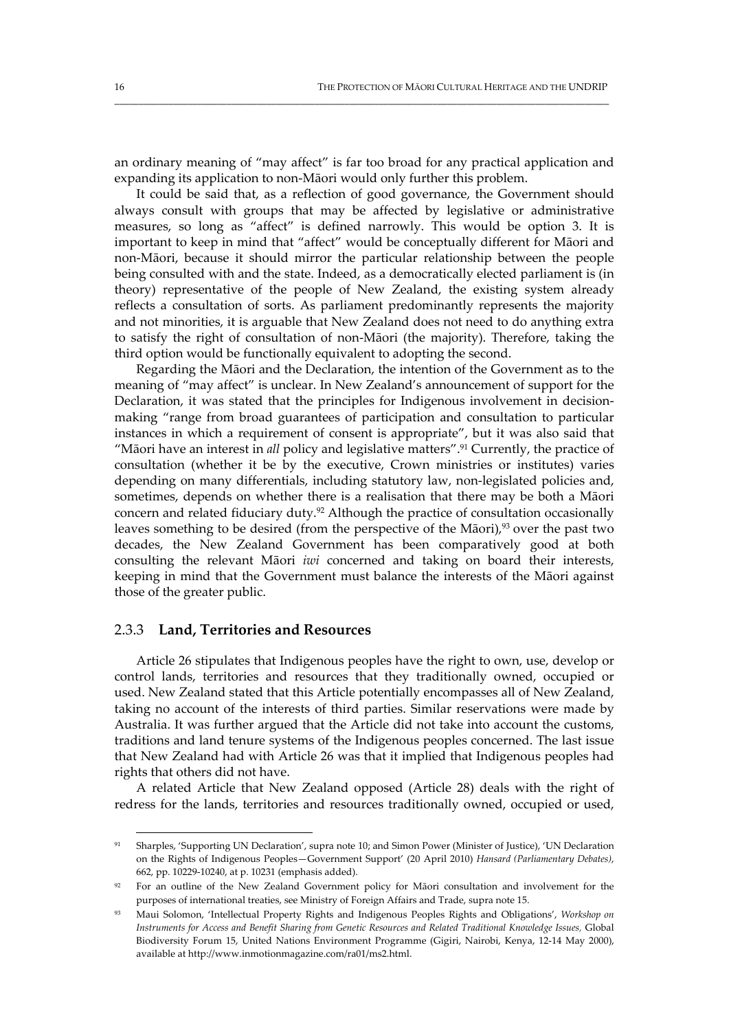an ordinary meaning of "may affect" is far too broad for any practical application and expanding its application to non-Māori would only further this problem.

It could be said that, as a reflection of good governance, the Government should always consult with groups that may be affected by legislative or administrative measures, so long as "affect" is defined narrowly. This would be option 3. It is important to keep in mind that "affect" would be conceptually different for Māori and non-Māori, because it should mirror the particular relationship between the people being consulted with and the state. Indeed, as a democratically elected parliament is (in theory) representative of the people of New Zealand, the existing system already reflects a consultation of sorts. As parliament predominantly represents the majority and not minorities, it is arguable that New Zealand does not need to do anything extra to satisfy the right of consultation of non-Māori (the majority). Therefore, taking the third option would be functionally equivalent to adopting the second.

Regarding the Māori and the Declaration, the intention of the Government as to the meaning of "may affect" is unclear. In New Zealand's announcement of support for the Declaration, it was stated that the principles for Indigenous involvement in decision-making "range from broad guarantees of participation and consultation to particular instances in which a requirement of consent is appropriate", but it was also said that "Māori have an interest in *all* policy and legislative matters".[91] Currently, the practice of consultation (whether it be by the executive, Crown ministries or institutes) varies depending on many differentials, including statutory law, non-legislated policies and, sometimes, depends on whether there is a realisation that there may be both a Māori concern and related fiduciary duty.[92] Although the practice of consultation occasionally leaves something to be desired (from the perspective of the Māori),[93] over the past two decades, the New Zealand Government has been comparatively good at both consulting the relevant Māori *iwi* concerned and taking on board their interests, keeping in mind that the Government must balance the interests of the Māori against those of the greater public.

### 2.3.3 **Land, Territories and Resources**

Article 26 stipulates that Indigenous peoples have the right to own, use, develop or control lands, territories and resources that they traditionally owned, occupied or used. New Zealand stated that this Article potentially encompasses all of New Zealand, taking no account of the interests of third parties. Similar reservations were made by Australia. It was further argued that the Article did not take into account the customs, traditions and land tenure systems of the Indigenous peoples concerned. The last issue that New Zealand had with Article 26 was that it implied that Indigenous peoples had rights that others did not have.

A related Article that New Zealand opposed (Article 28) deals with the right of redress for the lands, territories and resources traditionally owned, occupied or used,

---

[91] Sharples, 'Supporting UN Declaration', supra note 10; and Simon Power (Minister of Justice), 'UN Declaration on the Rights of Indigenous Peoples—Government Support' (20 April 2010) *Hansard (Parliamentary Debates)*, 662, pp. 10229-10240, at p. 10231 (emphasis added).

[92] For an outline of the New Zealand Government policy for Māori consultation and involvement for the purposes of international treaties, see Ministry of Foreign Affairs and Trade, supra note 15.

[93] Maui Solomon, 'Intellectual Property Rights and Indigenous Peoples Rights and Obligations', *Workshop on Instruments for Access and Benefit Sharing from Genetic Resources and Related Traditional Knowledge Issues,* Global Biodiversity Forum 15, United Nations Environment Programme (Gigiri, Nairobi, Kenya, 12-14 May 2000), available at http://www.inmotionmagazine.com/ra01/ms2.html.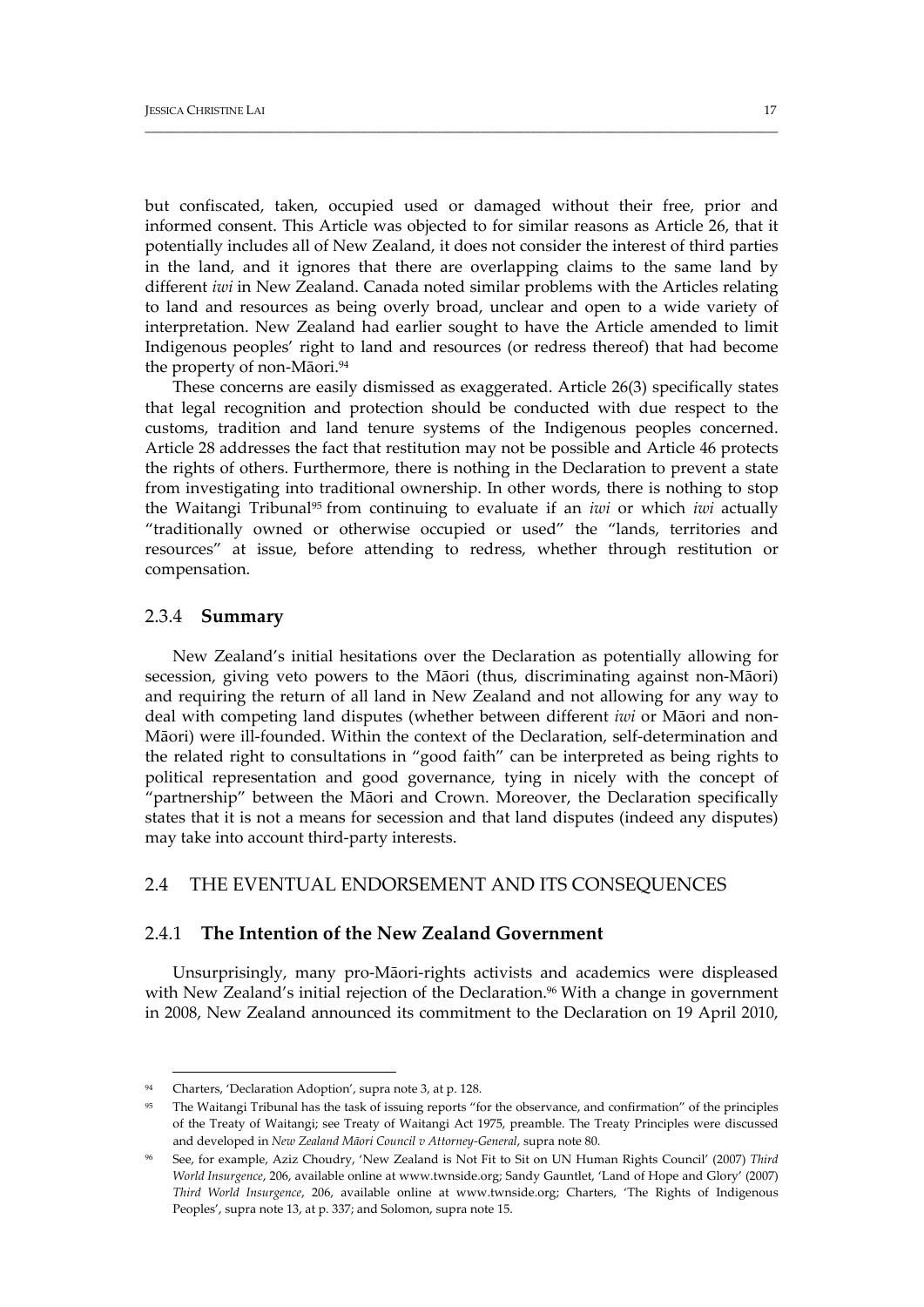but confiscated, taken, occupied used or damaged without their free, prior and informed consent. This Article was objected to for similar reasons as Article 26, that it potentially includes all of New Zealand, it does not consider the interest of third parties in the land, and it ignores that there are overlapping claims to the same land by different *iwi* in New Zealand. Canada noted similar problems with the Articles relating to land and resources as being overly broad, unclear and open to a wide variety of interpretation. New Zealand had earlier sought to have the Article amended to limit Indigenous peoples' right to land and resources (or redress thereof) that had become the property of non-Māori.[94]

These concerns are easily dismissed as exaggerated. Article 26(3) specifically states that legal recognition and protection should be conducted with due respect to the customs, tradition and land tenure systems of the Indigenous peoples concerned. Article 28 addresses the fact that restitution may not be possible and Article 46 protects the rights of others. Furthermore, there is nothing in the Declaration to prevent a state from investigating into traditional ownership. In other words, there is nothing to stop the Waitangi Tribunal[95] from continuing to evaluate if an *iwi* or which *iwi* actually "traditionally owned or otherwise occupied or used" the "lands, territories and resources" at issue, before attending to redress, whether through restitution or compensation.

### 2.3.4 **Summary**

New Zealand's initial hesitations over the Declaration as potentially allowing for secession, giving veto powers to the Māori (thus, discriminating against non-Māori) and requiring the return of all land in New Zealand and not allowing for any way to deal with competing land disputes (whether between different *iwi* or Māori and non-Māori) were ill-founded. Within the context of the Declaration, self-determination and the related right to consultations in "good faith" can be interpreted as being rights to political representation and good governance, tying in nicely with the concept of "partnership" between the Māori and Crown. Moreover, the Declaration specifically states that it is not a means for secession and that land disputes (indeed any disputes) may take into account third-party interests.

## 2.4 THE EVENTUAL ENDORSEMENT AND ITS CONSEQUENCES

### 2.4.1 **The Intention of the New Zealand Government**

Unsurprisingly, many pro-Māori-rights activists and academics were displeased with New Zealand's initial rejection of the Declaration.[96] With a change in government in 2008, New Zealand announced its commitment to the Declaration on 19 April 2010,

---

[94] Charters, 'Declaration Adoption', supra note 3, at p. 128.

[95] The Waitangi Tribunal has the task of issuing reports "for the observance, and confirmation" of the principles of the Treaty of Waitangi; see Treaty of Waitangi Act 1975, preamble. The Treaty Principles were discussed and developed in *New Zealand Māori Council v Attorney-General*, supra note 80.

[96] See, for example, Aziz Choudry, 'New Zealand is Not Fit to Sit on UN Human Rights Council' (2007) *Third World Insurgence*, 206, available online at www.twnside.org; Sandy Gauntlet, 'Land of Hope and Glory' (2007) *Third World Insurgence*, 206, available online at www.twnside.org; Charters, 'The Rights of Indigenous Peoples', supra note 13, at p. 337; and Solomon, supra note 15.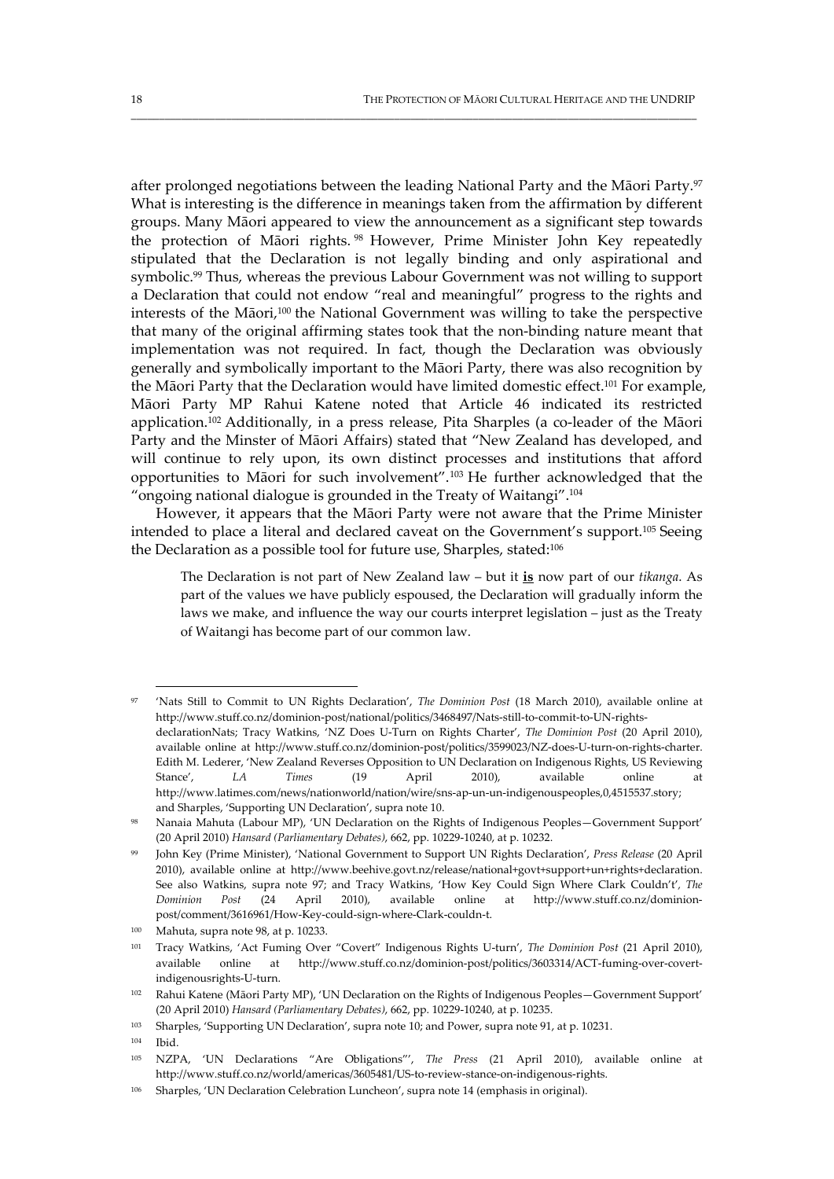after prolonged negotiations between the leading National Party and the Māori Party.[97] What is interesting is the difference in meanings taken from the affirmation by different groups. Many Māori appeared to view the announcement as a significant step towards the protection of Māori rights.[98] However, Prime Minister John Key repeatedly stipulated that the Declaration is not legally binding and only aspirational and symbolic.[99] Thus, whereas the previous Labour Government was not willing to support a Declaration that could not endow "real and meaningful" progress to the rights and interests of the Māori,[100] the National Government was willing to take the perspective that many of the original affirming states took that the non-binding nature meant that implementation was not required. In fact, though the Declaration was obviously generally and symbolically important to the Māori Party, there was also recognition by the Māori Party that the Declaration would have limited domestic effect.[101] For example, Māori Party MP Rahui Katene noted that Article 46 indicated its restricted application.[102] Additionally, in a press release, Pita Sharples (a co-leader of the Māori Party and the Minster of Māori Affairs) stated that "New Zealand has developed, and will continue to rely upon, its own distinct processes and institutions that afford opportunities to Māori for such involvement".[103] He further acknowledged that the "ongoing national dialogue is grounded in the Treaty of Waitangi".[104]

However, it appears that the Māori Party were not aware that the Prime Minister intended to place a literal and declared caveat on the Government's support.[105] Seeing the Declaration as a possible tool for future use, Sharples, stated:[106]

> The Declaration is not part of New Zealand law – but it **is** now part of our *tikanga*. As part of the values we have publicly espoused, the Declaration will gradually inform the laws we make, and influence the way our courts interpret legislation – just as the Treaty of Waitangi has become part of our common law.

---

[97] 'Nats Still to Commit to UN Rights Declaration', *The Dominion Post* (18 March 2010), available online at http://www.stuff.co.nz/dominion-post/national/politics/3468497/Nats-still-to-commit-to-UN-rights-declarationNats; Tracy Watkins, 'NZ Does U-Turn on Rights Charter', *The Dominion Post* (20 April 2010), available online at http://www.stuff.co.nz/dominion-post/politics/3599023/NZ-does-U-turn-on-rights-charter. Edith M. Lederer, 'New Zealand Reverses Opposition to UN Declaration on Indigenous Rights, US Reviewing Stance', *LA Times* (19 April 2010), available online at http://www.latimes.com/news/nationworld/nation/wire/sns-ap-un-un-indigenouspeoples,0,4515537.story; and Sharples, 'Supporting UN Declaration', supra note 10.

[98] Nanaia Mahuta (Labour MP), 'UN Declaration on the Rights of Indigenous Peoples—Government Support' (20 April 2010) *Hansard (Parliamentary Debates)*, 662, pp. 10229-10240, at p. 10232.

[99] John Key (Prime Minister), 'National Government to Support UN Rights Declaration', *Press Release* (20 April 2010), available online at http://www.beehive.govt.nz/release/national+govt+support+un+rights+declaration. See also Watkins, supra note 97; and Tracy Watkins, 'How Key Could Sign Where Clark Couldn't', *The Dominion Post* (24 April 2010), available online at http://www.stuff.co.nz/dominion-post/comment/3616961/How-Key-could-sign-where-Clark-couldn-t.

[100] Mahuta, supra note 98, at p. 10233.

[101] Tracy Watkins, 'Act Fuming Over "Covert" Indigenous Rights U-turn', *The Dominion Post* (21 April 2010), available online at http://www.stuff.co.nz/dominion-post/politics/3603314/ACT-fuming-over-covert-indigenousrights-U-turn.

[102] Rahui Katene (Māori Party MP), 'UN Declaration on the Rights of Indigenous Peoples—Government Support' (20 April 2010) *Hansard (Parliamentary Debates)*, 662, pp. 10229-10240, at p. 10235.

[103] Sharples, 'Supporting UN Declaration', supra note 10; and Power, supra note 91, at p. 10231.

[104] Ibid.

[105] NZPA, 'UN Declarations "Are Obligations"', *The Press* (21 April 2010), available online at http://www.stuff.co.nz/world/americas/3605481/US-to-review-stance-on-indigenous-rights.

[106] Sharples, 'UN Declaration Celebration Luncheon', supra note 14 (emphasis in original).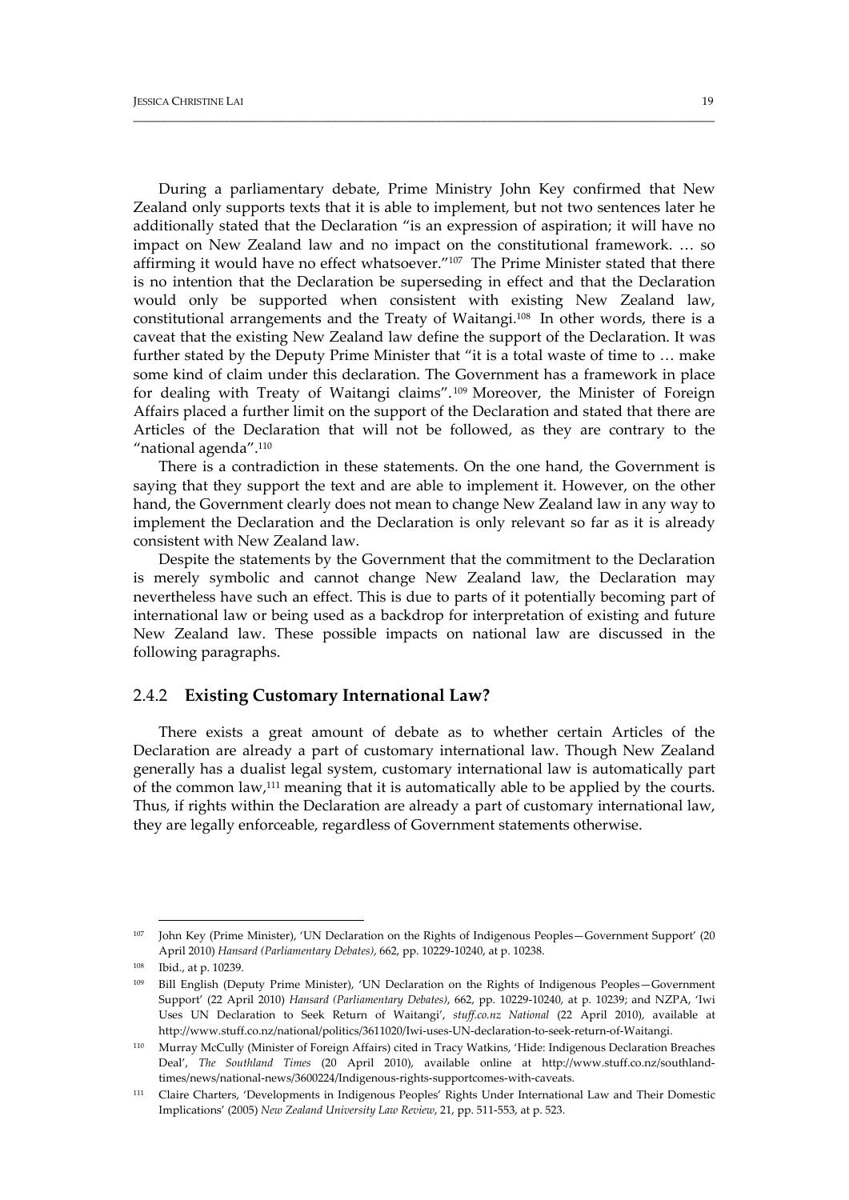During a parliamentary debate, Prime Ministry John Key confirmed that New Zealand only supports texts that it is able to implement, but not two sentences later he additionally stated that the Declaration "is an expression of aspiration; it will have no impact on New Zealand law and no impact on the constitutional framework. … so affirming it would have no effect whatsoever."[107] The Prime Minister stated that there is no intention that the Declaration be superseding in effect and that the Declaration would only be supported when consistent with existing New Zealand law, constitutional arrangements and the Treaty of Waitangi.[108] In other words, there is a caveat that the existing New Zealand law define the support of the Declaration. It was further stated by the Deputy Prime Minister that "it is a total waste of time to … make some kind of claim under this declaration. The Government has a framework in place for dealing with Treaty of Waitangi claims".[109] Moreover, the Minister of Foreign Affairs placed a further limit on the support of the Declaration and stated that there are Articles of the Declaration that will not be followed, as they are contrary to the "national agenda".[110]

There is a contradiction in these statements. On the one hand, the Government is saying that they support the text and are able to implement it. However, on the other hand, the Government clearly does not mean to change New Zealand law in any way to implement the Declaration and the Declaration is only relevant so far as it is already consistent with New Zealand law.

Despite the statements by the Government that the commitment to the Declaration is merely symbolic and cannot change New Zealand law, the Declaration may nevertheless have such an effect. This is due to parts of it potentially becoming part of international law or being used as a backdrop for interpretation of existing and future New Zealand law. These possible impacts on national law are discussed in the following paragraphs.

### 2.4.2 **Existing Customary International Law?**

There exists a great amount of debate as to whether certain Articles of the Declaration are already a part of customary international law. Though New Zealand generally has a dualist legal system, customary international law is automatically part of the common law,[111] meaning that it is automatically able to be applied by the courts. Thus, if rights within the Declaration are already a part of customary international law, they are legally enforceable, regardless of Government statements otherwise.

---

[107] John Key (Prime Minister), 'UN Declaration on the Rights of Indigenous Peoples—Government Support' (20 April 2010) *Hansard (Parliamentary Debates)*, 662, pp. 10229-10240, at p. 10238.

[108] Ibid., at p. 10239.

[109] Bill English (Deputy Prime Minister), 'UN Declaration on the Rights of Indigenous Peoples—Government Support' (22 April 2010) *Hansard (Parliamentary Debates)*, 662, pp. 10229-10240, at p. 10239; and NZPA, 'Iwi Uses UN Declaration to Seek Return of Waitangi', *stuff.co.nz National* (22 April 2010), available at http://www.stuff.co.nz/national/politics/3611020/Iwi-uses-UN-declaration-to-seek-return-of-Waitangi.

[110] Murray McCully (Minister of Foreign Affairs) cited in Tracy Watkins, 'Hide: Indigenous Declaration Breaches Deal', *The Southland Times* (20 April 2010), available online at http://www.stuff.co.nz/southland-times/news/national-news/3600224/Indigenous-rights-supportcomes-with-caveats.

[111] Claire Charters, 'Developments in Indigenous Peoples' Rights Under International Law and Their Domestic Implications' (2005) *New Zealand University Law Review*, 21, pp. 511-553, at p. 523.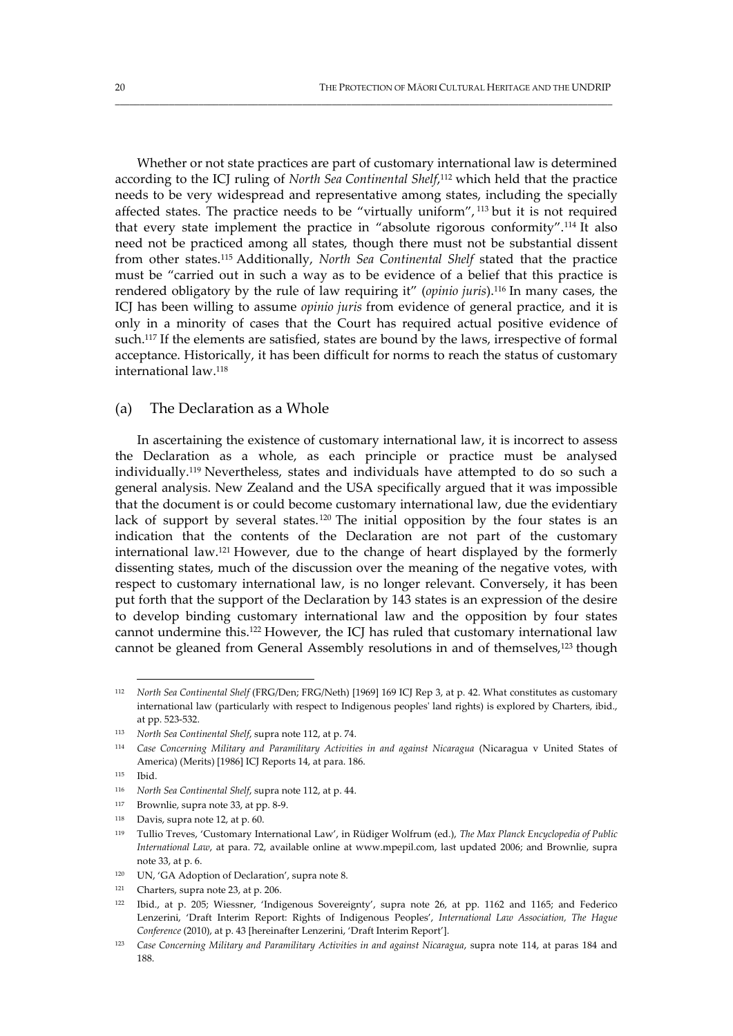Whether or not state practices are part of customary international law is determined according to the ICJ ruling of *North Sea Continental Shelf*,[112] which held that the practice needs to be very widespread and representative among states, including the specially affected states. The practice needs to be "virtually uniform", [113] but it is not required that every state implement the practice in "absolute rigorous conformity".[114] It also need not be practiced among all states, though there must not be substantial dissent from other states.[115] Additionally, *North Sea Continental Shelf* stated that the practice must be "carried out in such a way as to be evidence of a belief that this practice is rendered obligatory by the rule of law requiring it" (*opinio juris*).[116] In many cases, the ICJ has been willing to assume *opinio juris* from evidence of general practice, and it is only in a minority of cases that the Court has required actual positive evidence of such.[117] If the elements are satisfied, states are bound by the laws, irrespective of formal acceptance. Historically, it has been difficult for norms to reach the status of customary international law.[118]

## (a) The Declaration as a Whole

In ascertaining the existence of customary international law, it is incorrect to assess the Declaration as a whole, as each principle or practice must be analysed individually.[119] Nevertheless, states and individuals have attempted to do so such a general analysis. New Zealand and the USA specifically argued that it was impossible that the document is or could become customary international law, due the evidentiary lack of support by several states.[120] The initial opposition by the four states is an indication that the contents of the Declaration are not part of the customary international law.[121] However, due to the change of heart displayed by the formerly dissenting states, much of the discussion over the meaning of the negative votes, with respect to customary international law, is no longer relevant. Conversely, it has been put forth that the support of the Declaration by 143 states is an expression of the desire to develop binding customary international law and the opposition by four states cannot undermine this.[122] However, the ICJ has ruled that customary international law cannot be gleaned from General Assembly resolutions in and of themselves,[123] though

---

[112] *North Sea Continental Shelf* (FRG/Den; FRG/Neth) [1969] 169 ICJ Rep 3, at p. 42. What constitutes as customary international law (particularly with respect to Indigenous peoples' land rights) is explored by Charters, ibid., at pp. 523-532.

[113] *North Sea Continental Shelf*, supra note 112, at p. 74.

[114] *Case Concerning Military and Paramilitary Activities in and against Nicaragua* (Nicaragua v United States of America) (Merits) [1986] ICJ Reports 14, at para. 186.

[115] Ibid.

[116] *North Sea Continental Shelf*, supra note 112, at p. 44.

[117] Brownlie, supra note 33, at pp. 8-9.

[118] Davis, supra note 12, at p. 60.

[119] Tullio Treves, 'Customary International Law', in Rüdiger Wolfrum (ed.), *The Max Planck Encyclopedia of Public International Law*, at para. 72, available online at www.mpepil.com, last updated 2006; and Brownlie, supra note 33, at p. 6.

[120] UN, 'GA Adoption of Declaration', supra note 8.

[121] Charters, supra note 23, at p. 206.

[122] Ibid., at p. 205; Wiessner, 'Indigenous Sovereignty', supra note 26, at pp. 1162 and 1165; and Federico Lenzerini, 'Draft Interim Report: Rights of Indigenous Peoples', *International Law Association, The Hague Conference* (2010), at p. 43 [hereinafter Lenzerini, 'Draft Interim Report'].

[123] *Case Concerning Military and Paramilitary Activities in and against Nicaragua*, supra note 114, at paras 184 and 188.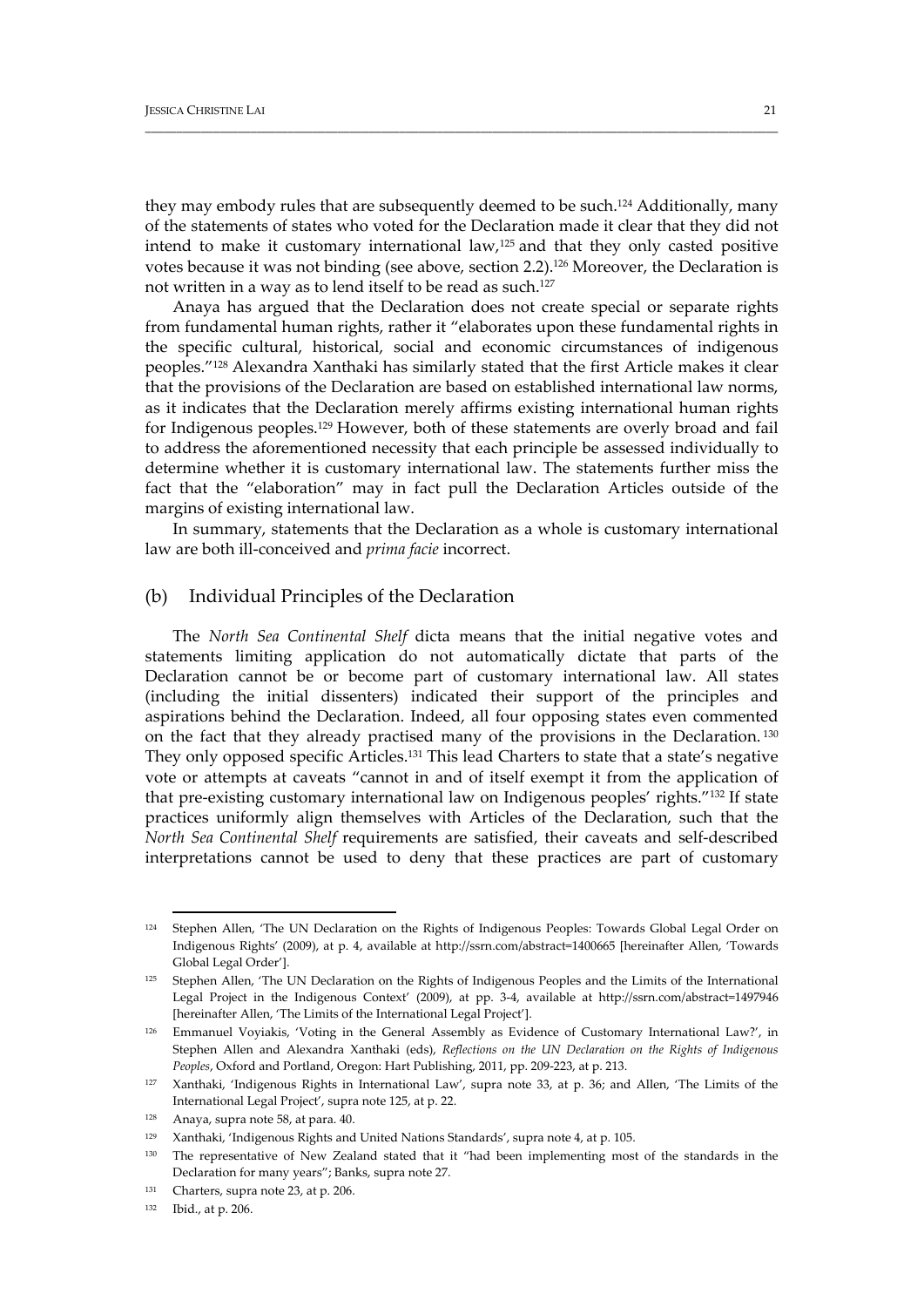they may embody rules that are subsequently deemed to be such.[124] Additionally, many of the statements of states who voted for the Declaration made it clear that they did not intend to make it customary international law,[125] and that they only casted positive votes because it was not binding (see above, section 2.2).[126] Moreover, the Declaration is not written in a way as to lend itself to be read as such.[127]

Anaya has argued that the Declaration does not create special or separate rights from fundamental human rights, rather it "elaborates upon these fundamental rights in the specific cultural, historical, social and economic circumstances of indigenous peoples."[128] Alexandra Xanthaki has similarly stated that the first Article makes it clear that the provisions of the Declaration are based on established international law norms, as it indicates that the Declaration merely affirms existing international human rights for Indigenous peoples.[129] However, both of these statements are overly broad and fail to address the aforementioned necessity that each principle be assessed individually to determine whether it is customary international law. The statements further miss the fact that the "elaboration" may in fact pull the Declaration Articles outside of the margins of existing international law.

In summary, statements that the Declaration as a whole is customary international law are both ill-conceived and *prima facie* incorrect.

### (b) Individual Principles of the Declaration

The *North Sea Continental Shelf* dicta means that the initial negative votes and statements limiting application do not automatically dictate that parts of the Declaration cannot be or become part of customary international law. All states (including the initial dissenters) indicated their support of the principles and aspirations behind the Declaration. Indeed, all four opposing states even commented on the fact that they already practised many of the provisions in the Declaration.[130] They only opposed specific Articles.[131] This lead Charters to state that a state's negative vote or attempts at caveats "cannot in and of itself exempt it from the application of that pre-existing customary international law on Indigenous peoples' rights."[132] If state practices uniformly align themselves with Articles of the Declaration, such that the *North Sea Continental Shelf* requirements are satisfied, their caveats and self-described interpretations cannot be used to deny that these practices are part of customary

---

[124] Stephen Allen, 'The UN Declaration on the Rights of Indigenous Peoples: Towards Global Legal Order on Indigenous Rights' (2009), at p. 4, available at http://ssrn.com/abstract=1400665 [hereinafter Allen, 'Towards Global Legal Order'].

[125] Stephen Allen, 'The UN Declaration on the Rights of Indigenous Peoples and the Limits of the International Legal Project in the Indigenous Context' (2009), at pp. 3-4, available at http://ssrn.com/abstract=1497946 [hereinafter Allen, 'The Limits of the International Legal Project'].

[126] Emmanuel Voyiakis, 'Voting in the General Assembly as Evidence of Customary International Law?', in Stephen Allen and Alexandra Xanthaki (eds), *Reflections on the UN Declaration on the Rights of Indigenous Peoples*, Oxford and Portland, Oregon: Hart Publishing, 2011, pp. 209-223, at p. 213.

[127] Xanthaki, 'Indigenous Rights in International Law', supra note 33, at p. 36; and Allen, 'The Limits of the International Legal Project', supra note 125, at p. 22.

[128] Anaya, supra note 58, at para. 40.

[129] Xanthaki, 'Indigenous Rights and United Nations Standards', supra note 4, at p. 105.

[130] The representative of New Zealand stated that it "had been implementing most of the standards in the Declaration for many years"; Banks, supra note 27.

[131] Charters, supra note 23, at p. 206.

[132] Ibid., at p. 206.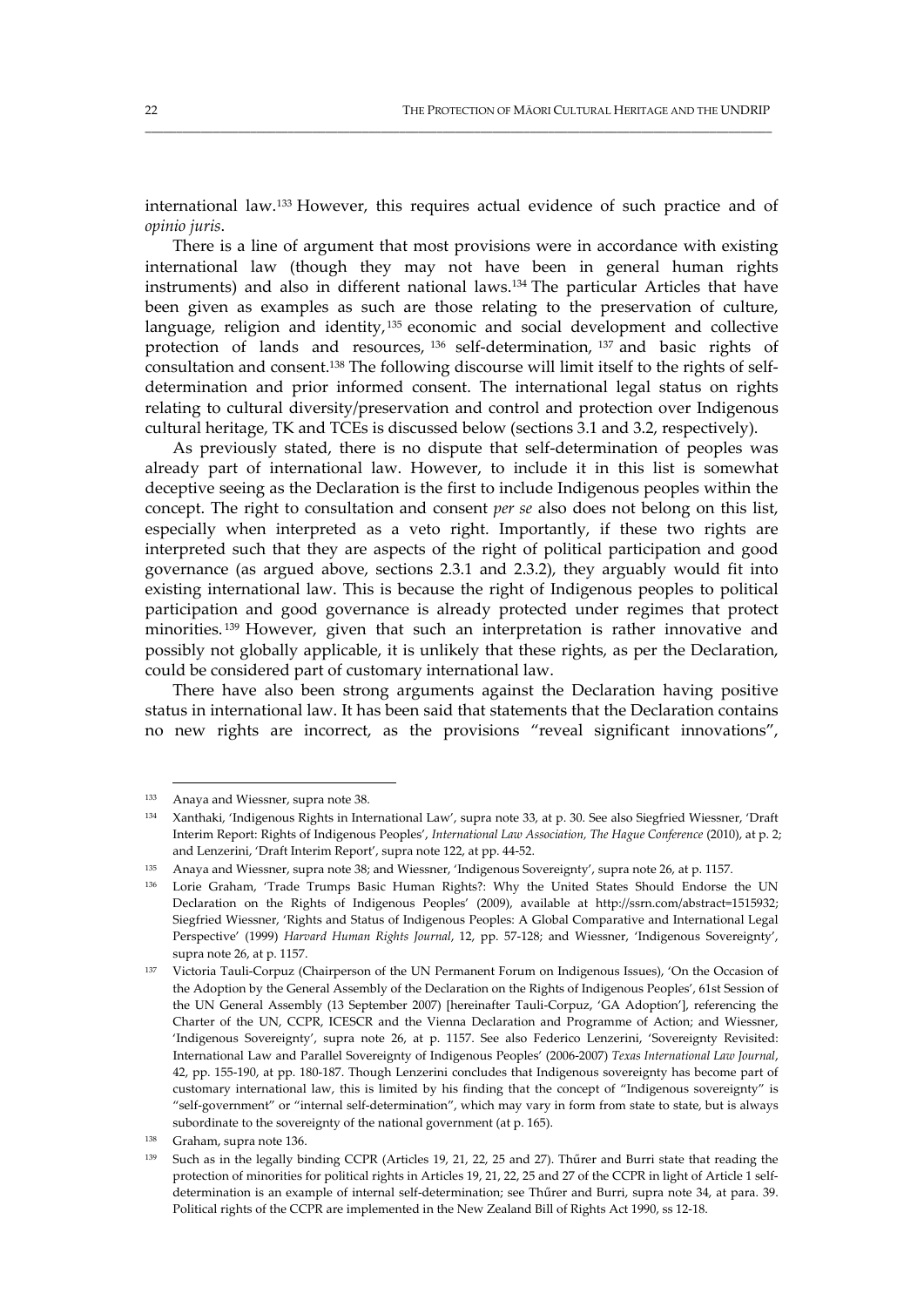international law.[133] However, this requires actual evidence of such practice and of *opinio juris*.

There is a line of argument that most provisions were in accordance with existing international law (though they may not have been in general human rights instruments) and also in different national laws.[134] The particular Articles that have been given as examples as such are those relating to the preservation of culture, language, religion and identity,[135] economic and social development and collective protection of lands and resources,[136] self-determination,[137] and basic rights of consultation and consent.[138] The following discourse will limit itself to the rights of self-determination and prior informed consent. The international legal status on rights relating to cultural diversity/preservation and control and protection over Indigenous cultural heritage, TK and TCEs is discussed below (sections 3.1 and 3.2, respectively).

As previously stated, there is no dispute that self-determination of peoples was already part of international law. However, to include it in this list is somewhat deceptive seeing as the Declaration is the first to include Indigenous peoples within the concept. The right to consultation and consent *per se* also does not belong on this list, especially when interpreted as a veto right. Importantly, if these two rights are interpreted such that they are aspects of the right of political participation and good governance (as argued above, sections 2.3.1 and 2.3.2), they arguably would fit into existing international law. This is because the right of Indigenous peoples to political participation and good governance is already protected under regimes that protect minorities.[139] However, given that such an interpretation is rather innovative and possibly not globally applicable, it is unlikely that these rights, as per the Declaration, could be considered part of customary international law.

There have also been strong arguments against the Declaration having positive status in international law. It has been said that statements that the Declaration contains no new rights are incorrect, as the provisions "reveal significant innovations",

---

[133] Anaya and Wiessner, supra note 38.

[134] Xanthaki, 'Indigenous Rights in International Law', supra note 33, at p. 30. See also Siegfried Wiessner, 'Draft Interim Report: Rights of Indigenous Peoples', *International Law Association, The Hague Conference* (2010), at p. 2; and Lenzerini, 'Draft Interim Report', supra note 122, at pp. 44-52.

[135] Anaya and Wiessner, supra note 38; and Wiessner, 'Indigenous Sovereignty', supra note 26, at p. 1157.

[136] Lorie Graham, 'Trade Trumps Basic Human Rights?: Why the United States Should Endorse the UN Declaration on the Rights of Indigenous Peoples' (2009), available at http://ssrn.com/abstract=1515932; Siegfried Wiessner, 'Rights and Status of Indigenous Peoples: A Global Comparative and International Legal Perspective' (1999) *Harvard Human Rights Journal*, 12, pp. 57-128; and Wiessner, 'Indigenous Sovereignty', supra note 26, at p. 1157.

[137] Victoria Tauli-Corpuz (Chairperson of the UN Permanent Forum on Indigenous Issues), 'On the Occasion of the Adoption by the General Assembly of the Declaration on the Rights of Indigenous Peoples', 61st Session of the UN General Assembly (13 September 2007) [hereinafter Tauli-Corpuz, 'GA Adoption'], referencing the Charter of the UN, CCPR, ICESCR and the Vienna Declaration and Programme of Action; and Wiessner, 'Indigenous Sovereignty', supra note 26, at p. 1157. See also Federico Lenzerini, 'Sovereignty Revisited: International Law and Parallel Sovereignty of Indigenous Peoples' (2006-2007) *Texas International Law Journal*, 42, pp. 155-190, at pp. 180-187. Though Lenzerini concludes that Indigenous sovereignty has become part of customary international law, this is limited by his finding that the concept of "Indigenous sovereignty" is "self-government" or "internal self-determination", which may vary in form from state to state, but is always subordinate to the sovereignty of the national government (at p. 165).

[138] Graham, supra note 136.

[139] Such as in the legally binding CCPR (Articles 19, 21, 22, 25 and 27). Thűrer and Burri state that reading the protection of minorities for political rights in Articles 19, 21, 22, 25 and 27 of the CCPR in light of Article 1 self-determination is an example of internal self-determination; see Thűrer and Burri, supra note 34, at para. 39. Political rights of the CCPR are implemented in the New Zealand Bill of Rights Act 1990, ss 12-18.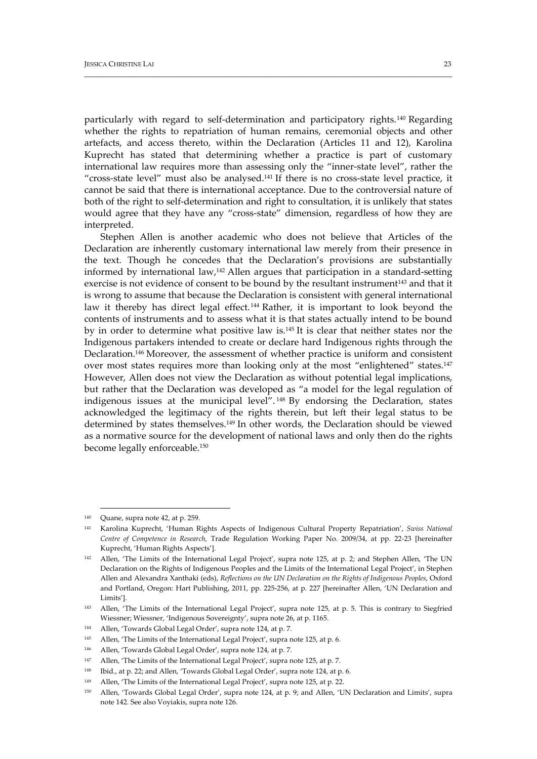particularly with regard to self-determination and participatory rights.[140] Regarding whether the rights to repatriation of human remains, ceremonial objects and other artefacts, and access thereto, within the Declaration (Articles 11 and 12), Karolina Kuprecht has stated that determining whether a practice is part of customary international law requires more than assessing only the "inner-state level", rather the "cross-state level" must also be analysed.[141] If there is no cross-state level practice, it cannot be said that there is international acceptance. Due to the controversial nature of both of the right to self-determination and right to consultation, it is unlikely that states would agree that they have any "cross-state" dimension, regardless of how they are interpreted.

Stephen Allen is another academic who does not believe that Articles of the Declaration are inherently customary international law merely from their presence in the text. Though he concedes that the Declaration's provisions are substantially informed by international law,[142] Allen argues that participation in a standard-setting exercise is not evidence of consent to be bound by the resultant instrument[143] and that it is wrong to assume that because the Declaration is consistent with general international law it thereby has direct legal effect.[144] Rather, it is important to look beyond the contents of instruments and to assess what it is that states actually intend to be bound by in order to determine what positive law is.[145] It is clear that neither states nor the Indigenous partakers intended to create or declare hard Indigenous rights through the Declaration.[146] Moreover, the assessment of whether practice is uniform and consistent over most states requires more than looking only at the most "enlightened" states.[147] However, Allen does not view the Declaration as without potential legal implications, but rather that the Declaration was developed as "a model for the legal regulation of indigenous issues at the municipal level".[148] By endorsing the Declaration, states acknowledged the legitimacy of the rights therein, but left their legal status to be determined by states themselves.[149] In other words, the Declaration should be viewed as a normative source for the development of national laws and only then do the rights become legally enforceable.[150]

---

[140] Quane, supra note 42, at p. 259.

[141] Karolina Kuprecht, 'Human Rights Aspects of Indigenous Cultural Property Repatriation', *Swiss National Centre of Competence in Research*, Trade Regulation Working Paper No. 2009/34, at pp. 22-23 [hereinafter Kuprecht, 'Human Rights Aspects'].

[142] Allen, 'The Limits of the International Legal Project', supra note 125, at p. 2; and Stephen Allen, 'The UN Declaration on the Rights of Indigenous Peoples and the Limits of the International Legal Project', in Stephen Allen and Alexandra Xanthaki (eds), *Reflections on the UN Declaration on the Rights of Indigenous Peoples*, Oxford and Portland, Oregon: Hart Publishing, 2011, pp. 225-256, at p. 227 [hereinafter Allen, 'UN Declaration and Limits'].

[143] Allen, 'The Limits of the International Legal Project', supra note 125, at p. 5. This is contrary to Siegfried Wiessner; Wiessner, 'Indigenous Sovereignty', supra note 26, at p. 1165.

[144] Allen, 'Towards Global Legal Order', supra note 124, at p. 7.

[145] Allen, 'The Limits of the International Legal Project', supra note 125, at p. 6.

[146] Allen, 'Towards Global Legal Order', supra note 124, at p. 7.

[147] Allen, 'The Limits of the International Legal Project', supra note 125, at p. 7.

[148] Ibid., at p. 22; and Allen, 'Towards Global Legal Order', supra note 124, at p. 6.

[149] Allen, 'The Limits of the International Legal Project', supra note 125, at p. 22.

[150] Allen, 'Towards Global Legal Order', supra note 124, at p. 9; and Allen, 'UN Declaration and Limits', supra note 142. See also Voyiakis, supra note 126.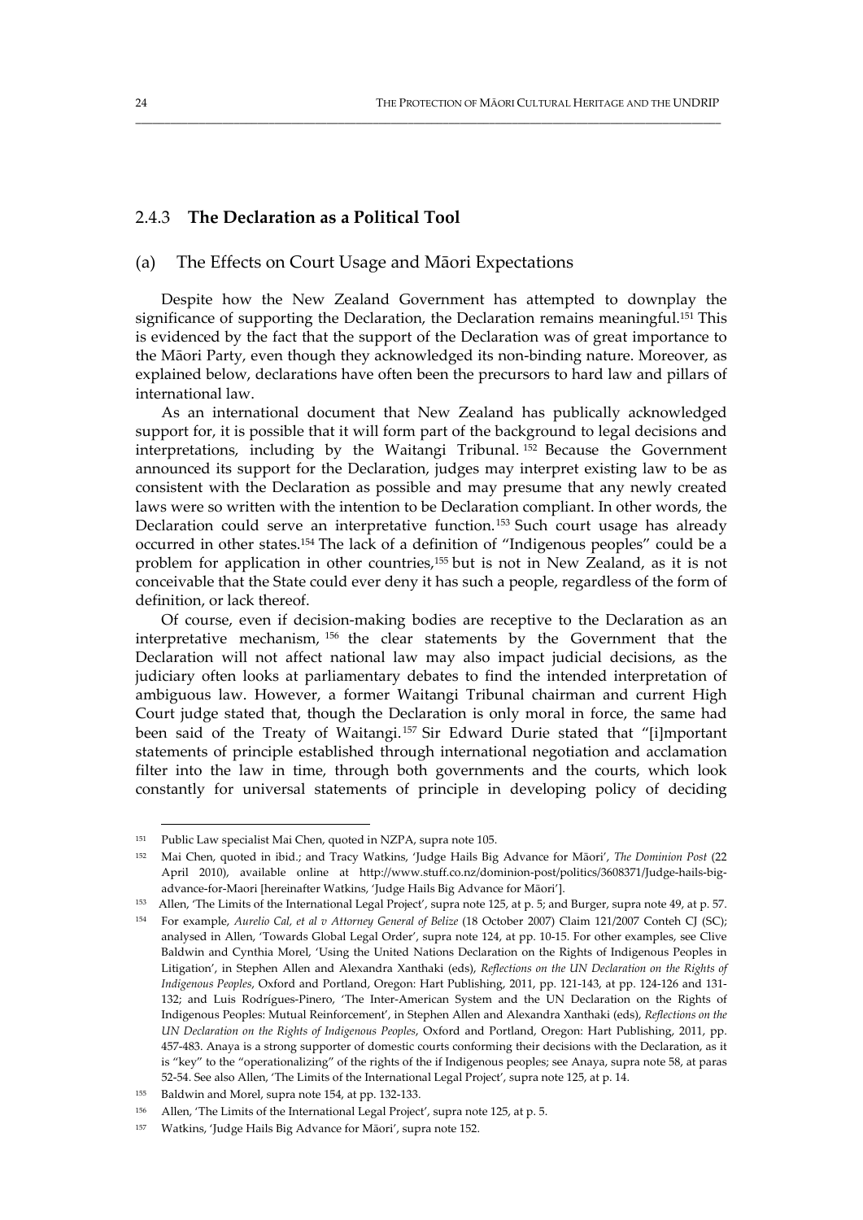### 2.4.3 **The Declaration as a Political Tool**

#### (a) The Effects on Court Usage and Māori Expectations

Despite how the New Zealand Government has attempted to downplay the significance of supporting the Declaration, the Declaration remains meaningful.[151] This is evidenced by the fact that the support of the Declaration was of great importance to the Māori Party, even though they acknowledged its non-binding nature. Moreover, as explained below, declarations have often been the precursors to hard law and pillars of international law.

As an international document that New Zealand has publically acknowledged support for, it is possible that it will form part of the background to legal decisions and interpretations, including by the Waitangi Tribunal.[152] Because the Government announced its support for the Declaration, judges may interpret existing law to be as consistent with the Declaration as possible and may presume that any newly created laws were so written with the intention to be Declaration compliant. In other words, the Declaration could serve an interpretative function.[153] Such court usage has already occurred in other states.[154] The lack of a definition of "Indigenous peoples" could be a problem for application in other countries,[155] but is not in New Zealand, as it is not conceivable that the State could ever deny it has such a people, regardless of the form of definition, or lack thereof.

Of course, even if decision-making bodies are receptive to the Declaration as an interpretative mechanism,[156] the clear statements by the Government that the Declaration will not affect national law may also impact judicial decisions, as the judiciary often looks at parliamentary debates to find the intended interpretation of ambiguous law. However, a former Waitangi Tribunal chairman and current High Court judge stated that, though the Declaration is only moral in force, the same had been said of the Treaty of Waitangi.[157] Sir Edward Durie stated that "[i]mportant statements of principle established through international negotiation and acclamation filter into the law in time, through both governments and the courts, which look constantly for universal statements of principle in developing policy of deciding

---

[151] Public Law specialist Mai Chen, quoted in NZPA, supra note 105.

[152] Mai Chen, quoted in ibid.; and Tracy Watkins, 'Judge Hails Big Advance for Māori', *The Dominion Post* (22 April 2010), available online at http://www.stuff.co.nz/dominion-post/politics/3608371/Judge-hails-big-advance-for-Maori [hereinafter Watkins, 'Judge Hails Big Advance for Māori'].

[153] Allen, 'The Limits of the International Legal Project', supra note 125, at p. 5; and Burger, supra note 49, at p. 57.

[154] For example, *Aurelio Cal, et al v Attorney General of Belize* (18 October 2007) Claim 121/2007 Conteh CJ (SC); analysed in Allen, 'Towards Global Legal Order', supra note 124, at pp. 10-15. For other examples, see Clive Baldwin and Cynthia Morel, 'Using the United Nations Declaration on the Rights of Indigenous Peoples in Litigation', in Stephen Allen and Alexandra Xanthaki (eds), *Reflections on the UN Declaration on the Rights of Indigenous Peoples*, Oxford and Portland, Oregon: Hart Publishing, 2011, pp. 121-143, at pp. 124-126 and 131-132; and Luis Rodrígues-Pinero, 'The Inter-American System and the UN Declaration on the Rights of Indigenous Peoples: Mutual Reinforcement', in Stephen Allen and Alexandra Xanthaki (eds), *Reflections on the UN Declaration on the Rights of Indigenous Peoples*, Oxford and Portland, Oregon: Hart Publishing, 2011, pp. 457-483. Anaya is a strong supporter of domestic courts conforming their decisions with the Declaration, as it is "key" to the "operationalizing" of the rights of the if Indigenous peoples; see Anaya, supra note 58, at paras 52-54. See also Allen, 'The Limits of the International Legal Project', supra note 125, at p. 14.

[155] Baldwin and Morel, supra note 154, at pp. 132-133.

[156] Allen, 'The Limits of the International Legal Project', supra note 125, at p. 5.

[157] Watkins, 'Judge Hails Big Advance for Māori', supra note 152.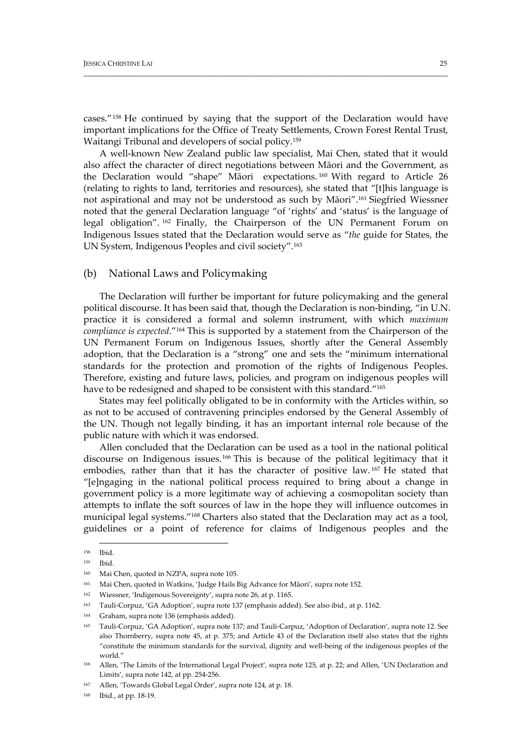cases."[158] He continued by saying that the support of the Declaration would have important implications for the Office of Treaty Settlements, Crown Forest Rental Trust, Waitangi Tribunal and developers of social policy.[159]

A well-known New Zealand public law specialist, Mai Chen, stated that it would also affect the character of direct negotiations between Māori and the Government, as the Declaration would "shape" Māori expectations.[160] With regard to Article 26 (relating to rights to land, territories and resources), she stated that "[t]his language is not aspirational and may not be understood as such by Māori".[161] Siegfried Wiessner noted that the general Declaration language "of 'rights' and 'status' is the language of legal obligation".[162] Finally, the Chairperson of the UN Permanent Forum on Indigenous Issues stated that the Declaration would serve as "*the* guide for States, the UN System, Indigenous Peoples and civil society".[163]

## (b) National Laws and Policymaking

The Declaration will further be important for future policymaking and the general political discourse. It has been said that, though the Declaration is non-binding, "in U.N. practice it is considered a formal and solemn instrument, with which *maximum compliance is expected*."[164] This is supported by a statement from the Chairperson of the UN Permanent Forum on Indigenous Issues, shortly after the General Assembly adoption, that the Declaration is a "strong" one and sets the "minimum international standards for the protection and promotion of the rights of Indigenous Peoples. Therefore, existing and future laws, policies, and program on indigenous peoples will have to be redesigned and shaped to be consistent with this standard."[165]

States may feel politically obligated to be in conformity with the Articles within, so as not to be accused of contravening principles endorsed by the General Assembly of the UN. Though not legally binding, it has an important internal role because of the public nature with which it was endorsed.

Allen concluded that the Declaration can be used as a tool in the national political discourse on Indigenous issues.[166] This is because of the political legitimacy that it embodies, rather than that it has the character of positive law.[167] He stated that "[e]ngaging in the national political process required to bring about a change in government policy is a more legitimate way of achieving a cosmopolitan society than attempts to inflate the soft sources of law in the hope they will influence outcomes in municipal legal systems."[168] Charters also stated that the Declaration may act as a tool, guidelines or a point of reference for claims of Indigenous peoples and the

---

158 Ibid.

159 Ibid.

160 Mai Chen, quoted in NZPA, supra note 105.

161 Mai Chen, quoted in Watkins, 'Judge Hails Big Advance for Māori', supra note 152.

162 Wiessner, 'Indigenous Sovereignty', supra note 26, at p. 1165.

163 Tauli-Corpuz, 'GA Adoption', supra note 137 (emphasis added). See also ibid., at p. 1162.

164 Graham, supra note 136 (emphasis added).

165 Tauli-Corpuz, 'GA Adoption', supra note 137; and Tauli-Carpuz, 'Adoption of Declaration', supra note 12. See also Thornberry, supra note 45, at p. 375; and Article 43 of the Declaration itself also states that the rights "constitute the minimum standards for the survival, dignity and well-being of the indigenous peoples of the world."

166 Allen, 'The Limits of the International Legal Project', supra note 125, at p. 22; and Allen, 'UN Declaration and Limits', supra note 142, at pp. 254-256.

167 Allen, 'Towards Global Legal Order', supra note 124, at p. 18.

168 Ibid., at pp. 18-19.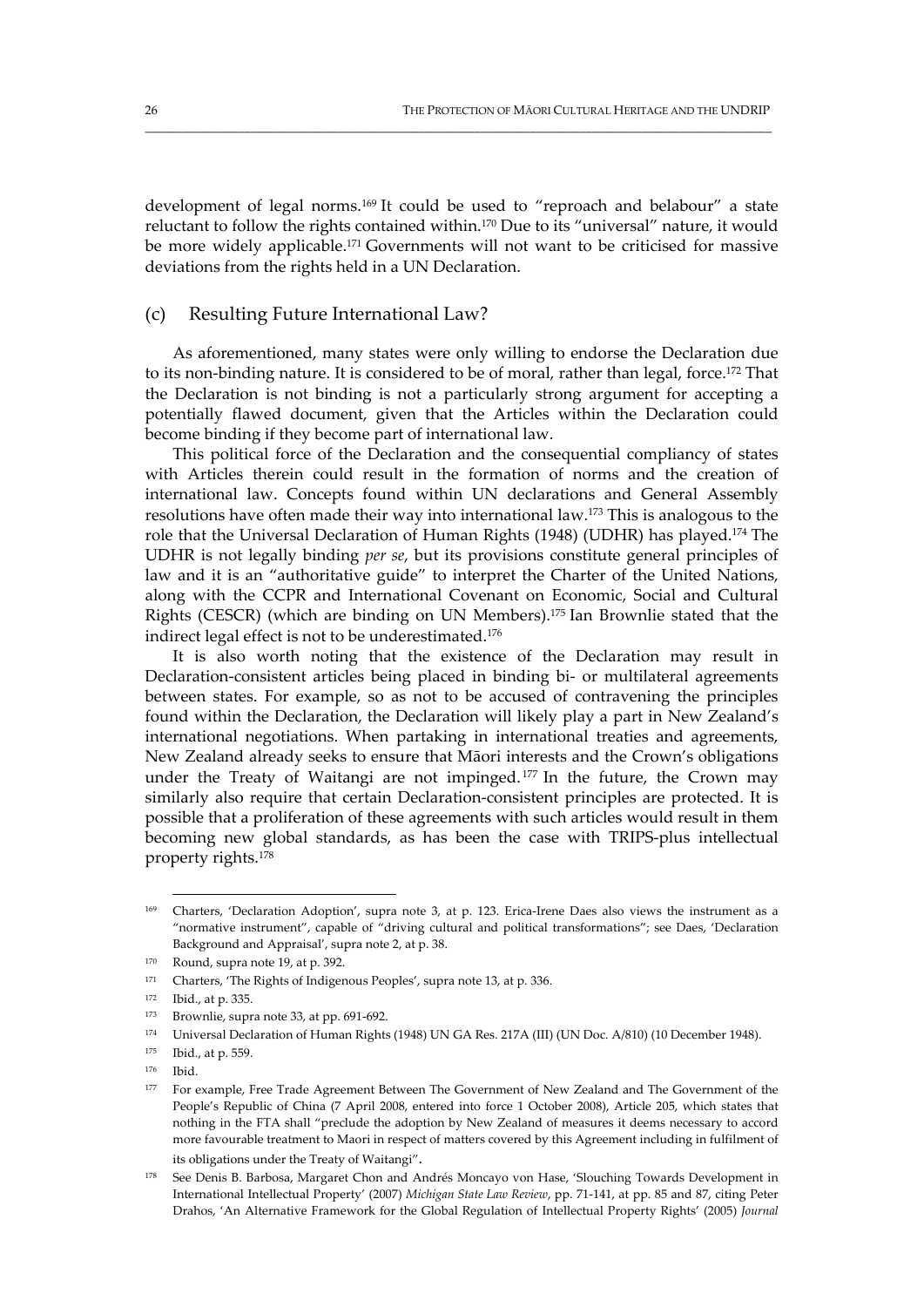development of legal norms.[169] It could be used to "reproach and belabour" a state reluctant to follow the rights contained within.[170] Due to its "universal" nature, it would be more widely applicable.[171] Governments will not want to be criticised for massive deviations from the rights held in a UN Declaration.

## (c) Resulting Future International Law?

As aforementioned, many states were only willing to endorse the Declaration due to its non-binding nature. It is considered to be of moral, rather than legal, force.[172] That the Declaration is not binding is not a particularly strong argument for accepting a potentially flawed document, given that the Articles within the Declaration could become binding if they become part of international law.

This political force of the Declaration and the consequential compliancy of states with Articles therein could result in the formation of norms and the creation of international law. Concepts found within UN declarations and General Assembly resolutions have often made their way into international law.[173] This is analogous to the role that the Universal Declaration of Human Rights (1948) (UDHR) has played.[174] The UDHR is not legally binding *per se*, but its provisions constitute general principles of law and it is an "authoritative guide" to interpret the Charter of the United Nations, along with the CCPR and International Covenant on Economic, Social and Cultural Rights (CESCR) (which are binding on UN Members).[175] Ian Brownlie stated that the indirect legal effect is not to be underestimated.[176]

It is also worth noting that the existence of the Declaration may result in Declaration-consistent articles being placed in binding bi- or multilateral agreements between states. For example, so as not to be accused of contravening the principles found within the Declaration, the Declaration will likely play a part in New Zealand's international negotiations. When partaking in international treaties and agreements, New Zealand already seeks to ensure that Māori interests and the Crown's obligations under the Treaty of Waitangi are not impinged.[177] In the future, the Crown may similarly also require that certain Declaration-consistent principles are protected. It is possible that a proliferation of these agreements with such articles would result in them becoming new global standards, as has been the case with TRIPS-plus intellectual property rights.[178]

---

[169] Charters, 'Declaration Adoption', supra note 3, at p. 123. Erica-Irene Daes also views the instrument as a "normative instrument", capable of "driving cultural and political transformations"; see Daes, 'Declaration Background and Appraisal', supra note 2, at p. 38.

[170] Round, supra note 19, at p. 392.

[171] Charters, 'The Rights of Indigenous Peoples', supra note 13, at p. 336.

[172] Ibid., at p. 335.

[173] Brownlie, supra note 33, at pp. 691-692.

[174] Universal Declaration of Human Rights (1948) UN GA Res. 217A (III) (UN Doc. A/810) (10 December 1948).

[175] Ibid., at p. 559.

[176] Ibid.

[177] For example, Free Trade Agreement Between The Government of New Zealand and The Government of the People's Republic of China (7 April 2008, entered into force 1 October 2008), Article 205, which states that nothing in the FTA shall "preclude the adoption by New Zealand of measures it deems necessary to accord more favourable treatment to Maori in respect of matters covered by this Agreement including in fulfilment of its obligations under the Treaty of Waitangi".

[178] See Denis B. Barbosa, Margaret Chon and Andrés Moncayo von Hase, 'Slouching Towards Development in International Intellectual Property' (2007) *Michigan State Law Review*, pp. 71-141, at pp. 85 and 87, citing Peter Drahos, 'An Alternative Framework for the Global Regulation of Intellectual Property Rights' (2005) *Journal*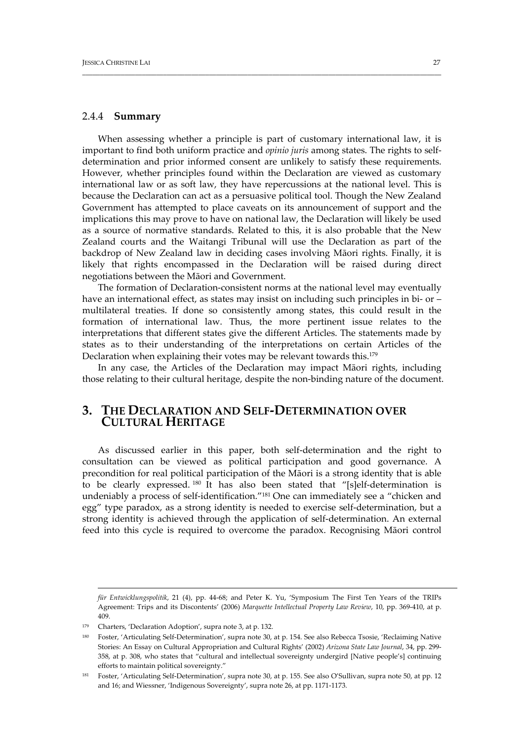### 2.4.4 **Summary**

When assessing whether a principle is part of customary international law, it is important to find both uniform practice and *opinio juris* among states. The rights to self-determination and prior informed consent are unlikely to satisfy these requirements. However, whether principles found within the Declaration are viewed as customary international law or as soft law, they have repercussions at the national level. This is because the Declaration can act as a persuasive political tool. Though the New Zealand Government has attempted to place caveats on its announcement of support and the implications this may prove to have on national law, the Declaration will likely be used as a source of normative standards. Related to this, it is also probable that the New Zealand courts and the Waitangi Tribunal will use the Declaration as part of the backdrop of New Zealand law in deciding cases involving Māori rights. Finally, it is likely that rights encompassed in the Declaration will be raised during direct negotiations between the Māori and Government.

The formation of Declaration-consistent norms at the national level may eventually have an international effect, as states may insist on including such principles in bi- or –multilateral treaties. If done so consistently among states, this could result in the formation of international law. Thus, the more pertinent issue relates to the interpretations that different states give the different Articles. The statements made by states as to their understanding of the interpretations on certain Articles of the Declaration when explaining their votes may be relevant towards this.[179]

In any case, the Articles of the Declaration may impact Māori rights, including those relating to their cultural heritage, despite the non-binding nature of the document.

## 3. THE DECLARATION AND SELF-DETERMINATION OVER CULTURAL HERITAGE

As discussed earlier in this paper, both self-determination and the right to consultation can be viewed as political participation and good governance. A precondition for real political participation of the Māori is a strong identity that is able to be clearly expressed.[180] It has also been stated that "[s]elf-determination is undeniably a process of self-identification."[181] One can immediately see a "chicken and egg" type paradox, as a strong identity is needed to exercise self-determination, but a strong identity is achieved through the application of self-determination. An external feed into this cycle is required to overcome the paradox. Recognising Māori control

---

*für Entwicklungspolitik*, 21 (4), pp. 44-68; and Peter K. Yu, 'Symposium The First Ten Years of the TRIPs Agreement: Trips and its Discontents' (2006) *Marquette Intellectual Property Law Review*, 10, pp. 369-410, at p. 409.

[179] Charters, 'Declaration Adoption', supra note 3, at p. 132.

[180] Foster, 'Articulating Self-Determination', supra note 30, at p. 154. See also Rebecca Tsosie, 'Reclaiming Native Stories: An Essay on Cultural Appropriation and Cultural Rights' (2002) *Arizona State Law Journal*, 34, pp. 299-358, at p. 308, who states that "cultural and intellectual sovereignty undergird [Native people's] continuing efforts to maintain political sovereignty."

[181] Foster, 'Articulating Self-Determination', supra note 30, at p. 155. See also O'Sullivan, supra note 50, at pp. 12 and 16; and Wiessner, 'Indigenous Sovereignty', supra note 26, at pp. 1171-1173.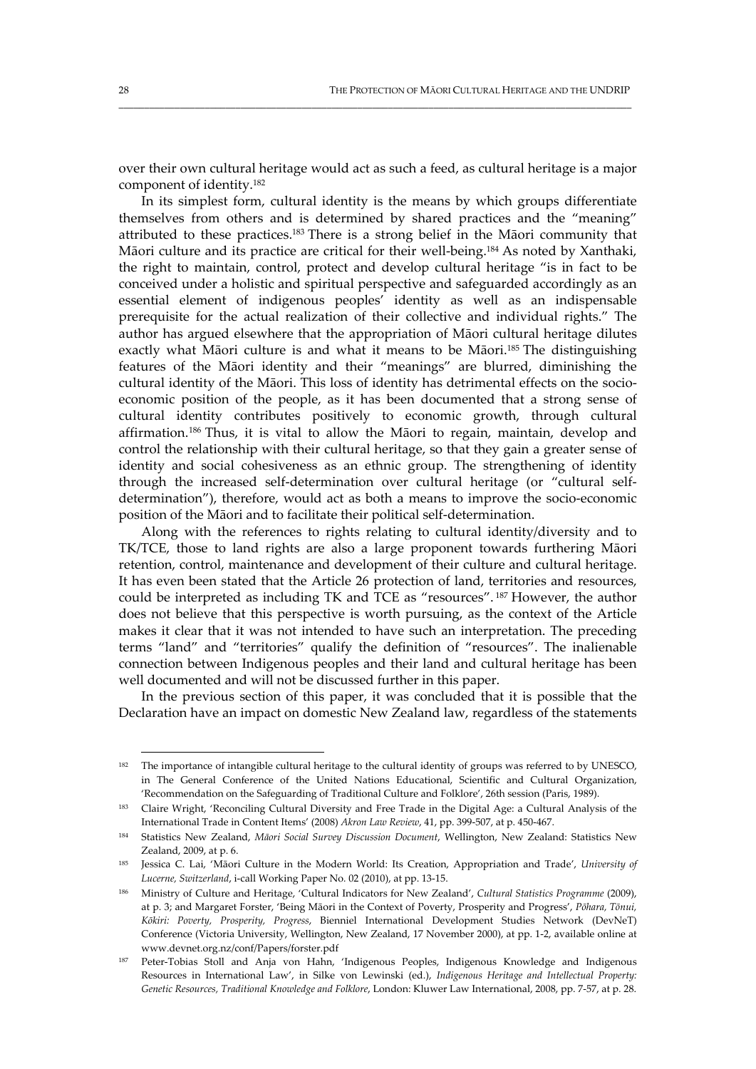over their own cultural heritage would act as such a feed, as cultural heritage is a major component of identity.[182]

In its simplest form, cultural identity is the means by which groups differentiate themselves from others and is determined by shared practices and the "meaning" attributed to these practices.[183] There is a strong belief in the Māori community that Māori culture and its practice are critical for their well-being.[184] As noted by Xanthaki, the right to maintain, control, protect and develop cultural heritage "is in fact to be conceived under a holistic and spiritual perspective and safeguarded accordingly as an essential element of indigenous peoples' identity as well as an indispensable prerequisite for the actual realization of their collective and individual rights." The author has argued elsewhere that the appropriation of Māori cultural heritage dilutes exactly what Māori culture is and what it means to be Māori.[185] The distinguishing features of the Māori identity and their "meanings" are blurred, diminishing the cultural identity of the Māori. This loss of identity has detrimental effects on the socio-economic position of the people, as it has been documented that a strong sense of cultural identity contributes positively to economic growth, through cultural affirmation.[186] Thus, it is vital to allow the Māori to regain, maintain, develop and control the relationship with their cultural heritage, so that they gain a greater sense of identity and social cohesiveness as an ethnic group. The strengthening of identity through the increased self-determination over cultural heritage (or "cultural self-determination"), therefore, would act as both a means to improve the socio-economic position of the Māori and to facilitate their political self-determination.

Along with the references to rights relating to cultural identity/diversity and to TK/TCE, those to land rights are also a large proponent towards furthering Māori retention, control, maintenance and development of their culture and cultural heritage. It has even been stated that the Article 26 protection of land, territories and resources, could be interpreted as including TK and TCE as "resources".[187] However, the author does not believe that this perspective is worth pursuing, as the context of the Article makes it clear that it was not intended to have such an interpretation. The preceding terms "land" and "territories" qualify the definition of "resources". The inalienable connection between Indigenous peoples and their land and cultural heritage has been well documented and will not be discussed further in this paper.

In the previous section of this paper, it was concluded that it is possible that the Declaration have an impact on domestic New Zealand law, regardless of the statements

---

[182] The importance of intangible cultural heritage to the cultural identity of groups was referred to by UNESCO, in The General Conference of the United Nations Educational, Scientific and Cultural Organization, 'Recommendation on the Safeguarding of Traditional Culture and Folklore', 26th session (Paris, 1989).

[183] Claire Wright, 'Reconciling Cultural Diversity and Free Trade in the Digital Age: a Cultural Analysis of the International Trade in Content Items' (2008) *Akron Law Review*, 41, pp. 399-507, at p. 450-467.

[184] Statistics New Zealand, *Māori Social Survey Discussion Document*, Wellington, New Zealand: Statistics New Zealand, 2009, at p. 6.

[185] Jessica C. Lai, 'Māori Culture in the Modern World: Its Creation, Appropriation and Trade', *University of Lucerne, Switzerland*, i-call Working Paper No. 02 (2010), at pp. 13-15.

[186] Ministry of Culture and Heritage, 'Cultural Indicators for New Zealand', *Cultural Statistics Programme* (2009), at p. 3; and Margaret Forster, 'Being Māori in the Context of Poverty, Prosperity and Progress', *Pōhara, Tōnui, Kōkiri: Poverty, Prosperity, Progress*, Bienniel International Development Studies Network (DevNeT) Conference (Victoria University, Wellington, New Zealand, 17 November 2000), at pp. 1-2, available online at www.devnet.org.nz/conf/Papers/forster.pdf

[187] Peter-Tobias Stoll and Anja von Hahn, 'Indigenous Peoples, Indigenous Knowledge and Indigenous Resources in International Law', in Silke von Lewinski (ed.), *Indigenous Heritage and Intellectual Property: Genetic Resources, Traditional Knowledge and Folklore*, London: Kluwer Law International, 2008, pp. 7-57, at p. 28.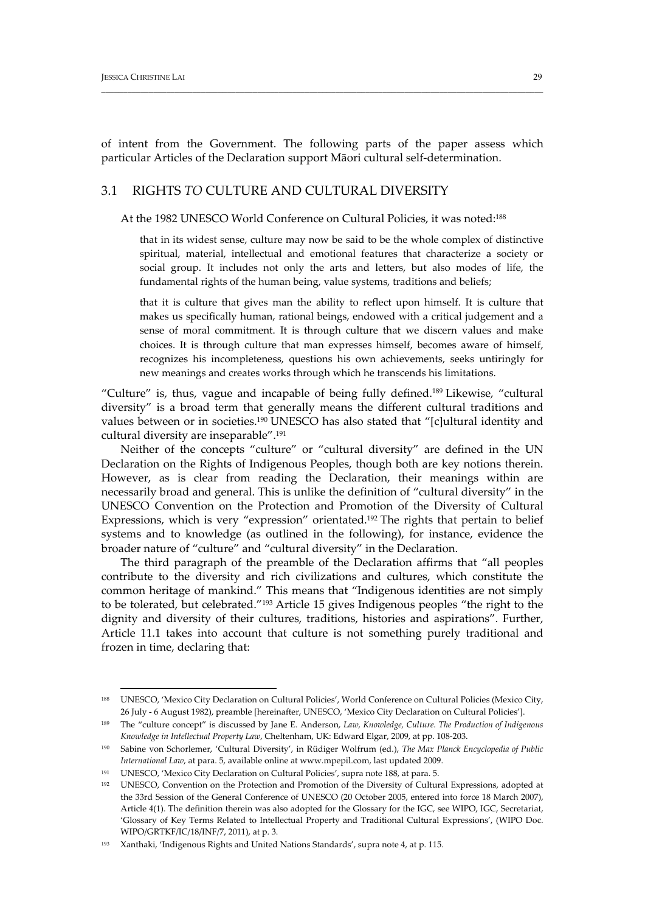of intent from the Government. The following parts of the paper assess which particular Articles of the Declaration support Māori cultural self-determination.

## 3.1 RIGHTS *TO* CULTURE AND CULTURAL DIVERSITY

At the 1982 UNESCO World Conference on Cultural Policies, it was noted:[188]

> that in its widest sense, culture may now be said to be the whole complex of distinctive spiritual, material, intellectual and emotional features that characterize a society or social group. It includes not only the arts and letters, but also modes of life, the fundamental rights of the human being, value systems, traditions and beliefs;
>
> that it is culture that gives man the ability to reflect upon himself. It is culture that makes us specifically human, rational beings, endowed with a critical judgement and a sense of moral commitment. It is through culture that we discern values and make choices. It is through culture that man expresses himself, becomes aware of himself, recognizes his incompleteness, questions his own achievements, seeks untiringly for new meanings and creates works through which he transcends his limitations.

"Culture" is, thus, vague and incapable of being fully defined.[189] Likewise, "cultural diversity" is a broad term that generally means the different cultural traditions and values between or in societies.[190] UNESCO has also stated that "[c]ultural identity and cultural diversity are inseparable".[191]

Neither of the concepts "culture" or "cultural diversity" are defined in the UN Declaration on the Rights of Indigenous Peoples, though both are key notions therein. However, as is clear from reading the Declaration, their meanings within are necessarily broad and general. This is unlike the definition of "cultural diversity" in the UNESCO Convention on the Protection and Promotion of the Diversity of Cultural Expressions, which is very "expression" orientated.[192] The rights that pertain to belief systems and to knowledge (as outlined in the following), for instance, evidence the broader nature of "culture" and "cultural diversity" in the Declaration.

The third paragraph of the preamble of the Declaration affirms that "all peoples contribute to the diversity and rich civilizations and cultures, which constitute the common heritage of mankind." This means that "Indigenous identities are not simply to be tolerated, but celebrated."[193] Article 15 gives Indigenous peoples "the right to the dignity and diversity of their cultures, traditions, histories and aspirations". Further, Article 11.1 takes into account that culture is not something purely traditional and frozen in time, declaring that:

---

[188] UNESCO, 'Mexico City Declaration on Cultural Policies', World Conference on Cultural Policies (Mexico City, 26 July - 6 August 1982), preamble [hereinafter, UNESCO, 'Mexico City Declaration on Cultural Policies'].

[189] The "culture concept" is discussed by Jane E. Anderson, *Law, Knowledge, Culture. The Production of Indigenous Knowledge in Intellectual Property Law*, Cheltenham, UK: Edward Elgar, 2009, at pp. 108-203.

[190] Sabine von Schorlemer, 'Cultural Diversity', in Rüdiger Wolfrum (ed.), *The Max Planck Encyclopedia of Public International Law*, at para. 5, available online at www.mpepil.com, last updated 2009.

[191] UNESCO, 'Mexico City Declaration on Cultural Policies', supra note 188, at para. 5.

[192] UNESCO, Convention on the Protection and Promotion of the Diversity of Cultural Expressions, adopted at the 33rd Session of the General Conference of UNESCO (20 October 2005, entered into force 18 March 2007), Article 4(1). The definition therein was also adopted for the Glossary for the IGC, see WIPO, IGC, Secretariat, 'Glossary of Key Terms Related to Intellectual Property and Traditional Cultural Expressions', (WIPO Doc. WIPO/GRTKF/IC/18/INF/7, 2011), at p. 3.

[193] Xanthaki, 'Indigenous Rights and United Nations Standards', supra note 4, at p. 115.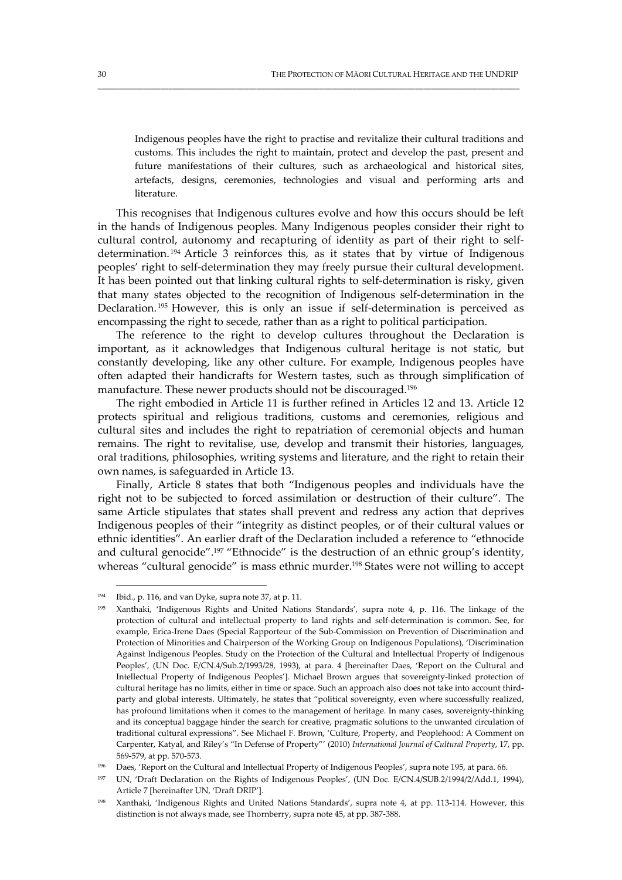> Indigenous peoples have the right to practise and revitalize their cultural traditions and customs. This includes the right to maintain, protect and develop the past, present and future manifestations of their cultures, such as archaeological and historical sites, artefacts, designs, ceremonies, technologies and visual and performing arts and literature.

This recognises that Indigenous cultures evolve and how this occurs should be left in the hands of Indigenous peoples. Many Indigenous peoples consider their right to cultural control, autonomy and recapturing of identity as part of their right to self-determination.[194] Article 3 reinforces this, as it states that by virtue of Indigenous peoples' right to self-determination they may freely pursue their cultural development. It has been pointed out that linking cultural rights to self-determination is risky, given that many states objected to the recognition of Indigenous self-determination in the Declaration.[195] However, this is only an issue if self-determination is perceived as encompassing the right to secede, rather than as a right to political participation.

The reference to the right to develop cultures throughout the Declaration is important, as it acknowledges that Indigenous cultural heritage is not static, but constantly developing, like any other culture. For example, Indigenous peoples have often adapted their handicrafts for Western tastes, such as through simplification of manufacture. These newer products should not be discouraged.[196]

The right embodied in Article 11 is further refined in Articles 12 and 13. Article 12 protects spiritual and religious traditions, customs and ceremonies, religious and cultural sites and includes the right to repatriation of ceremonial objects and human remains. The right to revitalise, use, develop and transmit their histories, languages, oral traditions, philosophies, writing systems and literature, and the right to retain their own names, is safeguarded in Article 13.

Finally, Article 8 states that both "Indigenous peoples and individuals have the right not to be subjected to forced assimilation or destruction of their culture". The same Article stipulates that states shall prevent and redress any action that deprives Indigenous peoples of their "integrity as distinct peoples, or of their cultural values or ethnic identities". An earlier draft of the Declaration included a reference to "ethnocide and cultural genocide".[197] "Ethnocide" is the destruction of an ethnic group's identity, whereas "cultural genocide" is mass ethnic murder.[198] States were not willing to accept

---

[194] Ibid., p. 116, and van Dyke, supra note 37, at p. 11.

[195] Xanthaki, 'Indigenous Rights and United Nations Standards', supra note 4, p. 116. The linkage of the protection of cultural and intellectual property to land rights and self-determination is common. See, for example, Erica-Irene Daes (Special Rapporteur of the Sub-Commission on Prevention of Discrimination and Protection of Minorities and Chairperson of the Working Group on Indigenous Populations), 'Discrimination Against Indigenous Peoples. Study on the Protection of the Cultural and Intellectual Property of Indigenous Peoples', (UN Doc. E/CN.4/Sub.2/1993/28, 1993), at para. 4 [hereinafter Daes, 'Report on the Cultural and Intellectual Property of Indigenous Peoples']. Michael Brown argues that sovereignty-linked protection of cultural heritage has no limits, either in time or space. Such an approach also does not take into account third-party and global interests. Ultimately, he states that "political sovereignty, even where successfully realized, has profound limitations when it comes to the management of heritage. In many cases, sovereignty-thinking and its conceptual baggage hinder the search for creative, pragmatic solutions to the unwanted circulation of traditional cultural expressions". See Michael F. Brown, 'Culture, Property, and Peoplehood: A Comment on Carpenter, Katyal, and Riley's "In Defense of Property"' (2010) *International Journal of Cultural Property*, 17, pp. 569-579, at pp. 570-573.

[196] Daes, 'Report on the Cultural and Intellectual Property of Indigenous Peoples', supra note 195, at para. 66.

[197] UN, 'Draft Declaration on the Rights of Indigenous Peoples', (UN Doc. E/CN.4/SUB.2/1994/2/Add.1, 1994), Article 7 [hereinafter UN, 'Draft DRIP'].

[198] Xanthaki, 'Indigenous Rights and United Nations Standards', supra note 4, at pp. 113-114. However, this distinction is not always made, see Thornberry, supra note 45, at pp. 387-388.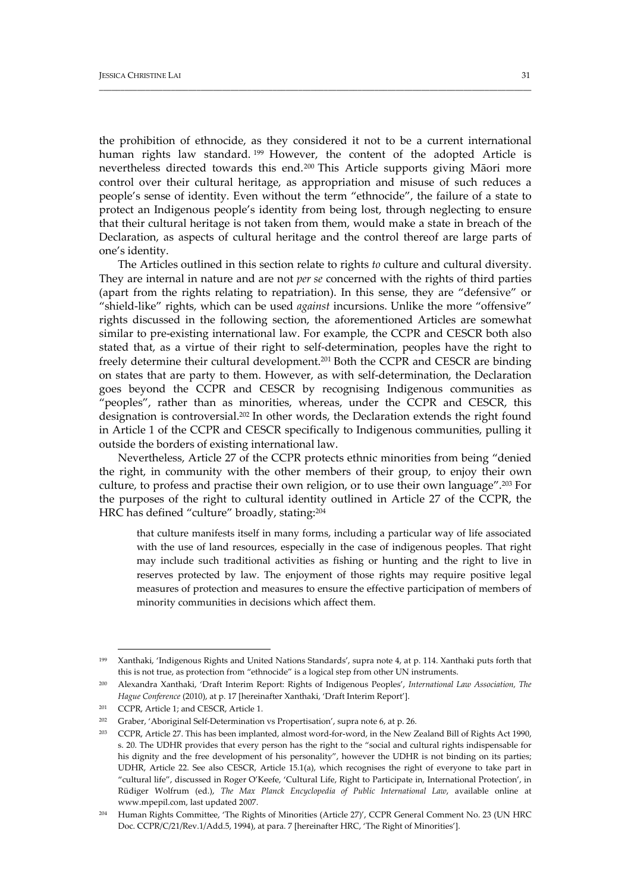the prohibition of ethnocide, as they considered it not to be a current international human rights law standard.[199] However, the content of the adopted Article is nevertheless directed towards this end.[200] This Article supports giving Māori more control over their cultural heritage, as appropriation and misuse of such reduces a people's sense of identity. Even without the term "ethnocide", the failure of a state to protect an Indigenous people's identity from being lost, through neglecting to ensure that their cultural heritage is not taken from them, would make a state in breach of the Declaration, as aspects of cultural heritage and the control thereof are large parts of one's identity.

The Articles outlined in this section relate to rights *to* culture and cultural diversity. They are internal in nature and are not *per se* concerned with the rights of third parties (apart from the rights relating to repatriation). In this sense, they are "defensive" or "shield-like" rights, which can be used *against* incursions. Unlike the more "offensive" rights discussed in the following section, the aforementioned Articles are somewhat similar to pre-existing international law. For example, the CCPR and CESCR both also stated that, as a virtue of their right to self-determination, peoples have the right to freely determine their cultural development.[201] Both the CCPR and CESCR are binding on states that are party to them. However, as with self-determination, the Declaration goes beyond the CCPR and CESCR by recognising Indigenous communities as "peoples", rather than as minorities, whereas, under the CCPR and CESCR, this designation is controversial.[202] In other words, the Declaration extends the right found in Article 1 of the CCPR and CESCR specifically to Indigenous communities, pulling it outside the borders of existing international law.

Nevertheless, Article 27 of the CCPR protects ethnic minorities from being "denied the right, in community with the other members of their group, to enjoy their own culture, to profess and practise their own religion, or to use their own language".[203] For the purposes of the right to cultural identity outlined in Article 27 of the CCPR, the HRC has defined "culture" broadly, stating:[204]

> that culture manifests itself in many forms, including a particular way of life associated with the use of land resources, especially in the case of indigenous peoples. That right may include such traditional activities as fishing or hunting and the right to live in reserves protected by law. The enjoyment of those rights may require positive legal measures of protection and measures to ensure the effective participation of members of minority communities in decisions which affect them.

---

[199] Xanthaki, 'Indigenous Rights and United Nations Standards', supra note 4, at p. 114. Xanthaki puts forth that this is not true, as protection from "ethnocide" is a logical step from other UN instruments.

[200] Alexandra Xanthaki, 'Draft Interim Report: Rights of Indigenous Peoples', *International Law Association, The Hague Conference* (2010), at p. 17 [hereinafter Xanthaki, 'Draft Interim Report'].

[201] CCPR, Article 1; and CESCR, Article 1.

[202] Graber, 'Aboriginal Self-Determination vs Propertisation', supra note 6, at p. 26.

[203] CCPR, Article 27. This has been implanted, almost word-for-word, in the New Zealand Bill of Rights Act 1990, s. 20. The UDHR provides that every person has the right to the "social and cultural rights indispensable for his dignity and the free development of his personality", however the UDHR is not binding on its parties; UDHR, Article 22. See also CESCR, Article 15.1(a), which recognises the right of everyone to take part in "cultural life", discussed in Roger O'Keefe, 'Cultural Life, Right to Participate in, International Protection', in Rüdiger Wolfrum (ed.), *The Max Planck Encyclopedia of Public International Law*, available online at www.mpepil.com, last updated 2007.

[204] Human Rights Committee, 'The Rights of Minorities (Article 27)', CCPR General Comment No. 23 (UN HRC Doc. CCPR/C/21/Rev.1/Add.5, 1994), at para. 7 [hereinafter HRC, 'The Right of Minorities'].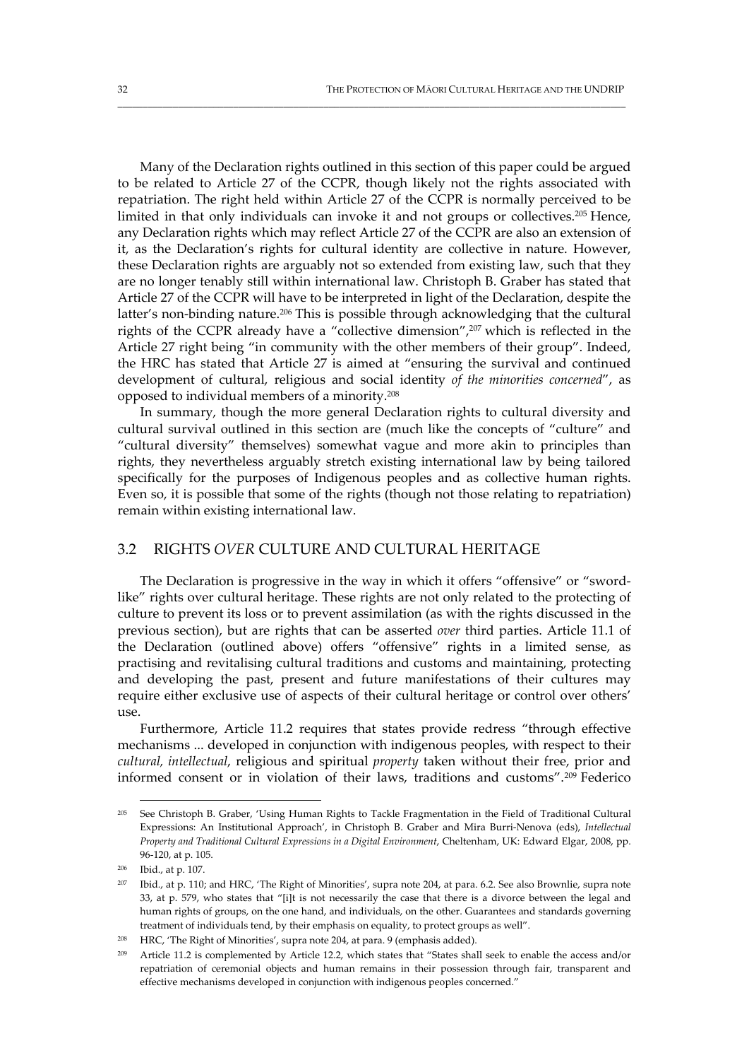Many of the Declaration rights outlined in this section of this paper could be argued to be related to Article 27 of the CCPR, though likely not the rights associated with repatriation. The right held within Article 27 of the CCPR is normally perceived to be limited in that only individuals can invoke it and not groups or collectives.[205] Hence, any Declaration rights which may reflect Article 27 of the CCPR are also an extension of it, as the Declaration's rights for cultural identity are collective in nature. However, these Declaration rights are arguably not so extended from existing law, such that they are no longer tenably still within international law. Christoph B. Graber has stated that Article 27 of the CCPR will have to be interpreted in light of the Declaration, despite the latter's non-binding nature.[206] This is possible through acknowledging that the cultural rights of the CCPR already have a "collective dimension",[207] which is reflected in the Article 27 right being "in community with the other members of their group". Indeed, the HRC has stated that Article 27 is aimed at "ensuring the survival and continued development of cultural, religious and social identity *of the minorities concerned*", as opposed to individual members of a minority.[208]

In summary, though the more general Declaration rights to cultural diversity and cultural survival outlined in this section are (much like the concepts of "culture" and "cultural diversity" themselves) somewhat vague and more akin to principles than rights, they nevertheless arguably stretch existing international law by being tailored specifically for the purposes of Indigenous peoples and as collective human rights. Even so, it is possible that some of the rights (though not those relating to repatriation) remain within existing international law.

## 3.2 RIGHTS *OVER* CULTURE AND CULTURAL HERITAGE

The Declaration is progressive in the way in which it offers "offensive" or "sword-like" rights over cultural heritage. These rights are not only related to the protecting of culture to prevent its loss or to prevent assimilation (as with the rights discussed in the previous section), but are rights that can be asserted *over* third parties. Article 11.1 of the Declaration (outlined above) offers "offensive" rights in a limited sense, as practising and revitalising cultural traditions and customs and maintaining, protecting and developing the past, present and future manifestations of their cultures may require either exclusive use of aspects of their cultural heritage or control over others' use.

Furthermore, Article 11.2 requires that states provide redress "through effective mechanisms ... developed in conjunction with indigenous peoples, with respect to their *cultural, intellectual*, religious and spiritual *property* taken without their free, prior and informed consent or in violation of their laws, traditions and customs".[209] Federico

---

[205] See Christoph B. Graber, 'Using Human Rights to Tackle Fragmentation in the Field of Traditional Cultural Expressions: An Institutional Approach', in Christoph B. Graber and Mira Burri-Nenova (eds), *Intellectual Property and Traditional Cultural Expressions in a Digital Environment*, Cheltenham, UK: Edward Elgar, 2008, pp. 96-120, at p. 105.

[206] Ibid., at p. 107.

[207] Ibid., at p. 110; and HRC, 'The Right of Minorities', supra note 204, at para. 6.2. See also Brownlie, supra note 33, at p. 579, who states that "[i]t is not necessarily the case that there is a divorce between the legal and human rights of groups, on the one hand, and individuals, on the other. Guarantees and standards governing treatment of individuals tend, by their emphasis on equality, to protect groups as well".

[208] HRC, 'The Right of Minorities', supra note 204, at para. 9 (emphasis added).

[209] Article 11.2 is complemented by Article 12.2, which states that "States shall seek to enable the access and/or repatriation of ceremonial objects and human remains in their possession through fair, transparent and effective mechanisms developed in conjunction with indigenous peoples concerned."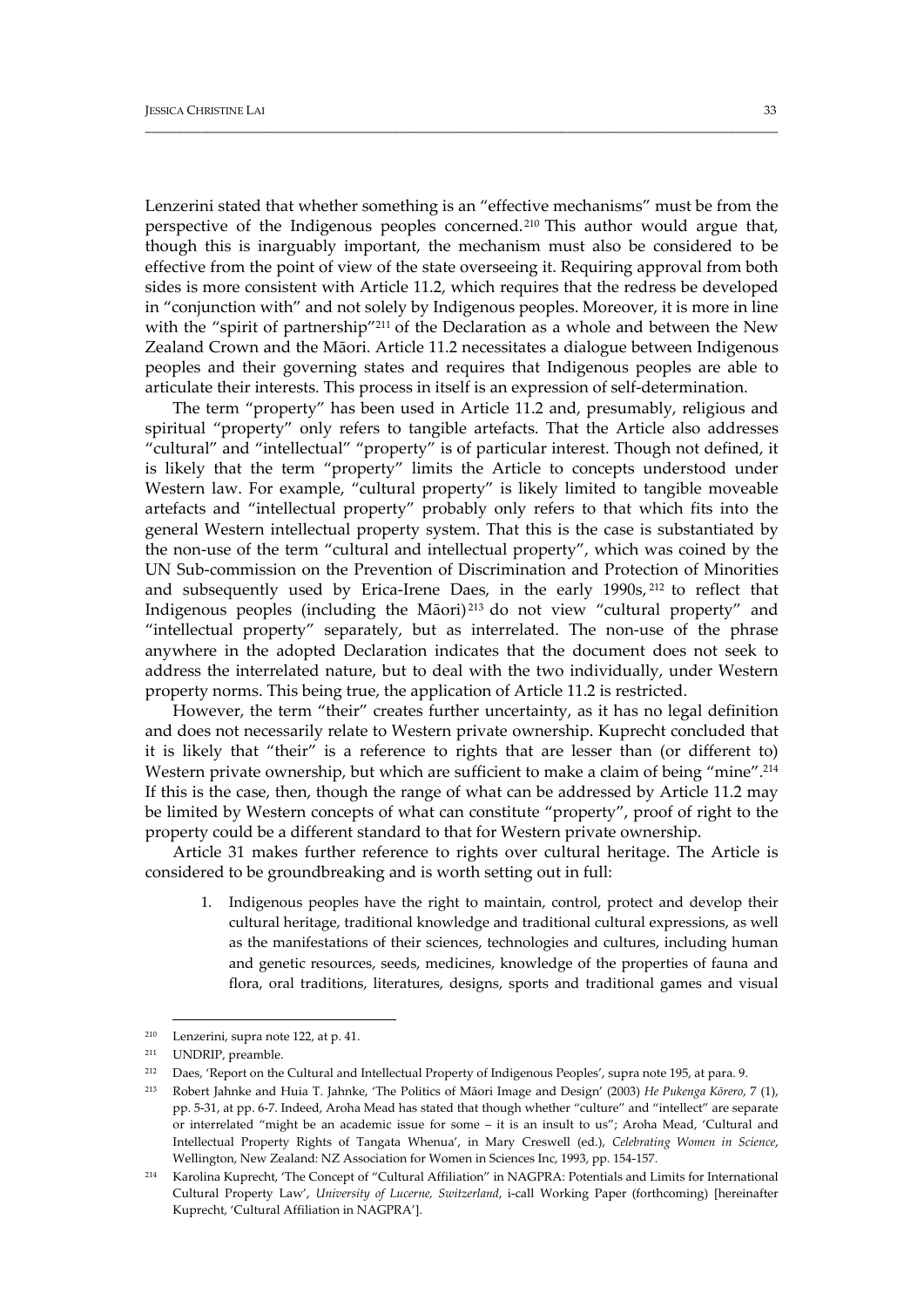Lenzerini stated that whether something is an "effective mechanisms" must be from the perspective of the Indigenous peoples concerned.[210] This author would argue that, though this is inarguably important, the mechanism must also be considered to be effective from the point of view of the state overseeing it. Requiring approval from both sides is more consistent with Article 11.2, which requires that the redress be developed in "conjunction with" and not solely by Indigenous peoples. Moreover, it is more in line with the "spirit of partnership"[211] of the Declaration as a whole and between the New Zealand Crown and the Māori. Article 11.2 necessitates a dialogue between Indigenous peoples and their governing states and requires that Indigenous peoples are able to articulate their interests. This process in itself is an expression of self-determination.

The term "property" has been used in Article 11.2 and, presumably, religious and spiritual "property" only refers to tangible artefacts. That the Article also addresses "cultural" and "intellectual" "property" is of particular interest. Though not defined, it is likely that the term "property" limits the Article to concepts understood under Western law. For example, "cultural property" is likely limited to tangible moveable artefacts and "intellectual property" probably only refers to that which fits into the general Western intellectual property system. That this is the case is substantiated by the non-use of the term "cultural and intellectual property", which was coined by the UN Sub-commission on the Prevention of Discrimination and Protection of Minorities and subsequently used by Erica-Irene Daes, in the early 1990s,[212] to reflect that Indigenous peoples (including the Māori)[213] do not view "cultural property" and "intellectual property" separately, but as interrelated. The non-use of the phrase anywhere in the adopted Declaration indicates that the document does not seek to address the interrelated nature, but to deal with the two individually, under Western property norms. This being true, the application of Article 11.2 is restricted.

However, the term "their" creates further uncertainty, as it has no legal definition and does not necessarily relate to Western private ownership. Kuprecht concluded that it is likely that "their" is a reference to rights that are lesser than (or different to) Western private ownership, but which are sufficient to make a claim of being "mine".[214] If this is the case, then, though the range of what can be addressed by Article 11.2 may be limited by Western concepts of what can constitute "property", proof of right to the property could be a different standard to that for Western private ownership.

Article 31 makes further reference to rights over cultural heritage. The Article is considered to be groundbreaking and is worth setting out in full:

> 1. Indigenous peoples have the right to maintain, control, protect and develop their cultural heritage, traditional knowledge and traditional cultural expressions, as well as the manifestations of their sciences, technologies and cultures, including human and genetic resources, seeds, medicines, knowledge of the properties of fauna and flora, oral traditions, literatures, designs, sports and traditional games and visual

---

[210] Lenzerini, supra note 122, at p. 41.

[211] UNDRIP, preamble.

[212] Daes, 'Report on the Cultural and Intellectual Property of Indigenous Peoples', supra note 195, at para. 9.

[213] Robert Jahnke and Huia T. Jahnke, 'The Politics of Māori Image and Design' (2003) *He Pukenga Kōrero*, 7 (1), pp. 5-31, at pp. 6-7. Indeed, Aroha Mead has stated that though whether "culture" and "intellect" are separate or interrelated "might be an academic issue for some – it is an insult to us"; Aroha Mead, 'Cultural and Intellectual Property Rights of Tangata Whenua', in Mary Creswell (ed.), *Celebrating Women in Science*, Wellington, New Zealand: NZ Association for Women in Sciences Inc, 1993, pp. 154-157.

[214] Karolina Kuprecht, 'The Concept of "Cultural Affiliation" in NAGPRA: Potentials and Limits for International Cultural Property Law', *University of Lucerne, Switzerland*, i-call Working Paper (forthcoming) [hereinafter Kuprecht, 'Cultural Affiliation in NAGPRA'].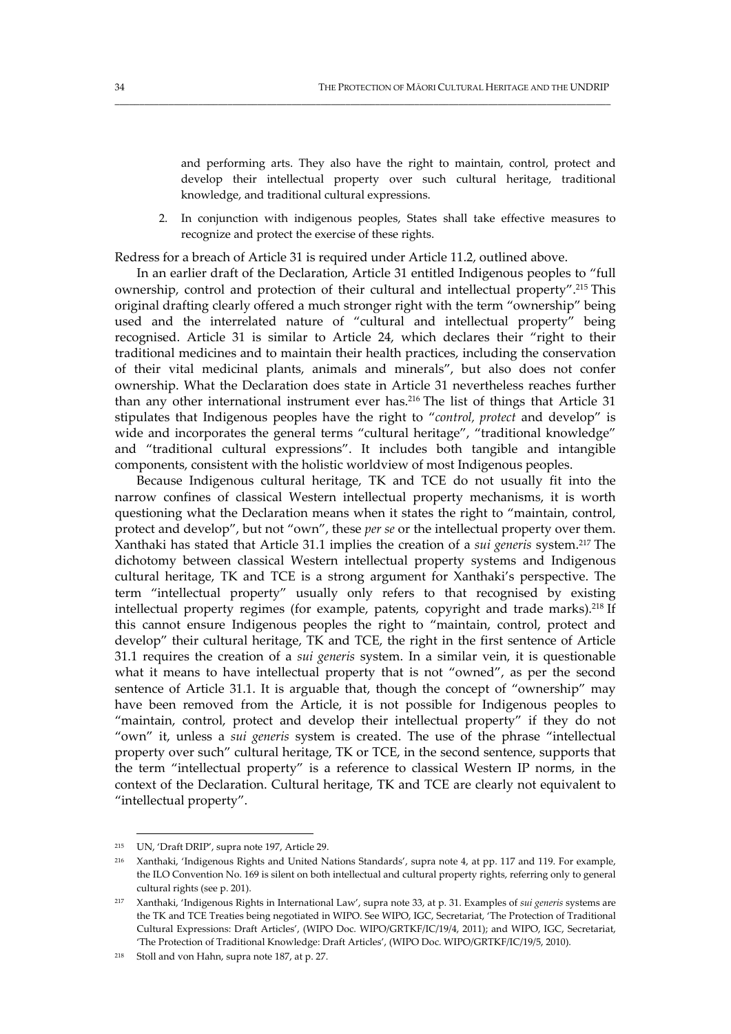> and performing arts. They also have the right to maintain, control, protect and develop their intellectual property over such cultural heritage, traditional knowledge, and traditional cultural expressions.
>
> 2. In conjunction with indigenous peoples, States shall take effective measures to recognize and protect the exercise of these rights.

Redress for a breach of Article 31 is required under Article 11.2, outlined above.

In an earlier draft of the Declaration, Article 31 entitled Indigenous peoples to "full ownership, control and protection of their cultural and intellectual property".[215] This original drafting clearly offered a much stronger right with the term "ownership" being used and the interrelated nature of "cultural and intellectual property" being recognised. Article 31 is similar to Article 24, which declares their "right to their traditional medicines and to maintain their health practices, including the conservation of their vital medicinal plants, animals and minerals", but also does not confer ownership. What the Declaration does state in Article 31 nevertheless reaches further than any other international instrument ever has.[216] The list of things that Article 31 stipulates that Indigenous peoples have the right to "*control, protect* and develop" is wide and incorporates the general terms "cultural heritage", "traditional knowledge" and "traditional cultural expressions". It includes both tangible and intangible components, consistent with the holistic worldview of most Indigenous peoples.

Because Indigenous cultural heritage, TK and TCE do not usually fit into the narrow confines of classical Western intellectual property mechanisms, it is worth questioning what the Declaration means when it states the right to "maintain, control, protect and develop", but not "own", these *per se* or the intellectual property over them. Xanthaki has stated that Article 31.1 implies the creation of a *sui generis* system.[217] The dichotomy between classical Western intellectual property systems and Indigenous cultural heritage, TK and TCE is a strong argument for Xanthaki's perspective. The term "intellectual property" usually only refers to that recognised by existing intellectual property regimes (for example, patents, copyright and trade marks).[218] If this cannot ensure Indigenous peoples the right to "maintain, control, protect and develop" their cultural heritage, TK and TCE, the right in the first sentence of Article 31.1 requires the creation of a *sui generis* system. In a similar vein, it is questionable what it means to have intellectual property that is not "owned", as per the second sentence of Article 31.1. It is arguable that, though the concept of "ownership" may have been removed from the Article, it is not possible for Indigenous peoples to "maintain, control, protect and develop their intellectual property" if they do not "own" it, unless a *sui generis* system is created. The use of the phrase "intellectual property over such" cultural heritage, TK or TCE, in the second sentence, supports that the term "intellectual property" is a reference to classical Western IP norms, in the context of the Declaration. Cultural heritage, TK and TCE are clearly not equivalent to "intellectual property".

---

[215] UN, 'Draft DRIP', supra note 197, Article 29.

[216] Xanthaki, 'Indigenous Rights and United Nations Standards', supra note 4, at pp. 117 and 119. For example, the ILO Convention No. 169 is silent on both intellectual and cultural property rights, referring only to general cultural rights (see p. 201).

[217] Xanthaki, 'Indigenous Rights in International Law', supra note 33, at p. 31. Examples of *sui generis* systems are the TK and TCE Treaties being negotiated in WIPO. See WIPO, IGC, Secretariat, 'The Protection of Traditional Cultural Expressions: Draft Articles', (WIPO Doc. WIPO/GRTKF/IC/19/4, 2011); and WIPO, IGC, Secretariat, 'The Protection of Traditional Knowledge: Draft Articles', (WIPO Doc. WIPO/GRTKF/IC/19/5, 2010).

[218] Stoll and von Hahn, supra note 187, at p. 27.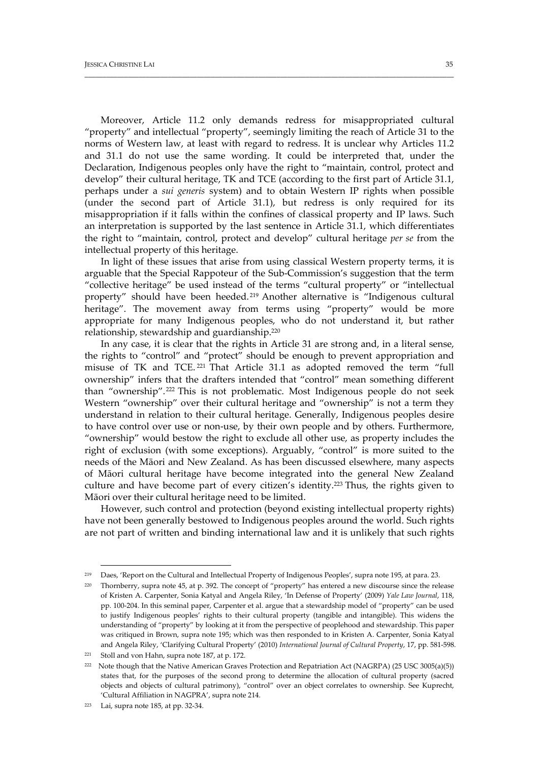Moreover, Article 11.2 only demands redress for misappropriated cultural "property" and intellectual "property", seemingly limiting the reach of Article 31 to the norms of Western law, at least with regard to redress. It is unclear why Articles 11.2 and 31.1 do not use the same wording. It could be interpreted that, under the Declaration, Indigenous peoples only have the right to "maintain, control, protect and develop" their cultural heritage, TK and TCE (according to the first part of Article 31.1, perhaps under a *sui generis* system) and to obtain Western IP rights when possible (under the second part of Article 31.1), but redress is only required for its misappropriation if it falls within the confines of classical property and IP laws. Such an interpretation is supported by the last sentence in Article 31.1, which differentiates the right to "maintain, control, protect and develop" cultural heritage *per se* from the intellectual property of this heritage.

In light of these issues that arise from using classical Western property terms, it is arguable that the Special Rapporteur of the Sub-Commission's suggestion that the term "collective heritage" be used instead of the terms "cultural property" or "intellectual property" should have been heeded.[219] Another alternative is "Indigenous cultural heritage". The movement away from terms using "property" would be more appropriate for many Indigenous peoples, who do not understand it, but rather relationship, stewardship and guardianship.[220]

In any case, it is clear that the rights in Article 31 are strong and, in a literal sense, the rights to "control" and "protect" should be enough to prevent appropriation and misuse of TK and TCE.[221] That Article 31.1 as adopted removed the term "full ownership" infers that the drafters intended that "control" mean something different than "ownership".[222] This is not problematic. Most Indigenous people do not seek Western "ownership" over their cultural heritage and "ownership" is not a term they understand in relation to their cultural heritage. Generally, Indigenous peoples desire to have control over use or non-use, by their own people and by others. Furthermore, "ownership" would bestow the right to exclude all other use, as property includes the right of exclusion (with some exceptions). Arguably, "control" is more suited to the needs of the Māori and New Zealand. As has been discussed elsewhere, many aspects of Māori cultural heritage have become integrated into the general New Zealand culture and have become part of every citizen's identity.[223] Thus, the rights given to Māori over their cultural heritage need to be limited.

However, such control and protection (beyond existing intellectual property rights) have not been generally bestowed to Indigenous peoples around the world. Such rights are not part of written and binding international law and it is unlikely that such rights

---

[219] Daes, 'Report on the Cultural and Intellectual Property of Indigenous Peoples', supra note 195, at para. 23.

[220] Thornberry, supra note 45, at p. 392. The concept of "property" has entered a new discourse since the release of Kristen A. Carpenter, Sonia Katyal and Angela Riley, 'In Defense of Property' (2009) *Yale Law Journal*, 118, pp. 100-204. In this seminal paper, Carpenter et al. argue that a stewardship model of "property" can be used to justify Indigenous peoples' rights to their cultural property (tangible and intangible). This widens the understanding of "property" by looking at it from the perspective of peoplehood and stewardship. This paper was critiqued in Brown, supra note 195; which was then responded to in Kristen A. Carpenter, Sonia Katyal and Angela Riley, 'Clarifying Cultural Property' (2010) *International Journal of Cultural Property*, 17, pp. 581-598.

[221] Stoll and von Hahn, supra note 187, at p. 172.

[222] Note though that the Native American Graves Protection and Repatriation Act (NAGRPA) (25 USC 3005(a)(5)) states that, for the purposes of the second prong to determine the allocation of cultural property (sacred objects and objects of cultural patrimony), "control" over an object correlates to ownership. See Kuprecht, 'Cultural Affiliation in NAGPRA', supra note 214.

[223] Lai, supra note 185, at pp. 32-34.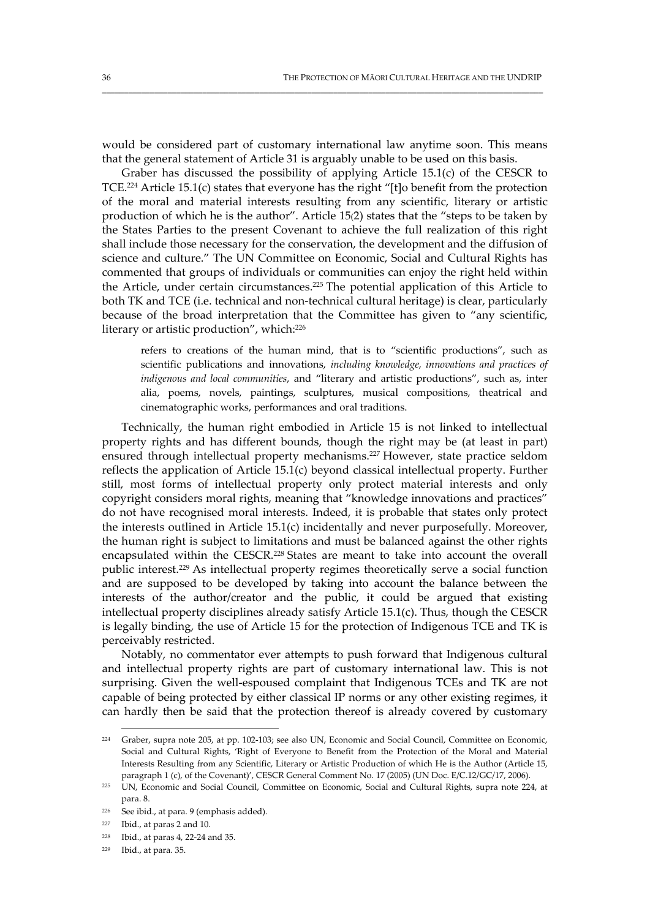would be considered part of customary international law anytime soon. This means that the general statement of Article 31 is arguably unable to be used on this basis.

Graber has discussed the possibility of applying Article 15.1(c) of the CESCR to TCE.[224] Article 15.1(c) states that everyone has the right "[t]o benefit from the protection of the moral and material interests resulting from any scientific, literary or artistic production of which he is the author". Article 15(2) states that the "steps to be taken by the States Parties to the present Covenant to achieve the full realization of this right shall include those necessary for the conservation, the development and the diffusion of science and culture." The UN Committee on Economic, Social and Cultural Rights has commented that groups of individuals or communities can enjoy the right held within the Article, under certain circumstances.[225] The potential application of this Article to both TK and TCE (i.e. technical and non-technical cultural heritage) is clear, particularly because of the broad interpretation that the Committee has given to "any scientific, literary or artistic production", which:[226]

> refers to creations of the human mind, that is to "scientific productions", such as scientific publications and innovations, *including knowledge, innovations and practices of indigenous and local communities*, and "literary and artistic productions", such as, inter alia, poems, novels, paintings, sculptures, musical compositions, theatrical and cinematographic works, performances and oral traditions.

Technically, the human right embodied in Article 15 is not linked to intellectual property rights and has different bounds, though the right may be (at least in part) ensured through intellectual property mechanisms.[227] However, state practice seldom reflects the application of Article 15.1(c) beyond classical intellectual property. Further still, most forms of intellectual property only protect material interests and only copyright considers moral rights, meaning that "knowledge innovations and practices" do not have recognised moral interests. Indeed, it is probable that states only protect the interests outlined in Article 15.1(c) incidentally and never purposefully. Moreover, the human right is subject to limitations and must be balanced against the other rights encapsulated within the CESCR.[228] States are meant to take into account the overall public interest.[229] As intellectual property regimes theoretically serve a social function and are supposed to be developed by taking into account the balance between the interests of the author/creator and the public, it could be argued that existing intellectual property disciplines already satisfy Article 15.1(c). Thus, though the CESCR is legally binding, the use of Article 15 for the protection of Indigenous TCE and TK is perceivably restricted.

Notably, no commentator ever attempts to push forward that Indigenous cultural and intellectual property rights are part of customary international law. This is not surprising. Given the well-espoused complaint that Indigenous TCEs and TK are not capable of being protected by either classical IP norms or any other existing regimes, it can hardly then be said that the protection thereof is already covered by customary

---

[224] Graber, supra note 205, at pp. 102-103; see also UN, Economic and Social Council, Committee on Economic, Social and Cultural Rights, 'Right of Everyone to Benefit from the Protection of the Moral and Material Interests Resulting from any Scientific, Literary or Artistic Production of which He is the Author (Article 15, paragraph 1 (c), of the Covenant)', CESCR General Comment No. 17 (2005) (UN Doc. E/C.12/GC/17, 2006).

[225] UN, Economic and Social Council, Committee on Economic, Social and Cultural Rights, supra note 224, at para. 8.

[226] See ibid., at para. 9 (emphasis added).

[227] Ibid., at paras 2 and 10.

[228] Ibid., at paras 4, 22-24 and 35.

[229] Ibid., at para. 35.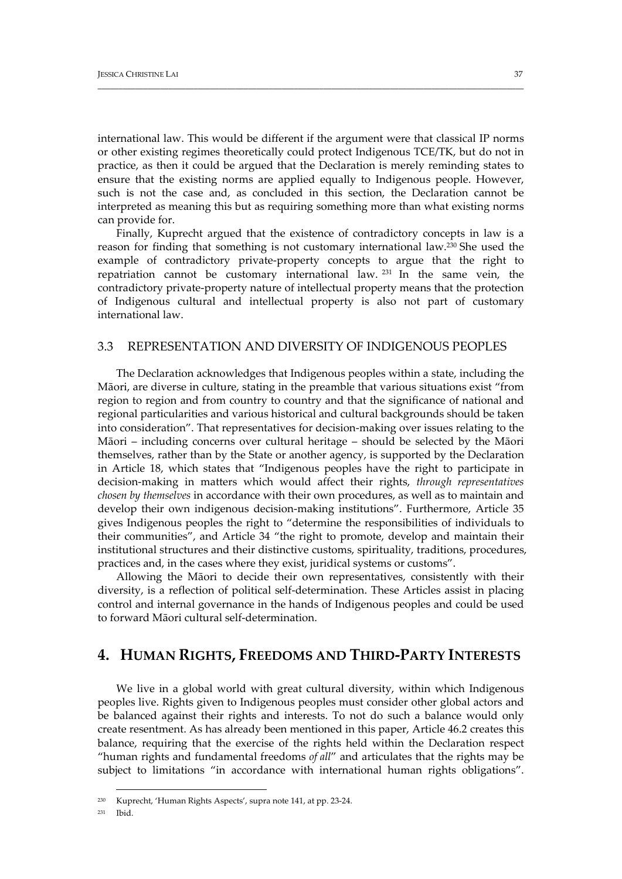international law. This would be different if the argument were that classical IP norms or other existing regimes theoretically could protect Indigenous TCE/TK, but do not in practice, as then it could be argued that the Declaration is merely reminding states to ensure that the existing norms are applied equally to Indigenous people. However, such is not the case and, as concluded in this section, the Declaration cannot be interpreted as meaning this but as requiring something more than what existing norms can provide for.

Finally, Kuprecht argued that the existence of contradictory concepts in law is a reason for finding that something is not customary international law.[230] She used the example of contradictory private-property concepts to argue that the right to repatriation cannot be customary international law.[231] In the same vein, the contradictory private-property nature of intellectual property means that the protection of Indigenous cultural and intellectual property is also not part of customary international law.

### 3.3 REPRESENTATION AND DIVERSITY OF INDIGENOUS PEOPLES

The Declaration acknowledges that Indigenous peoples within a state, including the Māori, are diverse in culture, stating in the preamble that various situations exist "from region to region and from country to country and that the significance of national and regional particularities and various historical and cultural backgrounds should be taken into consideration". That representatives for decision-making over issues relating to the Māori – including concerns over cultural heritage – should be selected by the Māori themselves, rather than by the State or another agency, is supported by the Declaration in Article 18, which states that "Indigenous peoples have the right to participate in decision-making in matters which would affect their rights, *through representatives chosen by themselves* in accordance with their own procedures, as well as to maintain and develop their own indigenous decision-making institutions". Furthermore, Article 35 gives Indigenous peoples the right to "determine the responsibilities of individuals to their communities", and Article 34 "the right to promote, develop and maintain their institutional structures and their distinctive customs, spirituality, traditions, procedures, practices and, in the cases where they exist, juridical systems or customs".

Allowing the Māori to decide their own representatives, consistently with their diversity, is a reflection of political self-determination. These Articles assist in placing control and internal governance in the hands of Indigenous peoples and could be used to forward Māori cultural self-determination.

## 4. HUMAN RIGHTS, FREEDOMS AND THIRD-PARTY INTERESTS

We live in a global world with great cultural diversity, within which Indigenous peoples live. Rights given to Indigenous peoples must consider other global actors and be balanced against their rights and interests. To not do such a balance would only create resentment. As has already been mentioned in this paper, Article 46.2 creates this balance, requiring that the exercise of the rights held within the Declaration respect "human rights and fundamental freedoms *of all*" and articulates that the rights may be subject to limitations "in accordance with international human rights obligations".

[230] Kuprecht, 'Human Rights Aspects', supra note 141, at pp. 23-24.

[231] Ibid.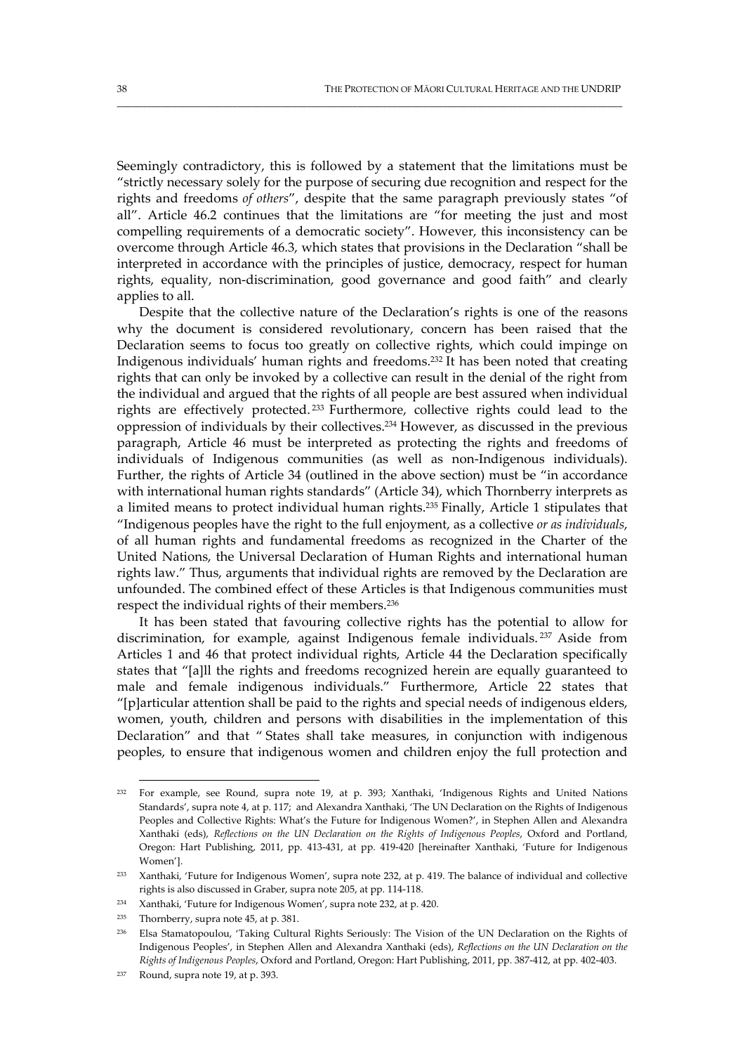Seemingly contradictory, this is followed by a statement that the limitations must be "strictly necessary solely for the purpose of securing due recognition and respect for the rights and freedoms *of others*", despite that the same paragraph previously states "of all". Article 46.2 continues that the limitations are "for meeting the just and most compelling requirements of a democratic society". However, this inconsistency can be overcome through Article 46.3, which states that provisions in the Declaration "shall be interpreted in accordance with the principles of justice, democracy, respect for human rights, equality, non-discrimination, good governance and good faith" and clearly applies to all.

Despite that the collective nature of the Declaration's rights is one of the reasons why the document is considered revolutionary, concern has been raised that the Declaration seems to focus too greatly on collective rights, which could impinge on Indigenous individuals' human rights and freedoms.[232] It has been noted that creating rights that can only be invoked by a collective can result in the denial of the right from the individual and argued that the rights of all people are best assured when individual rights are effectively protected.[233] Furthermore, collective rights could lead to the oppression of individuals by their collectives.[234] However, as discussed in the previous paragraph, Article 46 must be interpreted as protecting the rights and freedoms of individuals of Indigenous communities (as well as non-Indigenous individuals). Further, the rights of Article 34 (outlined in the above section) must be "in accordance with international human rights standards" (Article 34), which Thornberry interprets as a limited means to protect individual human rights.[235] Finally, Article 1 stipulates that "Indigenous peoples have the right to the full enjoyment, as a collective *or as individuals*, of all human rights and fundamental freedoms as recognized in the Charter of the United Nations, the Universal Declaration of Human Rights and international human rights law." Thus, arguments that individual rights are removed by the Declaration are unfounded. The combined effect of these Articles is that Indigenous communities must respect the individual rights of their members.[236]

It has been stated that favouring collective rights has the potential to allow for discrimination, for example, against Indigenous female individuals.[237] Aside from Articles 1 and 46 that protect individual rights, Article 44 the Declaration specifically states that "[a]ll the rights and freedoms recognized herein are equally guaranteed to male and female indigenous individuals." Furthermore, Article 22 states that "[p]articular attention shall be paid to the rights and special needs of indigenous elders, women, youth, children and persons with disabilities in the implementation of this Declaration" and that " States shall take measures, in conjunction with indigenous peoples, to ensure that indigenous women and children enjoy the full protection and

---

[232] For example, see Round, supra note 19, at p. 393; Xanthaki, 'Indigenous Rights and United Nations Standards', supra note 4, at p. 117; and Alexandra Xanthaki, 'The UN Declaration on the Rights of Indigenous Peoples and Collective Rights: What's the Future for Indigenous Women?', in Stephen Allen and Alexandra Xanthaki (eds), *Reflections on the UN Declaration on the Rights of Indigenous Peoples*, Oxford and Portland, Oregon: Hart Publishing, 2011, pp. 413-431, at pp. 419-420 [hereinafter Xanthaki, 'Future for Indigenous Women'].

[233] Xanthaki, 'Future for Indigenous Women', supra note 232, at p. 419. The balance of individual and collective rights is also discussed in Graber, supra note 205, at pp. 114-118.

[234] Xanthaki, 'Future for Indigenous Women', supra note 232, at p. 420.

[235] Thornberry, supra note 45, at p. 381.

[236] Elsa Stamatopoulou, 'Taking Cultural Rights Seriously: The Vision of the UN Declaration on the Rights of Indigenous Peoples', in Stephen Allen and Alexandra Xanthaki (eds), *Reflections on the UN Declaration on the Rights of Indigenous Peoples*, Oxford and Portland, Oregon: Hart Publishing, 2011, pp. 387-412, at pp. 402-403.

[237] Round, supra note 19, at p. 393.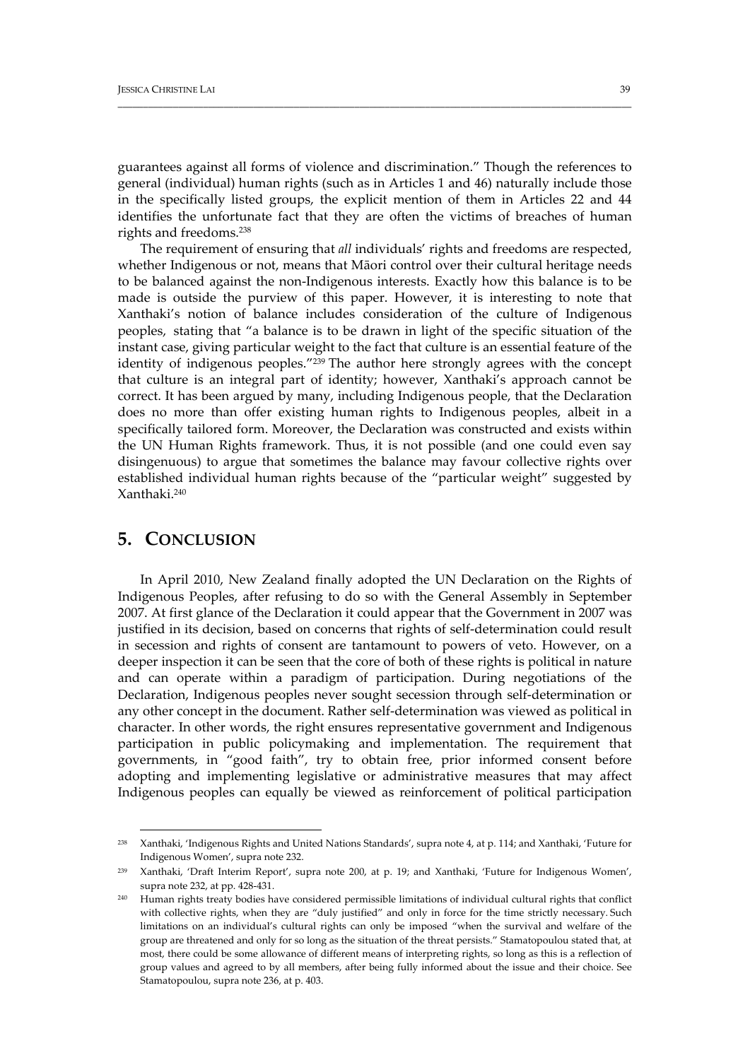guarantees against all forms of violence and discrimination." Though the references to general (individual) human rights (such as in Articles 1 and 46) naturally include those in the specifically listed groups, the explicit mention of them in Articles 22 and 44 identifies the unfortunate fact that they are often the victims of breaches of human rights and freedoms.[238]

The requirement of ensuring that *all* individuals' rights and freedoms are respected, whether Indigenous or not, means that Māori control over their cultural heritage needs to be balanced against the non-Indigenous interests. Exactly how this balance is to be made is outside the purview of this paper. However, it is interesting to note that Xanthaki's notion of balance includes consideration of the culture of Indigenous peoples, stating that "a balance is to be drawn in light of the specific situation of the instant case, giving particular weight to the fact that culture is an essential feature of the identity of indigenous peoples."[239] The author here strongly agrees with the concept that culture is an integral part of identity; however, Xanthaki's approach cannot be correct. It has been argued by many, including Indigenous people, that the Declaration does no more than offer existing human rights to Indigenous peoples, albeit in a specifically tailored form. Moreover, the Declaration was constructed and exists within the UN Human Rights framework. Thus, it is not possible (and one could even say disingenuous) to argue that sometimes the balance may favour collective rights over established individual human rights because of the "particular weight" suggested by Xanthaki.[240]

## 5. CONCLUSION

In April 2010, New Zealand finally adopted the UN Declaration on the Rights of Indigenous Peoples, after refusing to do so with the General Assembly in September 2007. At first glance of the Declaration it could appear that the Government in 2007 was justified in its decision, based on concerns that rights of self-determination could result in secession and rights of consent are tantamount to powers of veto. However, on a deeper inspection it can be seen that the core of both of these rights is political in nature and can operate within a paradigm of participation. During negotiations of the Declaration, Indigenous peoples never sought secession through self-determination or any other concept in the document. Rather self-determination was viewed as political in character. In other words, the right ensures representative government and Indigenous participation in public policymaking and implementation. The requirement that governments, in "good faith", try to obtain free, prior informed consent before adopting and implementing legislative or administrative measures that may affect Indigenous peoples can equally be viewed as reinforcement of political participation

---

[238] Xanthaki, 'Indigenous Rights and United Nations Standards', supra note 4, at p. 114; and Xanthaki, 'Future for Indigenous Women', supra note 232.

[239] Xanthaki, 'Draft Interim Report', supra note 200, at p. 19; and Xanthaki, 'Future for Indigenous Women', supra note 232, at pp. 428-431.

[240] Human rights treaty bodies have considered permissible limitations of individual cultural rights that conflict with collective rights, when they are "duly justified" and only in force for the time strictly necessary. Such limitations on an individual's cultural rights can only be imposed "when the survival and welfare of the group are threatened and only for so long as the situation of the threat persists." Stamatopoulou stated that, at most, there could be some allowance of different means of interpreting rights, so long as this is a reflection of group values and agreed to by all members, after being fully informed about the issue and their choice. See Stamatopoulou, supra note 236, at p. 403.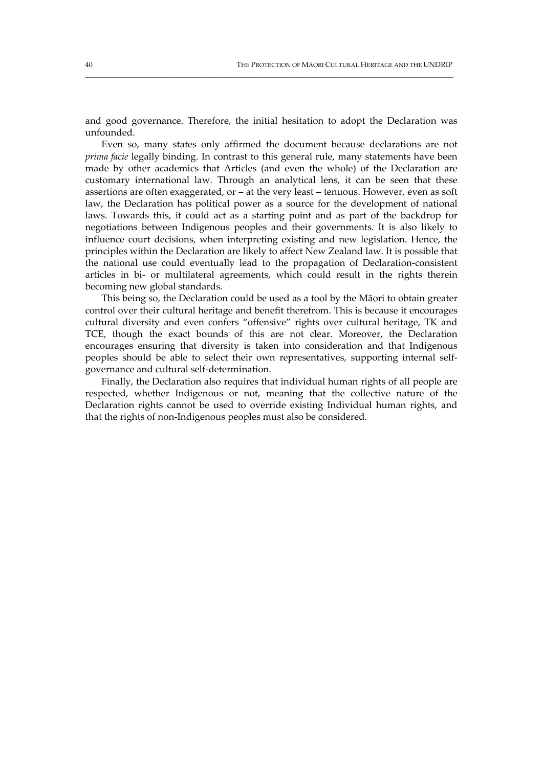and good governance. Therefore, the initial hesitation to adopt the Declaration was unfounded.

Even so, many states only affirmed the document because declarations are not *prima facie* legally binding. In contrast to this general rule, many statements have been made by other academics that Articles (and even the whole) of the Declaration are customary international law. Through an analytical lens, it can be seen that these assertions are often exaggerated, or – at the very least – tenuous. However, even as soft law, the Declaration has political power as a source for the development of national laws. Towards this, it could act as a starting point and as part of the backdrop for negotiations between Indigenous peoples and their governments. It is also likely to influence court decisions, when interpreting existing and new legislation. Hence, the principles within the Declaration are likely to affect New Zealand law. It is possible that the national use could eventually lead to the propagation of Declaration-consistent articles in bi- or multilateral agreements, which could result in the rights therein becoming new global standards.

This being so, the Declaration could be used as a tool by the Māori to obtain greater control over their cultural heritage and benefit therefrom. This is because it encourages cultural diversity and even confers "offensive" rights over cultural heritage, TK and TCE, though the exact bounds of this are not clear. Moreover, the Declaration encourages ensuring that diversity is taken into consideration and that Indigenous peoples should be able to select their own representatives, supporting internal self-governance and cultural self-determination.

Finally, the Declaration also requires that individual human rights of all people are respected, whether Indigenous or not, meaning that the collective nature of the Declaration rights cannot be used to override existing Individual human rights, and that the rights of non-Indigenous peoples must also be considered.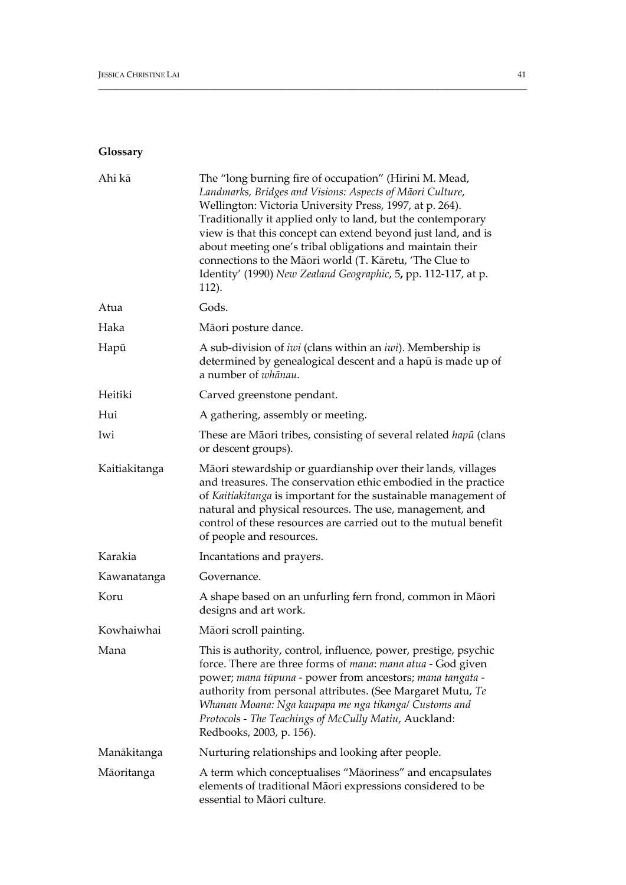## Glossary

| | |
|---|---|
| Ahi kā | The "long burning fire of occupation" (Hirini M. Mead, *Landmarks, Bridges and Visions: Aspects of Māori Culture*, Wellington: Victoria University Press, 1997, at p. 264). Traditionally it applied only to land, but the contemporary view is that this concept can extend beyond just land, and is about meeting one's tribal obligations and maintain their connections to the Māori world (T. Kāretu, 'The Clue to Identity' (1990) *New Zealand Geographic*, 5**,** pp. 112-117, at p. 112). |
| Atua | Gods. |
| Haka | Māori posture dance. |
| Hapū | A sub-division of *iwi* (clans within an *iwi*). Membership is determined by genealogical descent and a hapū is made up of a number of *whānau*. |
| Heitiki | Carved greenstone pendant. |
| Hui | A gathering, assembly or meeting. |
| Iwi | These are Māori tribes, consisting of several related *hapū* (clans or descent groups). |
| Kaitiakitanga | Māori stewardship or guardianship over their lands, villages and treasures. The conservation ethic embodied in the practice of *Kaitiakitanga* is important for the sustainable management of natural and physical resources. The use, management, and control of these resources are carried out to the mutual benefit of people and resources. |
| Karakia | Incantations and prayers. |
| Kawanatanga | Governance. |
| Koru | A shape based on an unfurling fern frond, common in Māori designs and art work. |
| Kowhaiwhai | Māori scroll painting. |
| Mana | This is authority, control, influence, power, prestige, psychic force. There are three forms of *mana*: *mana atua* - God given power; *mana tūpuna* - power from ancestors; *mana tangata* - authority from personal attributes. (See Margaret Mutu, *Te Whanau Moana: Nga kaupapa me nga tikanga/ Customs and Protocols - The Teachings of McCully Matiu*, Auckland: Redbooks, 2003, p. 156). |
| Manākitanga | Nurturing relationships and looking after people. |
| Māoritanga | A term which conceptualises "Māoriness" and encapsulates elements of traditional Māori expressions considered to be essential to Māori culture. |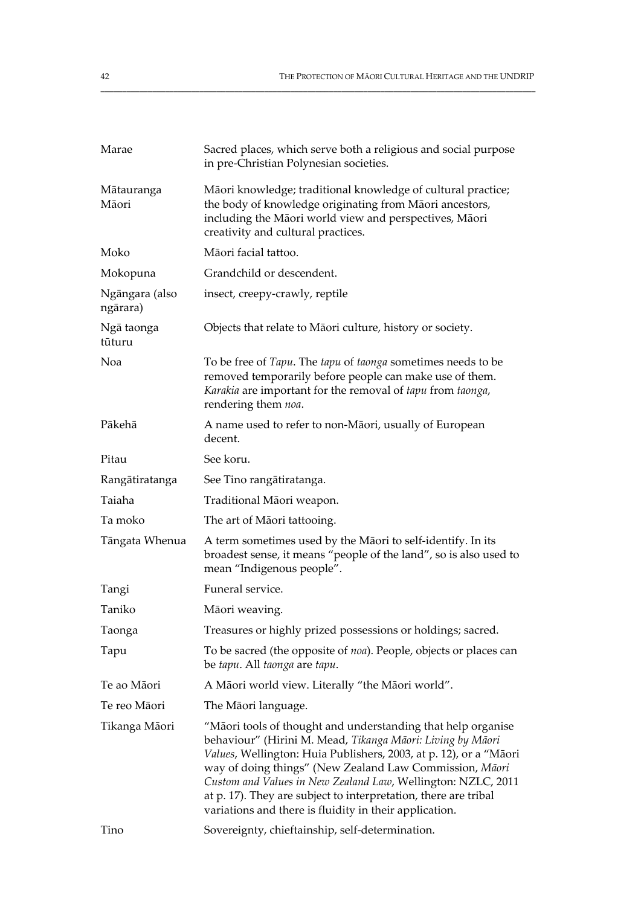| | |
|---|---|
| Marae | Sacred places, which serve both a religious and social purpose in pre-Christian Polynesian societies. |
| Mātauranga Māori | Māori knowledge; traditional knowledge of cultural practice; the body of knowledge originating from Māori ancestors, including the Māori world view and perspectives, Māori creativity and cultural practices. |
| Moko | Māori facial tattoo. |
| Mokopuna | Grandchild or descendent. |
| Ngāngara (also ngārara) | insect, creepy-crawly, reptile |
| Ngā taonga tūturu | Objects that relate to Māori culture, history or society. |
| Noa | To be free of *Tapu*. The *tapu* of *taonga* sometimes needs to be removed temporarily before people can make use of them. *Karakia* are important for the removal of *tapu* from *taonga*, rendering them *noa*. |
| Pākehā | A name used to refer to non-Māori, usually of European decent. |
| Pitau | See koru. |
| Rangātiratanga | See Tino rangātiratanga. |
| Taiaha | Traditional Māori weapon. |
| Ta moko | The art of Māori tattooing. |
| Tāngata Whenua | A term sometimes used by the Māori to self-identify. In its broadest sense, it means "people of the land", so is also used to mean "Indigenous people". |
| Tangi | Funeral service. |
| Taniko | Māori weaving. |
| Taonga | Treasures or highly prized possessions or holdings; sacred. |
| Tapu | To be sacred (the opposite of *noa*). People, objects or places can be *tapu*. All *taonga* are *tapu*. |
| Te ao Māori | A Māori world view. Literally "the Māori world". |
| Te reo Māori | The Māori language. |
| Tikanga Māori | "Māori tools of thought and understanding that help organise behaviour" (Hirini M. Mead, *Tikanga Māori: Living by Māori Values*, Wellington: Huia Publishers, 2003, at p. 12), or a "Māori way of doing things" (New Zealand Law Commission, *Māori Custom and Values in New Zealand Law*, Wellington: NZLC, 2011 at p. 17). They are subject to interpretation, there are tribal variations and there is fluidity in their application. |
| Tino | Sovereignty, chieftainship, self-determination. |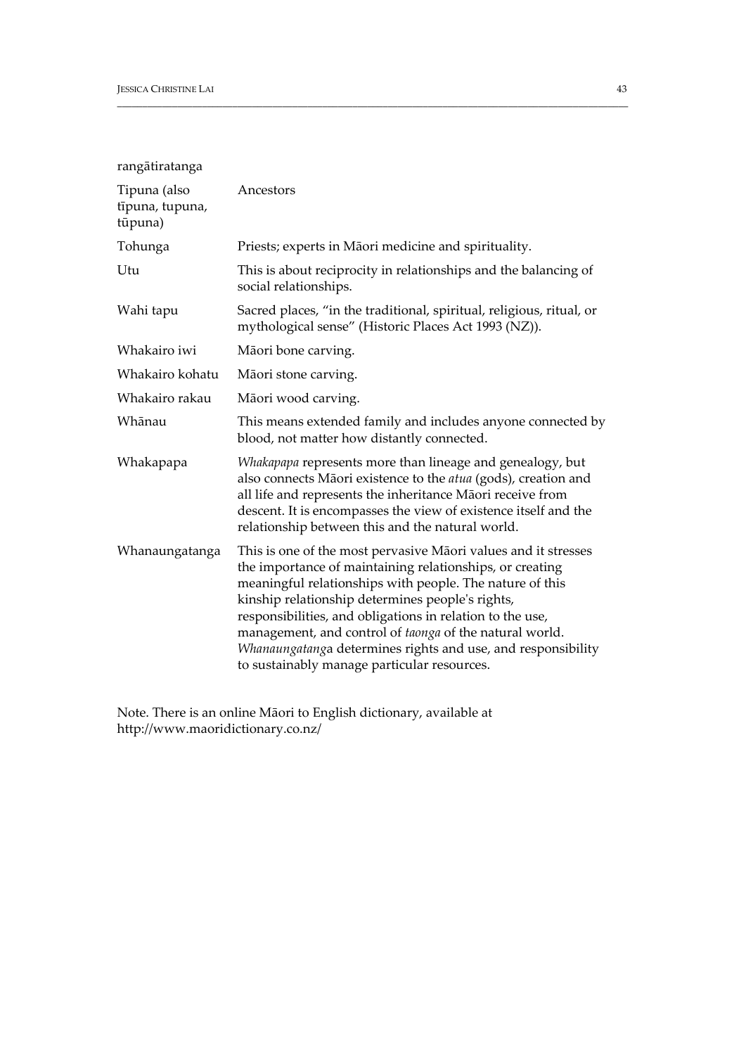| | |
|---|---|
| rangātiratanga | |
| Tipuna (also tīpuna, tupuna, tūpuna) | Ancestors |
| Tohunga | Priests; experts in Māori medicine and spirituality. |
| Utu | This is about reciprocity in relationships and the balancing of social relationships. |
| Wahi tapu | Sacred places, "in the traditional, spiritual, religious, ritual, or mythological sense" (Historic Places Act 1993 (NZ)). |
| Whakairo iwi | Māori bone carving. |
| Whakairo kohatu | Māori stone carving. |
| Whakairo rakau | Māori wood carving. |
| Whānau | This means extended family and includes anyone connected by blood, not matter how distantly connected. |
| Whakapapa | *Whakapapa* represents more than lineage and genealogy, but also connects Māori existence to the *atua* (gods), creation and all life and represents the inheritance Māori receive from descent. It is encompasses the view of existence itself and the relationship between this and the natural world. |
| Whanaungatanga | This is one of the most pervasive Māori values and it stresses the importance of maintaining relationships, or creating meaningful relationships with people. The nature of this kinship relationship determines people's rights, responsibilities, and obligations in relation to the use, management, and control of *taonga* of the natural world. *Whanaungatang*a determines rights and use, and responsibility to sustainably manage particular resources. |

Note. There is an online Māori to English dictionary, available at http://www.maoridictionary.co.nz/